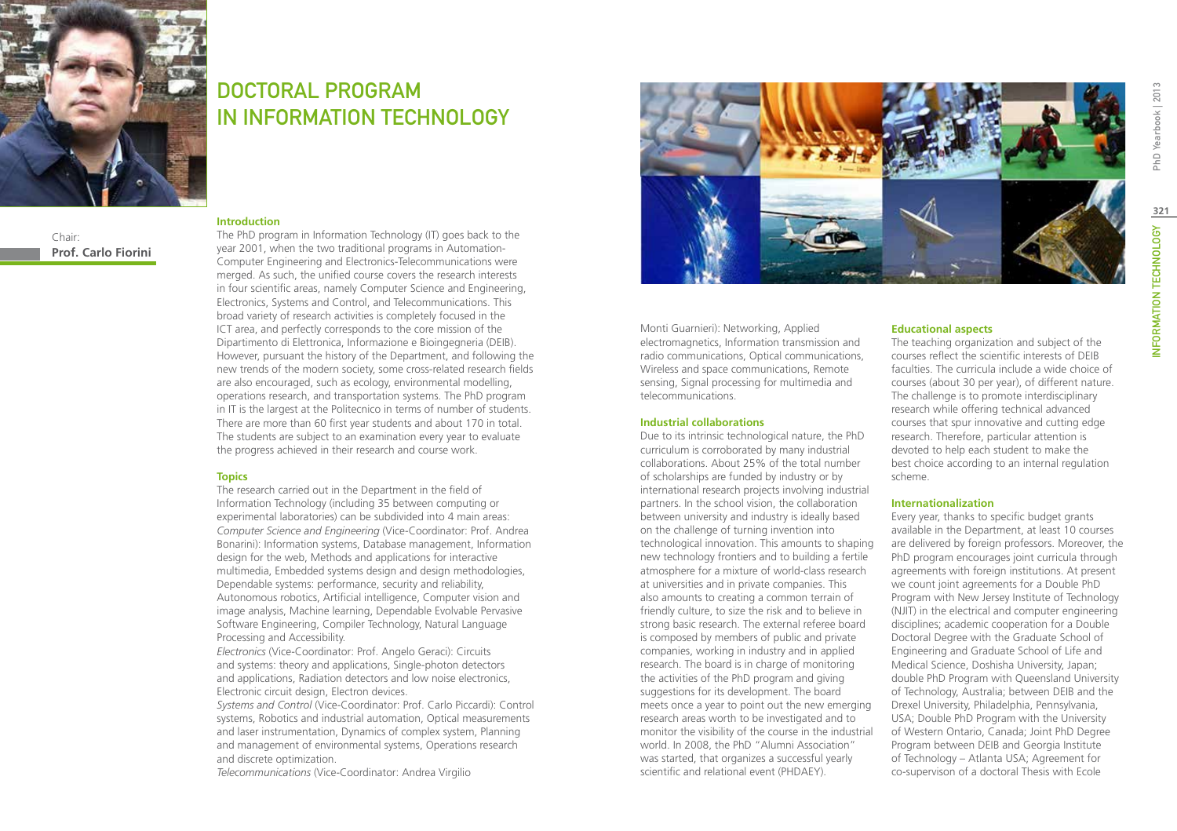# DOCTORAL PROGRAM IN INFORMATION TECHNOLOGY

Chair:
**Prof. Carlo Fiorini**

### Introduction

The PhD program in Information Technology (IT) goes back to the year 2001, when the two traditional programs in Automation-Computer Engineering and Electronics-Telecommunications were merged. As such, the unified course covers the research interests in four scientific areas, namely Computer Science and Engineering, Electronics, Systems and Control, and Telecommunications. This broad variety of research activities is completely focused in the ICT area, and perfectly corresponds to the core mission of the Dipartimento di Elettronica, Informazione e Bioingegneria (DEIB). However, pursuant the history of the Department, and following the new trends of the modern society, some cross-related research fields are also encouraged, such as ecology, environmental modelling, operations research, and transportation systems. The PhD program in IT is the largest at the Politecnico in terms of number of students. There are more than 60 first year students and about 170 in total. The students are subject to an examination every year to evaluate the progress achieved in their research and course work.

### Topics

The research carried out in the Department in the field of Information Technology (including 35 between computing or experimental laboratories) can be subdivided into 4 main areas:

*Computer Science and Engineering* (Vice-Coordinator: Prof. Andrea Bonarini): Information systems, Database management, Information design for the web, Methods and applications for interactive multimedia, Embedded systems design and design methodologies, Dependable systems: performance, security and reliability, Autonomous robotics, Artificial intelligence, Computer vision and image analysis, Machine learning, Dependable Evolvable Pervasive Software Engineering, Compiler Technology, Natural Language Processing and Accessibility.

*Electronics* (Vice-Coordinator: Prof. Angelo Geraci): Circuits and systems: theory and applications, Single-photon detectors and applications, Radiation detectors and low noise electronics, Electronic circuit design, Electron devices.

*Systems and Control* (Vice-Coordinator: Prof. Carlo Piccardi): Control systems, Robotics and industrial automation, Optical measurements and laser instrumentation, Dynamics of complex system, Planning and management of environmental systems, Operations research and discrete optimization.

*Telecommunications* (Vice-Coordinator: Andrea Virgilio Monti Guarnieri): Networking, Applied electromagnetics, Information transmission and radio communications, Optical communications, Wireless and space communications, Remote sensing, Signal processing for multimedia and telecommunications.

### Industrial collaborations

Due to its intrinsic technological nature, the PhD curriculum is corroborated by many industrial collaborations. About 25% of the total number of scholarships are funded by industry or by international research projects involving industrial partners. In the school vision, the collaboration between university and industry is ideally based on the challenge of turning invention into technological innovation. This amounts to shaping new technology frontiers and to building a fertile atmosphere for a mixture of world-class research at universities and in private companies. This also amounts to creating a common terrain of friendly culture, to size the risk and to believe in strong basic research. The external referee board is composed by members of public and private companies, working in industry and in applied research. The board is in charge of monitoring the activities of the PhD program and giving suggestions for its development. The board meets once a year to point out the new emerging research areas worth to be investigated and to monitor the visibility of the course in the industrial world. In 2008, the PhD "Alumni Association" was started, that organizes a successful yearly scientific and relational event (PHDAEY).

### Educational aspects

The teaching organization and subject of the courses reflect the scientific interests of DEIB faculties. The curricula include a wide choice of courses (about 30 per year), of different nature. The challenge is to promote interdisciplinary research while offering technical advanced courses that spur innovative and cutting edge research. Therefore, particular attention is devoted to help each student to make the best choice according to an internal regulation scheme.

### Internationalization

Every year, thanks to specific budget grants available in the Department, at least 10 courses are delivered by foreign professors. Moreover, the PhD program encourages joint curricula through agreements with foreign institutions. At present we count joint agreements for a Double PhD Program with New Jersey Institute of Technology (NJIT) in the electrical and computer engineering disciplines; academic cooperation for a Double Doctoral Degree with the Graduate School of Engineering and Graduate School of Life and Medical Science, Doshisha University, Japan; double PhD Program with Queensland University of Technology, Australia; between DEIB and the Drexel University, Philadelphia, Pennsylvania, USA; Double PhD Program with the University of Western Ontario, Canada; Joint PhD Degree Program between DEIB and Georgia Institute of Technology – Atlanta USA; Agreement for co-supervison of a doctoral Thesis with Ecole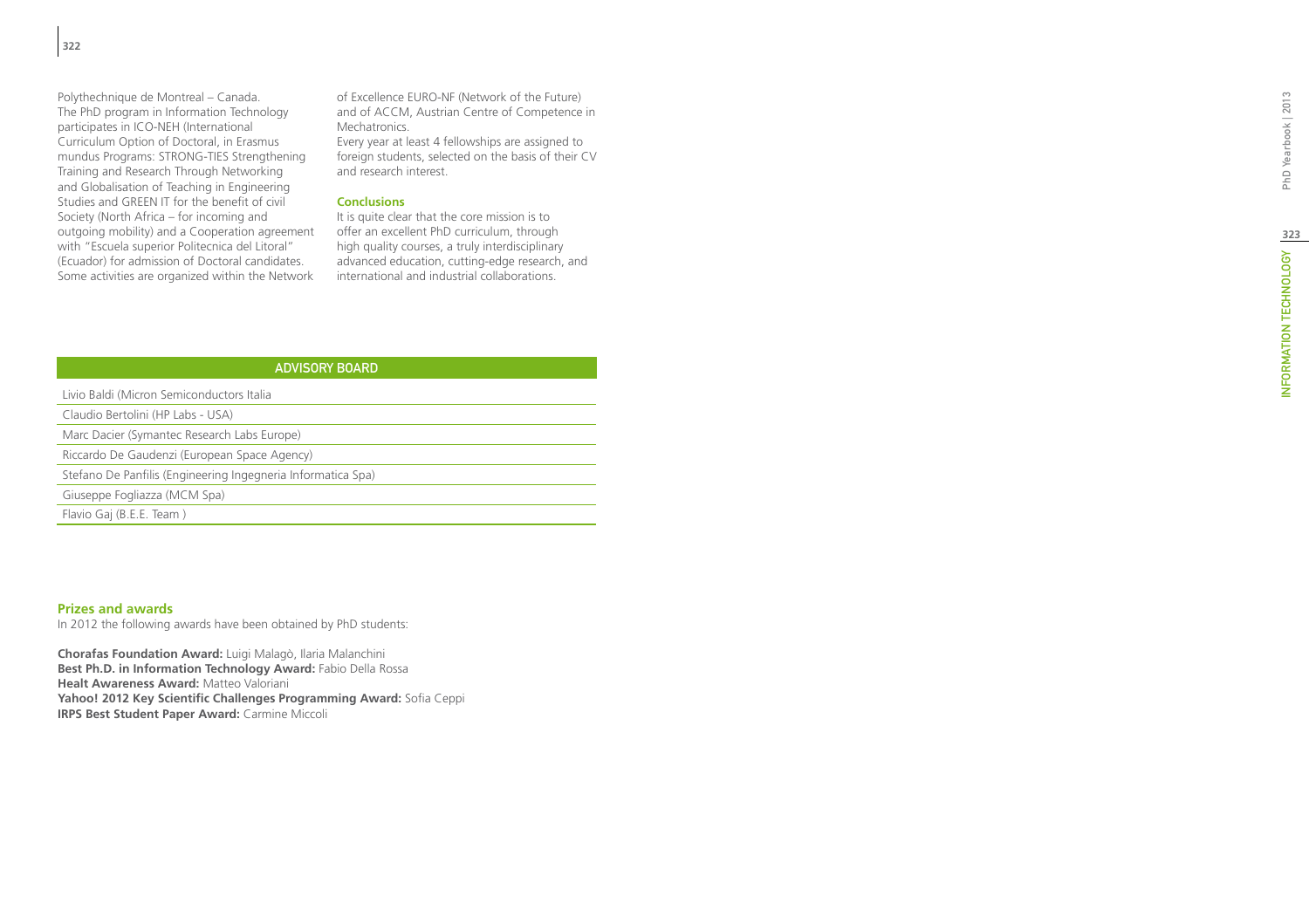Polythechnique de Montreal – Canada.
The PhD program in Information Technology participates in ICO-NEH (International Curriculum Option of Doctoral, in Erasmus mundus Programs: STRONG-TIES Strengthening Training and Research Through Networking and Globalisation of Teaching in Engineering Studies and GREEN IT for the benefit of civil Society (North Africa – for incoming and outgoing mobility) and a Cooperation agreement with "Escuela superior Politecnica del Litoral" (Ecuador) for admission of Doctoral candidates. Some activities are organized within the Network of Excellence EURO-NF (Network of the Future) and of ACCM, Austrian Centre of Competence in Mechatronics.
Every year at least 4 fellowships are assigned to foreign students, selected on the basis of their CV and research interest.

### Conclusions

It is quite clear that the core mission is to offer an excellent PhD curriculum, through high quality courses, a truly interdisciplinary advanced education, cutting-edge research, and international and industrial collaborations.

| ADVISORY BOARD |
| --- |
| Livio Baldi (Micron Semiconductors Italia |
| Claudio Bertolini (HP Labs - USA) |
| Marc Dacier (Symantec Research Labs Europe) |
| Riccardo De Gaudenzi (European Space Agency) |
| Stefano De Panfilis (Engineering Ingegneria Informatica Spa) |
| Giuseppe Fogliazza (MCM Spa) |
| Flavio Gaj (B.E.E. Team ) |

### Prizes and awards

In 2012 the following awards have been obtained by PhD students:

**Chorafas Foundation Award:** Luigi Malagò, Ilaria Malanchini
**Best Ph.D. in Information Technology Award:** Fabio Della Rossa
**Healt Awareness Award:** Matteo Valoriani
**Yahoo! 2012 Key Scientific Challenges Programming Award:** Sofia Ceppi
**IRPS Best Student Paper Award:** Carmine Miccoli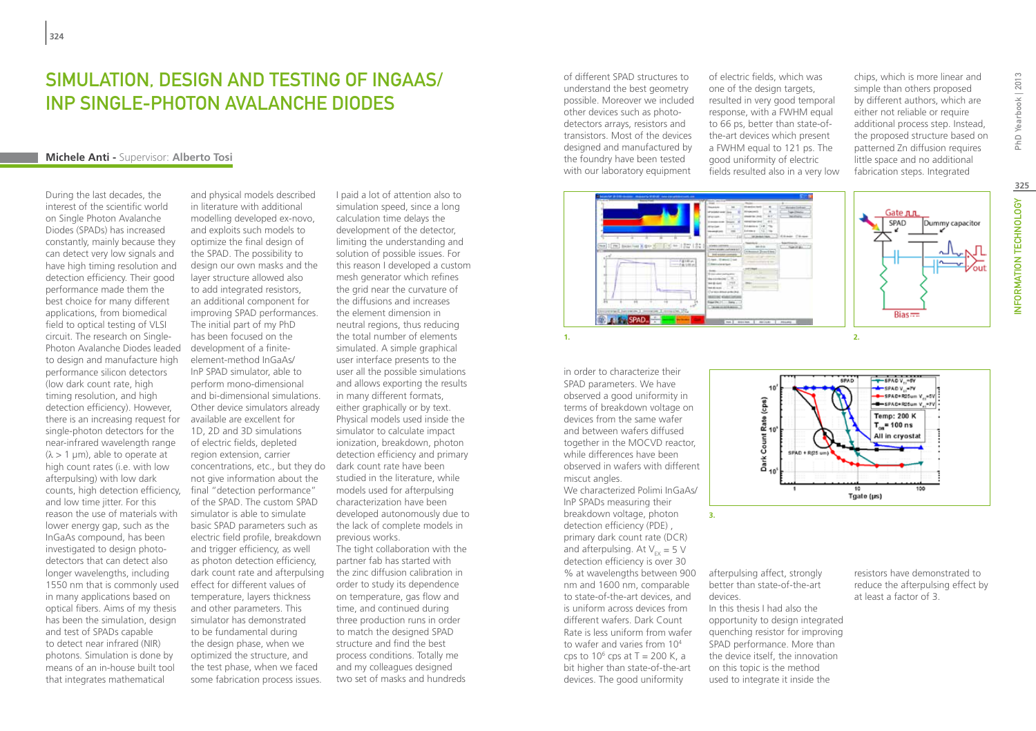# Simulation, Design and Testing of InGaAs/InP Single-Photon Avalanche Diodes

**Michele Anti** - Supervisor: **Alberto Tosi**

During the last decades, the interest of the scientific world on Single Photon Avalanche Diodes (SPADs) has increased constantly, mainly because they can detect very low signals and have high timing resolution and detection efficiency. Their good performance made them the best choice for many different applications, from biomedical field to optical testing of VLSI circuit. The research on Single-Photon Avalanche Diodes leaded to design and manufacture high performance silicon detectors (low dark count rate, high timing resolution, and high detection efficiency). However, there is an increasing request for single-photon detectors for the near-infrared wavelength range (λ > 1 μm), able to operate at high count rates (i.e. with low afterpulsing) with low dark counts, high detection efficiency, and low time jitter. For this reason the use of materials with lower energy gap, such as the InGaAs compound, has been investigated to design photo-detectors that can detect also longer wavelengths, including 1550 nm that is commonly used in many applications based on optical fibers. Aims of my thesis has been the simulation, design and test of SPADs capable to detect near infrared (NIR) photons. Simulation is done by means of an in-house built tool that integrates mathematical and physical models described in literature with additional modelling developed ex-novo, and exploits such models to optimize the final design of the SPAD. The possibility to design our own masks and the layer structure allowed also to add integrated resistors, an additional component for improving SPAD performances. The initial part of my PhD has been focused on the development of a finite-element-method InGaAs/InP SPAD simulator, able to perform mono-dimensional and bi-dimensional simulations. Other device simulators already available are excellent for 1D, 2D and 3D simulations of electric fields, depleted region extension, carrier concentrations, etc., but they do not give information about the final "detection performance" of the SPAD. The custom SPAD simulator is able to simulate basic SPAD parameters such as electric field profile, breakdown and trigger efficiency, as well as photon detection efficiency, dark count rate and afterpulsing effect for different values of temperature, layers thickness and other parameters. This simulator has demonstrated to be fundamental during the design phase, when we optimized the structure, and the test phase, when we faced some fabrication process issues. I paid a lot of attention also to simulation speed, since a long calculation time delays the development of the detector, limiting the understanding and solution of possible issues. For this reason I developed a custom mesh generator which refines the grid near the curvature of the diffusions and increases the element dimension in neutral regions, thus reducing the total number of elements simulated. A simple graphical user interface presents to the user all the possible simulations and allows exporting the results in many different formats, either graphically or by text. Physical models used inside the simulator to calculate impact ionization, breakdown, photon detection efficiency and primary dark count rate have been studied in the literature, while models used for afterpulsing characterization have been developed autonomously due to the lack of complete models in previous works.

The tight collaboration with the partner fab has started with the zinc diffusion calibration in order to study its dependence on temperature, gas flow and time, and continued during three production runs in order to match the designed SPAD structure and find the best process conditions. Totally me and my colleagues designed two set of masks and hundreds of different SPAD structures to understand the best geometry possible. Moreover we included other devices such as photo-detectors arrays, resistors and transistors. Most of the devices designed and manufactured by the foundry have been tested with our laboratory equipment in order to characterize their SPAD parameters. We have observed a good uniformity in terms of breakdown voltage on devices from the same wafer and between wafers diffused together in the MOCVD reactor, while differences have been observed in wafers with different miscut angles.

We characterized Polimi InGaAs/InP SPADs measuring their breakdown voltage, photon detection efficiency (PDE), primary dark count rate (DCR) and afterpulsing. At $V_{EX}$ = 5 V detection efficiency is over 30 % at wavelengths between 900 nm and 1600 nm, comparable to state-of-the-art devices, and is uniform across devices from different wafers. Dark Count Rate is less uniform from wafer to wafer and varies from $10^4$ cps to $10^6$ cps at T = 200 K, a bit higher than state-of-the-art devices. The good uniformity of electric fields, which was one of the design targets, resulted in very good temporal response, with a FWHM equal to 66 ps, better than state-of-the-art devices which present a FWHM equal to 121 ps. The good uniformity of electric fields resulted also in a very low afterpulsing affect, strongly better than state-of-the-art devices.

In this thesis I had also the opportunity to design integrated quenching resistor for improving SPAD performance. More than the device itself, the innovation on this topic is the method used to integrate it inside the chips, which is more linear and simple than others proposed by different authors, which are either not reliable or require additional process step. Instead, the proposed structure based on patterned Zn diffusion requires little space and no additional fabrication steps. Integrated resistors have demonstrated to reduce the afterpulsing effect by at least a factor of 3.

1.

2.

3.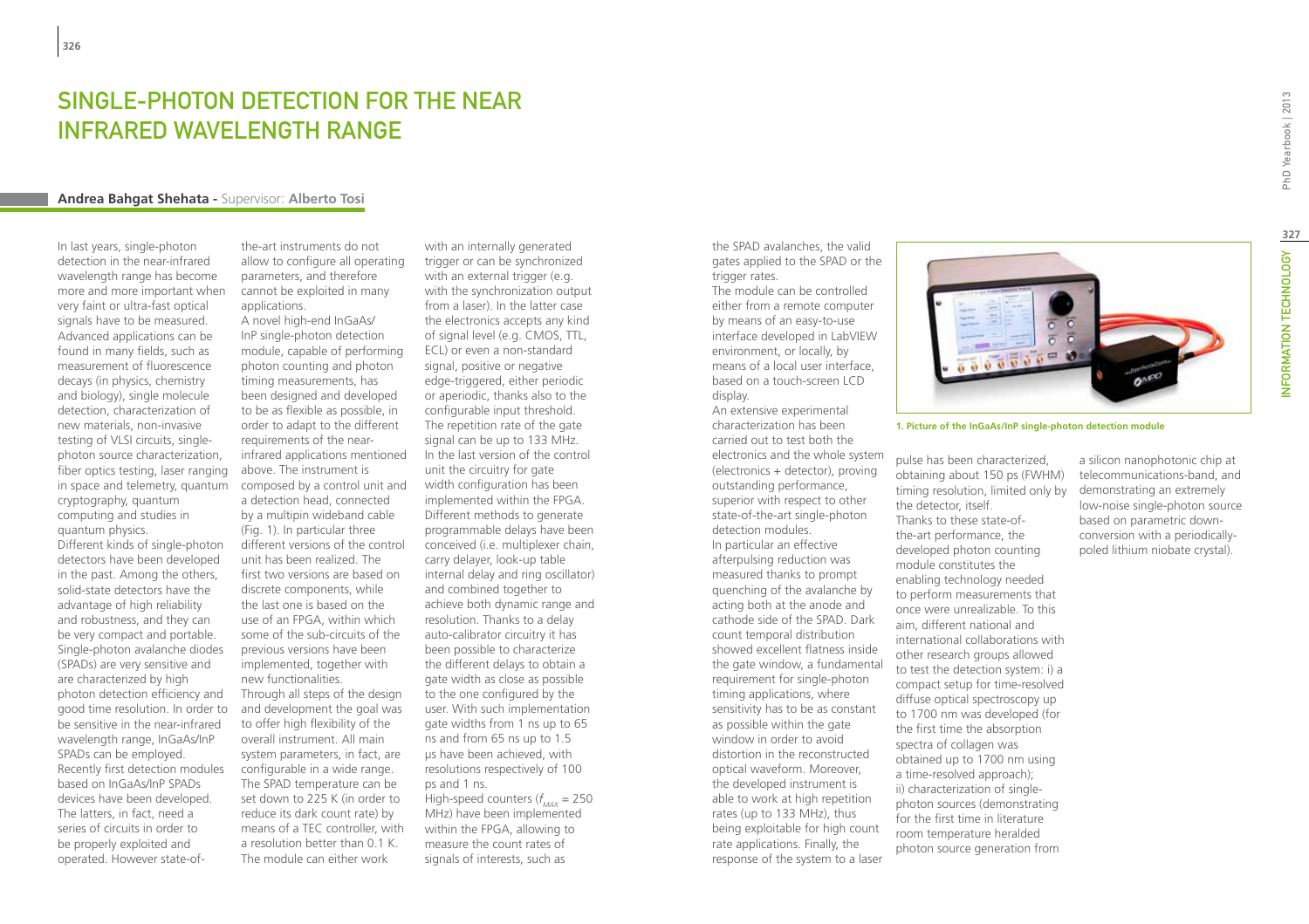# Single-photon detection for the near infrared wavelength range

**Andrea Bahgat Shehata** - Supervisor: **Alberto Tosi**

In last years, single-photon detection in the near-infrared wavelength range has become more and more important when very faint or ultra-fast optical signals have to be measured. Advanced applications can be found in many fields, such as measurement of fluorescence decays (in physics, chemistry and biology), single molecule detection, characterization of new materials, non-invasive testing of VLSI circuits, single-photon source characterization, fiber optics testing, laser ranging in space and telemetry, quantum cryptography, quantum computing and studies in quantum physics.

Different kinds of single-photon detectors have been developed in the past. Among the others, solid-state detectors have the advantage of high reliability and robustness, and they can be very compact and portable. Single-photon avalanche diodes (SPADs) are very sensitive and are characterized by high photon detection efficiency and good time resolution. In order to be sensitive in the near-infrared wavelength range, InGaAs/InP SPADs can be employed. Recently first detection modules based on InGaAs/InP SPADs devices have been developed. The latters, in fact, need a series of circuits in order to be properly exploited and operated. However state-of-the-art instruments do not allow to configure all operating parameters, and therefore cannot be exploited in many applications.

A novel high-end InGaAs/InP single-photon detection module, capable of performing photon counting and photon timing measurements, has been designed and developed to be as flexible as possible, in order to adapt to the different requirements of the near-infrared applications mentioned above. The instrument is composed by a control unit and a detection head, connected by a multipin wideband cable (Fig. 1). In particular three different versions of the control unit has been realized. The first two versions are based on discrete components, while the last one is based on the use of an FPGA, within which some of the sub-circuits of the previous versions have been implemented, together with new functionalities.

Through all steps of the design and development the goal was to offer high flexibility of the overall instrument. All main system parameters, in fact, are configurable in a wide range. The SPAD temperature can be set down to 225 K (in order to reduce its dark count rate) by means of a TEC controller, with a resolution better than 0.1 K. The module can either work with an internally generated trigger or can be synchronized with an external trigger (e.g. with the synchronization output from a laser). In the latter case the electronics accepts any kind of signal level (e.g. CMOS, TTL, ECL) or even a non-standard signal, positive or negative edge-triggered, either periodic or aperiodic, thanks also to the configurable input threshold. The repetition rate of the gate signal can be up to 133 MHz. In the last version of the control unit the circuitry for gate width configuration has been implemented within the FPGA. Different methods to generate programmable delays have been conceived (i.e. multiplexer chain, carry delayer, look-up table internal delay and ring oscillator) and combined together to achieve both dynamic range and resolution. Thanks to a delay auto-calibrator circuitry it has been possible to characterize the different delays to obtain a gate width as close as possible to the one configured by the user. With such implementation gate widths from 1 ns up to 65 ns and from 65 ns up to 1.5 µs have been achieved, with resolutions respectively of 100 ps and 1 ns.

High-speed counters ($f_{MAX}$ = 250 MHz) have been implemented within the FPGA, allowing to measure the count rates of signals of interests, such as the SPAD avalanches, the valid gates applied to the SPAD or the trigger rates.

The module can be controlled either from a remote computer by means of an easy-to-use interface developed in LabVIEW environment, or locally, by means of a local user interface, based on a touch-screen LCD display.

An extensive experimental characterization has been carried out to test both the electronics and the whole system (electronics + detector), proving outstanding performance, superior with respect to other state-of-the-art single-photon detection modules.

In particular an effective afterpulsing reduction was measured thanks to prompt quenching of the avalanche by acting both at the anode and cathode side of the SPAD. Dark count temporal distribution showed excellent flatness inside the gate window, a fundamental requirement for single-photon timing applications, where sensitivity has to be as constant as possible within the gate window in order to avoid distortion in the reconstructed optical waveform. Moreover, the developed instrument is able to work at high repetition rates (up to 133 MHz), thus being exploitable for high count rate applications. Finally, the response of the system to a laser pulse has been characterized, obtaining about 150 ps (FWHM) timing resolution, limited only by the detector, itself.

**1. Picture of the InGaAs/InP single-photon detection module**

Thanks to these state-of-the-art performance, the developed photon counting module constitutes the enabling technology needed to perform measurements that once were unrealizable. To this aim, different national and international collaborations with other research groups allowed to test the detection system: i) a compact setup for time-resolved diffuse optical spectroscopy up to 1700 nm was developed (for the first time the absorption spectra of collagen was obtained up to 1700 nm using a time-resolved approach); ii) characterization of single-photon sources (demonstrating for the first time in literature room temperature heralded photon source generation from a silicon nanophotonic chip at telecommunications-band, and demonstrating an extremely low-noise single-photon source based on parametric down-conversion with a periodically-poled lithium niobate crystal).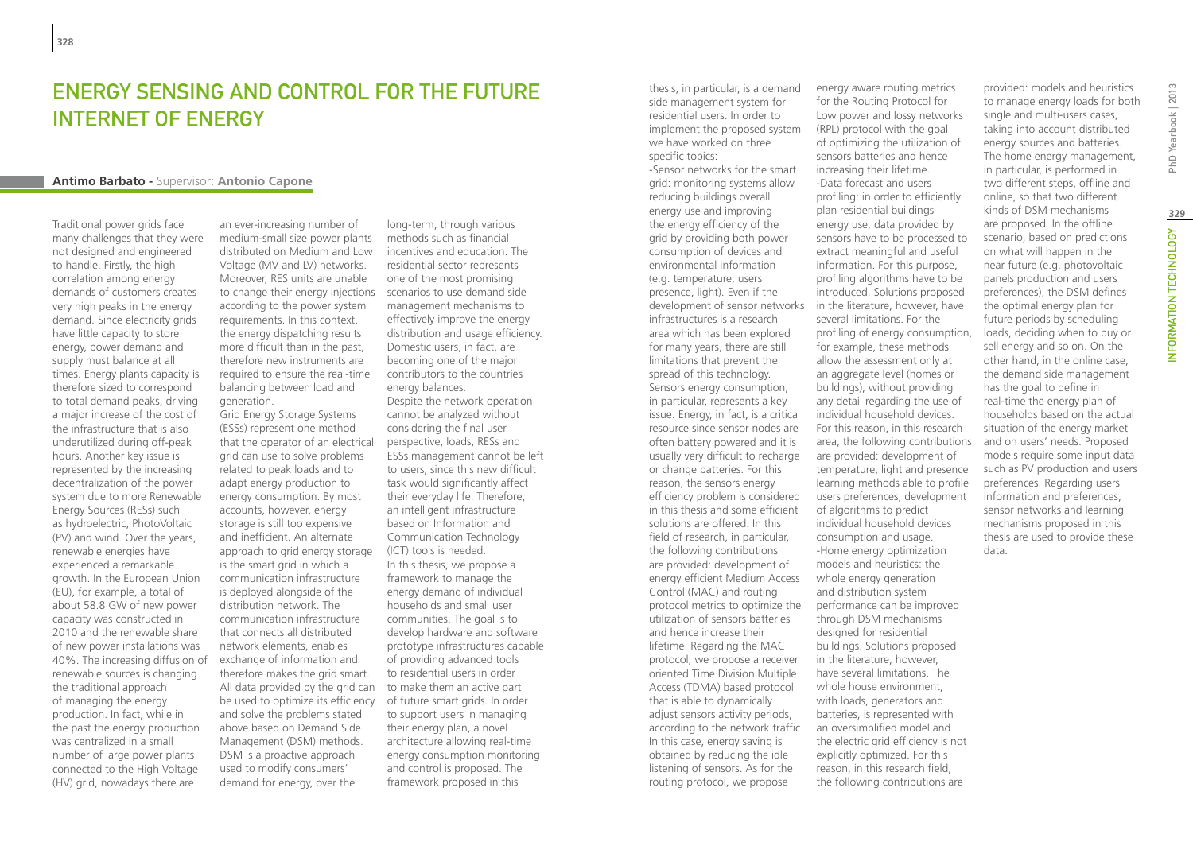# Energy Sensing and Control for the Future Internet of Energy

**Antimo Barbato** - Supervisor: **Antonio Capone**

Traditional power grids face many challenges that they were not designed and engineered to handle. Firstly, the high correlation among energy demands of customers creates very high peaks in the energy demand. Since electricity grids have little capacity to store energy, power demand and supply must balance at all times. Energy plants capacity is therefore sized to correspond to total demand peaks, driving a major increase of the cost of the infrastructure that is also underutilized during off-peak hours. Another key issue is represented by the increasing decentralization of the power system due to more Renewable Energy Sources (RESs) such as hydroelectric, PhotoVoltaic (PV) and wind. Over the years, renewable energies have experienced a remarkable growth. In the European Union (EU), for example, a total of about 58.8 GW of new power capacity was constructed in 2010 and the renewable share of new power installations was 40%. The increasing diffusion of renewable sources is changing the traditional approach of managing the energy production. In fact, while in the past the energy production was centralized in a small number of large power plants connected to the High Voltage (HV) grid, nowadays there are an ever-increasing number of medium-small size power plants distributed on Medium and Low Voltage (MV and LV) networks. Moreover, RES units are unable to change their energy injections according to the power system requirements. In this context, the energy dispatching results more difficult than in the past, therefore new instruments are required to ensure the real-time balancing between load and generation.

Grid Energy Storage Systems (ESSs) represent one method that the operator of an electrical grid can use to solve problems related to peak loads and to adapt energy production to energy consumption. By most accounts, however, energy storage is still too expensive and inefficient. An alternate approach to grid energy storage is the smart grid in which a communication infrastructure is deployed alongside of the distribution network. The communication infrastructure that connects all distributed network elements, enables exchange of information and therefore makes the grid smart. All data provided by the grid can be used to optimize its efficiency and solve the problems stated above based on Demand Side Management (DSM) methods. DSM is a proactive approach used to modify consumers' demand for energy, over the long-term, through various methods such as financial incentives and education. The residential sector represents one of the most promising scenarios to use demand side management mechanisms to effectively improve the energy distribution and usage efficiency. Domestic users, in fact, are becoming one of the major contributors to the countries energy balances.

Despite the network operation cannot be analyzed without considering the final user perspective, loads, RESs and ESSs management cannot be left to users, since this new difficult task would significantly affect their everyday life. Therefore, an intelligent infrastructure based on Information and Communication Technology (ICT) tools is needed.

In this thesis, we propose a framework to manage the energy demand of individual households and small user communities. The goal is to develop hardware and software prototype infrastructures capable of providing advanced tools to residential users in order to make them an active part of future smart grids. In order to support users in managing their energy plan, a novel architecture allowing real-time energy consumption monitoring and control is proposed. The framework proposed in this thesis, in particular, is a demand side management system for residential users. In order to implement the proposed system we have worked on three specific topics:

- Sensor networks for the smart grid: monitoring systems allow reducing buildings overall energy use and improving the energy efficiency of the grid by providing both power consumption of devices and environmental information (e.g. temperature, users presence, light). Even if the development of sensor networks infrastructures is a research area which has been explored for many years, there are still limitations that prevent the spread of this technology. Sensors energy consumption, in particular, represents a key issue. Energy, in fact, is a critical resource since sensor nodes are often battery powered and it is usually very difficult to recharge or change batteries. For this reason, the sensors energy efficiency problem is considered in this thesis and some efficient solutions are offered. In this field of research, in particular, the following contributions are provided: development of energy efficient Medium Access Control (MAC) and routing protocol metrics to optimize the utilization of sensors batteries and hence increase their lifetime. Regarding the MAC protocol, we propose a receiver oriented Time Division Multiple Access (TDMA) based protocol that is able to dynamically adjust sensors activity periods, according to the network traffic. In this case, energy saving is obtained by reducing the idle listening of sensors. As for the routing protocol, we propose energy aware routing metrics for the Routing Protocol for Low power and lossy networks (RPL) protocol with the goal of optimizing the utilization of sensors batteries and hence increasing their lifetime.
- Data forecast and users profiling: in order to efficiently plan residential buildings energy use, data provided by sensors have to be processed to extract meaningful and useful information. For this purpose, profiling algorithms have to be introduced. Solutions proposed in the literature, however, have several limitations. For the profiling of energy consumption, for example, these methods allow the assessment only at an aggregate level (homes or buildings), without providing any detail regarding the use of individual household devices. For this reason, in this research area, the following contributions are provided: development of temperature, light and presence learning methods able to profile users preferences; development of algorithms to predict individual household devices consumption and usage.
- Home energy optimization models and heuristics: the whole energy generation and distribution system performance can be improved through DSM mechanisms designed for residential buildings. Solutions proposed in the literature, however, have several limitations. The whole house environment, with loads, generators and batteries, is represented with an oversimplified model and the electric grid efficiency is not explicitly optimized. For this reason, in this research field, the following contributions are provided: models and heuristics to manage energy loads for both single and multi-users cases, taking into account distributed energy sources and batteries. The home energy management, in particular, is performed in two different steps, offline and online, so that two different kinds of DSM mechanisms are proposed. In the offline scenario, based on predictions on what will happen in the near future (e.g. photovoltaic panels production and users preferences), the DSM defines the optimal energy plan for future periods by scheduling loads, deciding when to buy or sell energy and so on. On the other hand, in the online case, the demand side management has the goal to define in real-time the energy plan of households based on the actual situation of the energy market and on users' needs. Proposed models require some input data such as PV production and users preferences. Regarding users information and preferences, sensor networks and learning mechanisms proposed in this thesis are used to provide these data.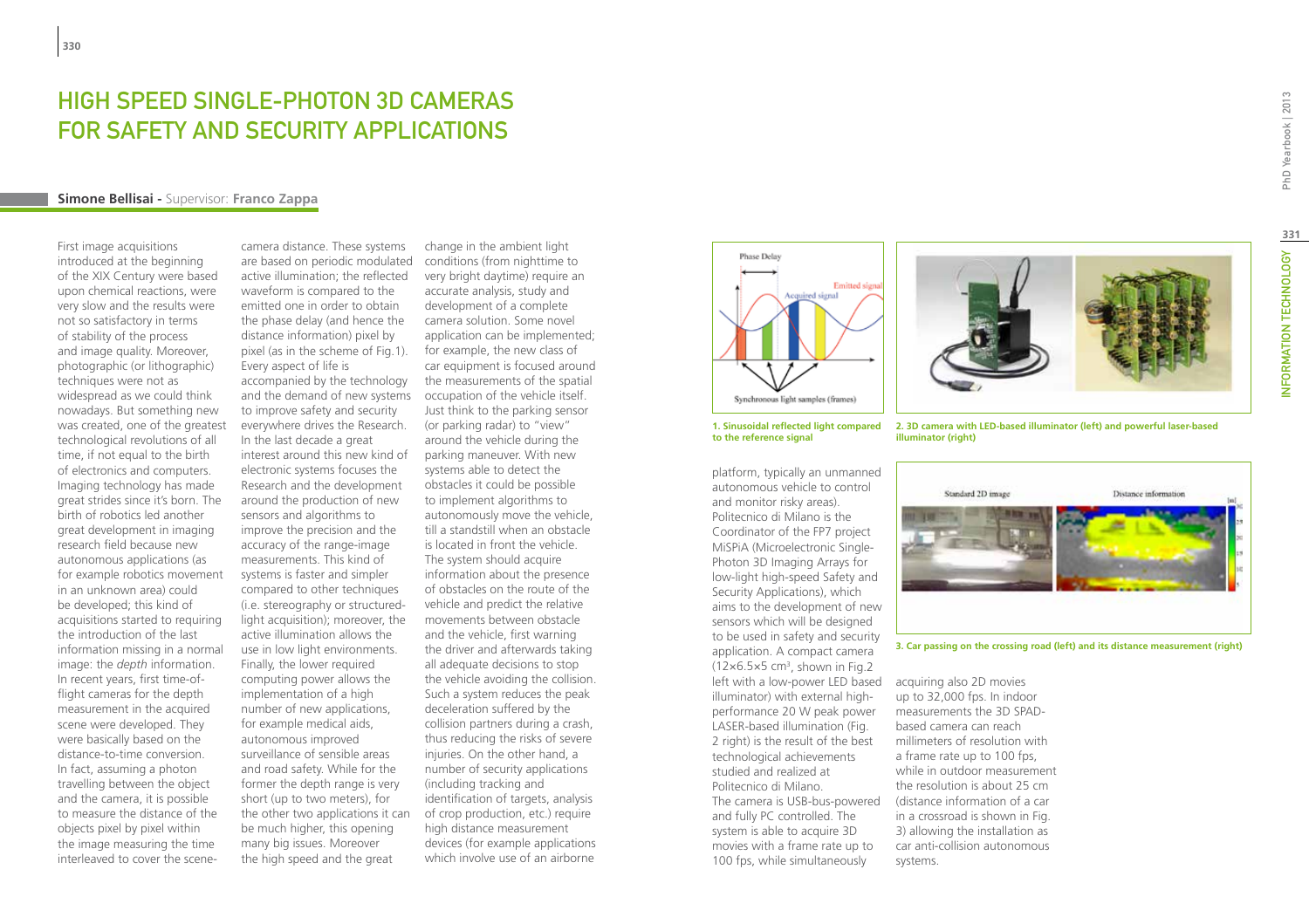# HIGH SPEED SINGLE-PHOTON 3D CAMERAS FOR SAFETY AND SECURITY APPLICATIONS

**Simone Bellisai -** Supervisor: **Franco Zappa**

First image acquisitions introduced at the beginning of the XIX Century were based upon chemical reactions, were very slow and the results were not so satisfactory in terms of stability of the process and image quality. Moreover, photographic (or lithographic) techniques were not as widespread as we could think nowadays. But something new was created, one of the greatest technological revolutions of all time, if not equal to the birth of electronics and computers. Imaging technology has made great strides since it's born. The birth of robotics led another great development in imaging research field because new autonomous applications (as for example robotics movement in an unknown area) could be developed; this kind of acquisitions started to requiring the introduction of the last information missing in a normal image: the *depth* information. In recent years, first time-of-flight cameras for the depth measurement in the acquired scene were developed. They were basically based on the distance-to-time conversion. In fact, assuming a photon travelling between the object and the camera, it is possible to measure the distance of the objects pixel by pixel within the image measuring the time interleaved to cover the scene-camera distance. These systems are based on periodic modulated active illumination; the reflected waveform is compared to the emitted one in order to obtain the phase delay (and hence the distance information) pixel by pixel (as in the scheme of Fig.1). Every aspect of life is accompanied by the technology and the demand of new systems to improve safety and security everywhere drives the Research. In the last decade a great interest around this new kind of electronic systems focuses the Research and the development around the production of new sensors and algorithms to improve the precision and the accuracy of the range-image measurements. This kind of systems is faster and simpler compared to other techniques (i.e. stereography or structured-light acquisition); moreover, the active illumination allows the use in low light environments. Finally, the lower required computing power allows the implementation of a high number of new applications, for example medical aids, autonomous improved surveillance of sensible areas and road safety. While for the former the depth range is very short (up to two meters), for the other two applications it can be much higher, this opening many big issues. Moreover the high speed and the great change in the ambient light conditions (from nighttime to very bright daytime) require an accurate analysis, study and development of a complete camera solution. Some novel application can be implemented; for example, the new class of car equipment is focused around the measurements of the spatial occupation of the vehicle itself. Just think to the parking sensor (or parking radar) to "view" around the vehicle during the parking maneuver. With new systems able to detect the obstacles it could be possible to implement algorithms to autonomously move the vehicle, till a standstill when an obstacle is located in front the vehicle. The system should acquire information about the presence of obstacles on the route of the vehicle and predict the relative movements between obstacle and the vehicle, first warning the driver and afterwards taking all adequate decisions to stop the vehicle avoiding the collision. Such a system reduces the peak deceleration suffered by the collision partners during a crash, thus reducing the risks of severe injuries. On the other hand, a number of security applications (including tracking and identification of targets, analysis of crop production, etc.) require high distance measurement devices (for example applications which involve use of an airborne platform, typically an unmanned autonomous vehicle to control and monitor risky areas). Politecnico di Milano is the Coordinator of the FP7 project MiSPiA (Microelectronic Single-Photon 3D Imaging Arrays for low-light high-speed Safety and Security Applications), which aims to the development of new sensors which will be designed to be used in safety and security application. A compact camera ($12\times6.5\times5$ cm$^3$, shown in Fig.2 left with a low-power LED based illuminator) with external high-performance 20 W peak power LASER-based illumination (Fig. 2 right) is the result of the best technological achievements studied and realized at Politecnico di Milano. The camera is USB-bus-powered and fully PC controlled. The system is able to acquire 3D movies with a frame rate up to 100 fps, while simultaneously acquiring also 2D movies up to 32,000 fps. In indoor measurements the 3D SPAD-based camera can reach millimeters of resolution with a frame rate up to 100 fps, while in outdoor measurement the resolution is about 25 cm (distance information of a car in a crossroad is shown in Fig. 3) allowing the installation as car anti-collision autonomous systems.

**1. Sinusoidal reflected light compared to the reference signal**

**2. 3D camera with LED-based illuminator (left) and powerful laser-based illuminator (right)**

**3. Car passing on the crossing road (left) and its distance measurement (right)**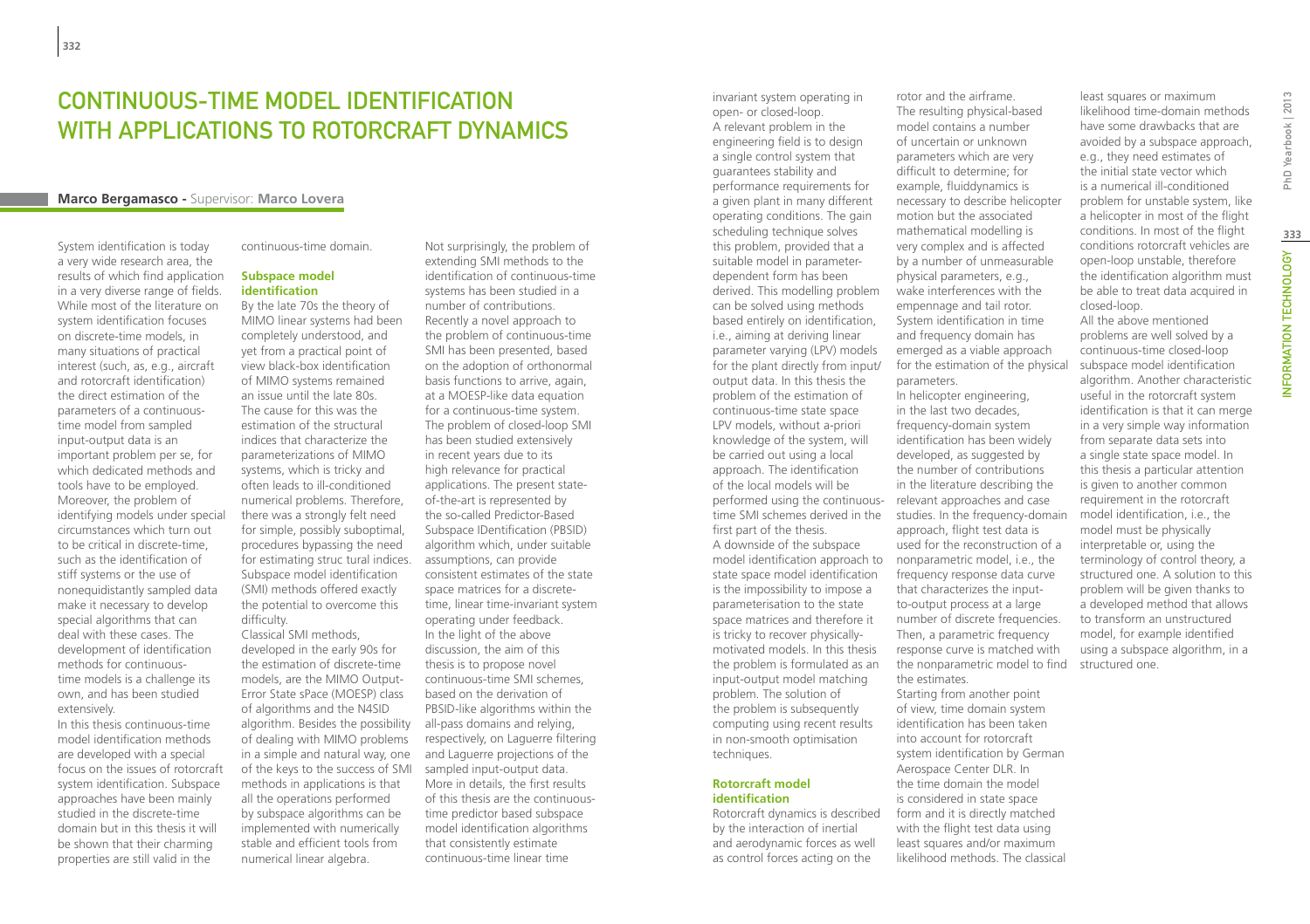# Continuous-time model identification with applications to rotorcraft dynamics

**Marco Bergamasco** - Supervisor: **Marco Lovera**

System identification is today a very wide research area, the results of which find application in a very diverse range of fields. While most of the literature on system identification focuses on discrete-time models, in many situations of practical interest (such as, e.g., aircraft and rotorcraft identification) the direct estimation of the parameters of a continuous-time model from sampled input-output data is an important problem per se, for which dedicated methods and tools have to be employed. Moreover, the problem of identifying models under special circumstances which turn out to be critical in discrete-time, such as the identification of stiff systems or the use of nonequidistantly sampled data make it necessary to develop special algorithms that can deal with these cases. The development of identification methods for continuous-time models is a challenge its own, and has been studied extensively.

In this thesis continuous-time model identification methods are developed with a special focus on the issues of rotorcraft system identification. Subspace approaches have been mainly studied in the discrete-time domain but in this thesis it will be shown that their charming properties are still valid in the continuous-time domain.

### Subspace model identification

By the late 70s the theory of MIMO linear systems had been completely understood, and yet from a practical point of view black-box identification of MIMO systems remained an issue until the late 80s. The cause for this was the estimation of the structural indices that characterize the parameterizations of MIMO systems, which is tricky and often leads to ill-conditioned numerical problems. Therefore, there was a strongly felt need for simple, possibly suboptimal, procedures bypassing the need for estimating struc tural indices. Subspace model identification (SMI) methods offered exactly the potential to overcome this difficulty.

Classical SMI methods, developed in the early 90s for the estimation of discrete-time models, are the MIMO Output-Error State sPace (MOESP) class of algorithms and the N4SID algorithm. Besides the possibility of dealing with MIMO problems in a simple and natural way, one of the keys to the success of SMI methods in applications is that all the operations performed by subspace algorithms can be implemented with numerically stable and efficient tools from numerical linear algebra.

Not surprisingly, the problem of extending SMI methods to the identification of continuous-time systems has been studied in a number of contributions. Recently a novel approach to the problem of continuous-time SMI has been presented, based on the adoption of orthonormal basis functions to arrive, again, at a MOESP-like data equation for a continuous-time system. The problem of closed-loop SMI has been studied extensively in recent years due to its high relevance for practical applications. The present state-of-the-art is represented by the so-called Predictor-Based Subspace IDentification (PBSID) algorithm which, under suitable assumptions, can provide consistent estimates of the state space matrices for a discrete-time, linear time-invariant system operating under feedback.

In the light of the above discussion, the aim of this thesis is to propose novel continuous-time SMI schemes, based on the derivation of PBSID-like algorithms within the all-pass domains and relying, respectively, on Laguerre filtering and Laguerre projections of the sampled input-output data. More in details, the first results of this thesis are the continuous-time predictor based subspace model identification algorithms that consistently estimate continuous-time linear time invariant system operating in open- or closed-loop.

A relevant problem in the engineering field is to design a single control system that guarantees stability and performance requirements for a given plant in many different operating conditions. The gain scheduling technique solves this problem, provided that a suitable model in parameter-dependent form has been derived. This modelling problem can be solved using methods based entirely on identification, i.e., aiming at deriving linear parameter varying (LPV) models for the plant directly from input/output data. In this thesis the problem of the estimation of continuous-time state space LPV models, without a-priori knowledge of the system, will be carried out using a local approach. The identification of the local models will be performed using the continuous-time SMI schemes derived in the first part of the thesis.

A downside of the subspace model identification approach to state space model identification is the impossibility to impose a parameterisation to the state space matrices and therefore it is tricky to recover physically-motivated models. In this thesis the problem is formulated as an input-output model matching problem. The solution of the problem is subsequently computing using recent results in non-smooth optimisation techniques.

### Rotorcraft model identification

Rotorcraft dynamics is described by the interaction of inertial and aerodynamic forces as well as control forces acting on the rotor and the airframe.

The resulting physical-based model contains a number of uncertain or unknown parameters which are very difficult to determine; for example, fluiddynamics is necessary to describe helicopter motion but the associated mathematical modelling is very complex and is affected by a number of unmeasurable physical parameters, e.g., wake interferences with the empennage and tail rotor. System identification in time and frequency domain has emerged as a viable approach for the estimation of the physical parameters.

In helicopter engineering, in the last two decades, frequency-domain system identification has been widely developed, as suggested by the number of contributions in the literature describing the relevant approaches and case studies. In the frequency-domain approach, flight test data is used for the reconstruction of a nonparametric model, i.e., the frequency response data curve that characterizes the input-to-output process at a large number of discrete frequencies. Then, a parametric frequency response curve is matched with the nonparametric model to find the estimates.

Starting from another point of view, time domain system identification has been taken into account for rotorcraft system identification by German Aerospace Center DLR. In the time domain the model is considered in state space form and it is directly matched with the flight test data using least squares and/or maximum likelihood methods. The classical least squares or maximum likelihood time-domain methods have some drawbacks that are avoided by a subspace approach, e.g., they need estimates of the initial state vector which is a numerical ill-conditioned problem for unstable system, like a helicopter in most of the flight conditions. In most of the flight conditions rotorcraft vehicles are open-loop unstable, therefore the identification algorithm must be able to treat data acquired in closed-loop.

All the above mentioned problems are well solved by a continuous-time closed-loop subspace model identification algorithm. Another characteristic useful in the rotorcraft system identification is that it can merge in a very simple way information from separate data sets into a single state space model. In this thesis a particular attention is given to another common requirement in the rotorcraft model identification, i.e., the model must be physically interpretable or, using the terminology of control theory, a structured one. A solution to this problem will be given thanks to a developed method that allows to transform an unstructured model, for example identified using a subspace algorithm, in a structured one.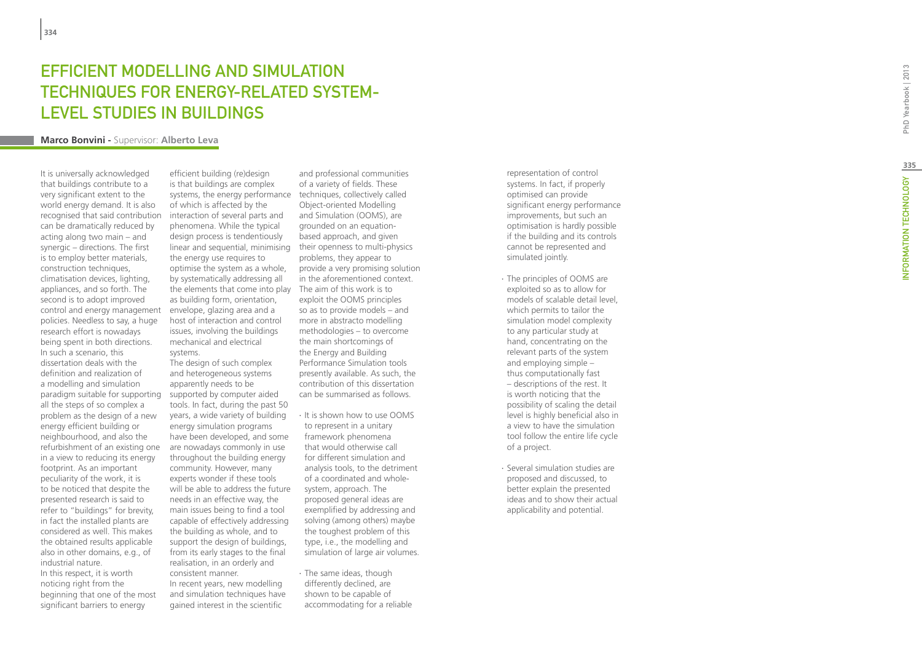# Efficient Modelling and Simulation Techniques for Energy-Related System-Level Studies in Buildings

**Marco Bonvini -** Supervisor: **Alberto Leva**

It is universally acknowledged that buildings contribute to a very significant extent to the world energy demand. It is also recognised that said contribution can be dramatically reduced by acting along two main – and synergic – directions. The first is to employ better materials, construction techniques, climatisation devices, lighting, appliances, and so forth. The second is to adopt improved control and energy management policies. Needless to say, a huge research effort is nowadays being spent in both directions. In such a scenario, this dissertation deals with the definition and realization of a modelling and simulation paradigm suitable for supporting all the steps of so complex a problem as the design of a new energy efficient building or neighbourhood, and also the refurbishment of an existing one in a view to reducing its energy footprint. As an important peculiarity of the work, it is to be noticed that despite the presented research is said to refer to "buildings" for brevity, in fact the installed plants are considered as well. This makes the obtained results applicable also in other domains, e.g., of industrial nature.

In this respect, it is worth noticing right from the beginning that one of the most significant barriers to energy efficient building (re)design is that buildings are complex systems, the energy performance of which is affected by the interaction of several parts and phenomena. While the typical design process is tendentiously linear and sequential, minimising the energy use requires to optimise the system as a whole, by systematically addressing all the elements that come into play as building form, orientation, envelope, glazing area and a host of interaction and control issues, involving the buildings mechanical and electrical systems.

The design of such complex and heterogeneous systems apparently needs to be supported by computer aided tools. In fact, during the past 50 years, a wide variety of building energy simulation programs have been developed, and some are nowadays commonly in use throughout the building energy community. However, many experts wonder if these tools will be able to address the future needs in an effective way, the main issues being to find a tool capable of effectively addressing the building as whole, and to support the design of buildings, from its early stages to the final realisation, in an orderly and consistent manner.

In recent years, new modelling and simulation techniques have gained interest in the scientific and professional communities of a variety of fields. These techniques, collectively called Object-oriented Modelling and Simulation (OOMS), are grounded on an equation-based approach, and given their openness to multi-physics problems, they appear to provide a very promising solution in the aforementioned context. The aim of this work is to exploit the OOMS principles so as to provide models – and more in abstracto modelling methodologies – to overcome the main shortcomings of the Energy and Building Performance Simulation tools presently available. As such, the contribution of this dissertation can be summarised as follows.

- It is shown how to use OOMS to represent in a unitary framework phenomena that would otherwise call for different simulation and analysis tools, to the detriment of a coordinated and whole-system, approach. The proposed general ideas are exemplified by addressing and solving (among others) maybe the toughest problem of this type, i.e., the modelling and simulation of large air volumes.
- The same ideas, though differently declined, are shown to be capable of accommodating for a reliable representation of control systems. In fact, if properly optimised can provide significant energy performance improvements, but such an optimisation is hardly possible if the building and its controls cannot be represented and simulated jointly.
- The principles of OOMS are exploited so as to allow for models of scalable detail level, which permits to tailor the simulation model complexity to any particular study at hand, concentrating on the relevant parts of the system and employing simple – thus computationally fast – descriptions of the rest. It is worth noticing that the possibility of scaling the detail level is highly beneficial also in a view to have the simulation tool follow the entire life cycle of a project.
- Several simulation studies are proposed and discussed, to better explain the presented ideas and to show their actual applicability and potential.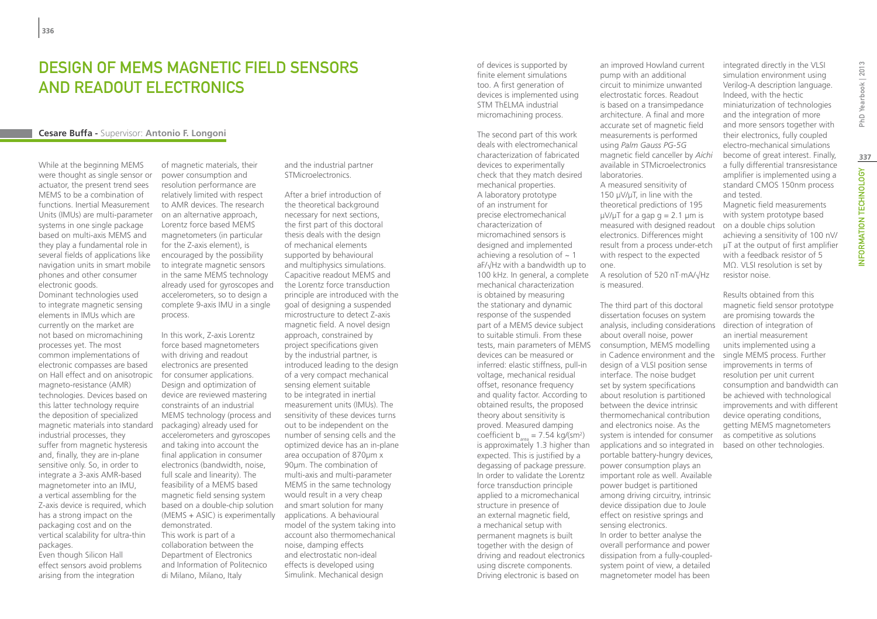# Design of MEMS Magnetic Field Sensors and Readout Electronics

**Cesare Buffa** - Supervisor: **Antonio F. Longoni**

While at the beginning MEMS were thought as single sensor or actuator, the present trend sees MEMS to be a combination of functions. Inertial Measurement Units (IMUs) are multi-parameter systems in one single package based on multi-axis MEMS and they play a fundamental role in several fields of applications like navigation units in smart mobile phones and other consumer electronic goods.

Dominant technologies used to integrate magnetic sensing elements in IMUs which are currently on the market are not based on micromachining processes yet. The most common implementations of electronic compasses are based on Hall effect and on anisotropic magneto-resistance (AMR) technologies. Devices based on this latter technology require the deposition of specialized magnetic materials into standard industrial processes, they suffer from magnetic hysteresis and, finally, they are in-plane sensitive only. So, in order to integrate a 3-axis AMR-based magnetometer into an IMU, a vertical assembling for the Z-axis device is required, which has a strong impact on the packaging cost and on the vertical scalability for ultra-thin packages.

Even though Silicon Hall effect sensors avoid problems arising from the integration of magnetic materials, their power consumption and resolution performance are relatively limited with respect to AMR devices. The research on an alternative approach, Lorentz force based MEMS magnetometers (in particular for the Z-axis element), is encouraged by the possibility to integrate magnetic sensors in the same MEMS technology already used for gyroscopes and accelerometers, so to design a complete 9-axis IMU in a single process.

In this work, Z-axis Lorentz force based magnetometers with driving and readout electronics are presented for consumer applications. Design and optimization of device are reviewed mastering constraints of an industrial MEMS technology (process and packaging) already used for accelerometers and gyroscopes and taking into account the final application in consumer electronics (bandwidth, noise, full scale and linearity). The feasibility of a MEMS based magnetic field sensing system based on a double-chip solution (MEMS + ASIC) is experimentally demonstrated.

This work is part of a collaboration between the Department of Electronics and Information of Politecnico di Milano, Milano, Italy and the industrial partner STMicroelectronics.

After a brief introduction of the theoretical background necessary for next sections, the first part of this doctoral thesis deals with the design of mechanical elements supported by behavioural and multiphysics simulations. Capacitive readout MEMS and the Lorentz force transduction principle are introduced with the goal of designing a suspended microstructure to detect Z-axis magnetic field. A novel design approach, constrained by project specifications given by the industrial partner, is introduced leading to the design of a very compact mechanical sensing element suitable to be integrated in inertial measurement units (IMUs). The sensitivity of these devices turns out to be independent on the number of sensing cells and the optimized device has an in-plane area occupation of 870µm x 90µm. The combination of multi-axis and multi-parameter MEMS in the same technology would result in a very cheap and smart solution for many applications. A behavioural model of the system taking into account also thermomechanical noise, damping effects and electrostatic non-ideal effects is developed using Simulink. Mechanical design of devices is supported by finite element simulations too. A first generation of devices is implemented using STM ThELMA industrial micromachining process.

The second part of this work deals with electromechanical characterization of fabricated devices to experimentally check that they match desired mechanical properties. A laboratory prototype of an instrument for precise electromechanical characterization of micromachined sensors is designed and implemented achieving a resolution of ~ 1 aF/√Hz with a bandwidth up to 100 kHz. In general, a complete mechanical characterization is obtained by measuring the stationary and dynamic response of the suspended part of a MEMS device subject to suitable stimuli. From these tests, main parameters of MEMS devices can be measured or inferred: elastic stiffness, pull-in voltage, mechanical residual offset, resonance frequency and quality factor. According to obtained results, the proposed theory about sensitivity is proved. Measured damping coefficient $b_{area}$ = 7.54 kg/(sm²) is approximately 1.3 higher than expected. This is justified by a degassing of package pressure. In order to validate the Lorentz force transduction principle applied to a micromechanical structure in presence of an external magnetic field, a mechanical setup with permanent magnets is built together with the design of driving and readout electronics using discrete components. Driving electronic is based on an improved Howland current pump with an additional circuit to minimize unwanted electrostatic forces. Readout is based on a transimpedance architecture. A final and more accurate set of magnetic field measurements is performed using *Palm Gauss PG-5G* magnetic field canceller by *Aichi* available in STMicroelectronics laboratories.

A measured sensitivity of 150 µV/µT, in line with the theoretical predictions of 195 µV/µT for a gap g = 2.1 µm is measured with designed readout electronics. Differences might result from a process under-etch with respect to the expected one.

A resolution of 520 nT·mA/√Hz is measured.

The third part of this doctoral dissertation focuses on system analysis, including considerations about overall noise, power consumption, MEMS modelling in Cadence environment and the design of a VLSI position sense interface. The noise budget set by system specifications about resolution is partitioned between the device intrinsic thermomechanical contribution and electronics noise. As the system is intended for consumer applications and so integrated in portable battery-hungry devices, power consumption plays an important role as well. Available power budget is partitioned among driving circuitry, intrinsic device dissipation due to Joule effect on resistive springs and sensing electronics.

In order to better analyse the overall performance and power dissipation from a fully-coupled-system point of view, a detailed magnetometer model has been integrated directly in the VLSI simulation environment using Verilog-A description language. Indeed, with the hectic miniaturization of technologies and the integration of more and more sensors together with their electronics, fully coupled electro-mechanical simulations become of great interest. Finally, a fully differential transresistance amplifier is implemented using a standard CMOS 150nm process and tested.

Magnetic field measurements with system prototype based on a double chips solution achieving a sensitivity of 100 nV/µT at the output of first amplifier with a feedback resistor of 5 MΩ. VLSI resolution is set by resistor noise.

Results obtained from this magnetic field sensor prototype are promising towards the direction of integration of an inertial measurement units implemented using a single MEMS process. Further improvements in terms of resolution per unit current consumption and bandwidth can be achieved with technological improvements and with different device operating conditions, getting MEMS magnetometers as competitive as solutions based on other technologies.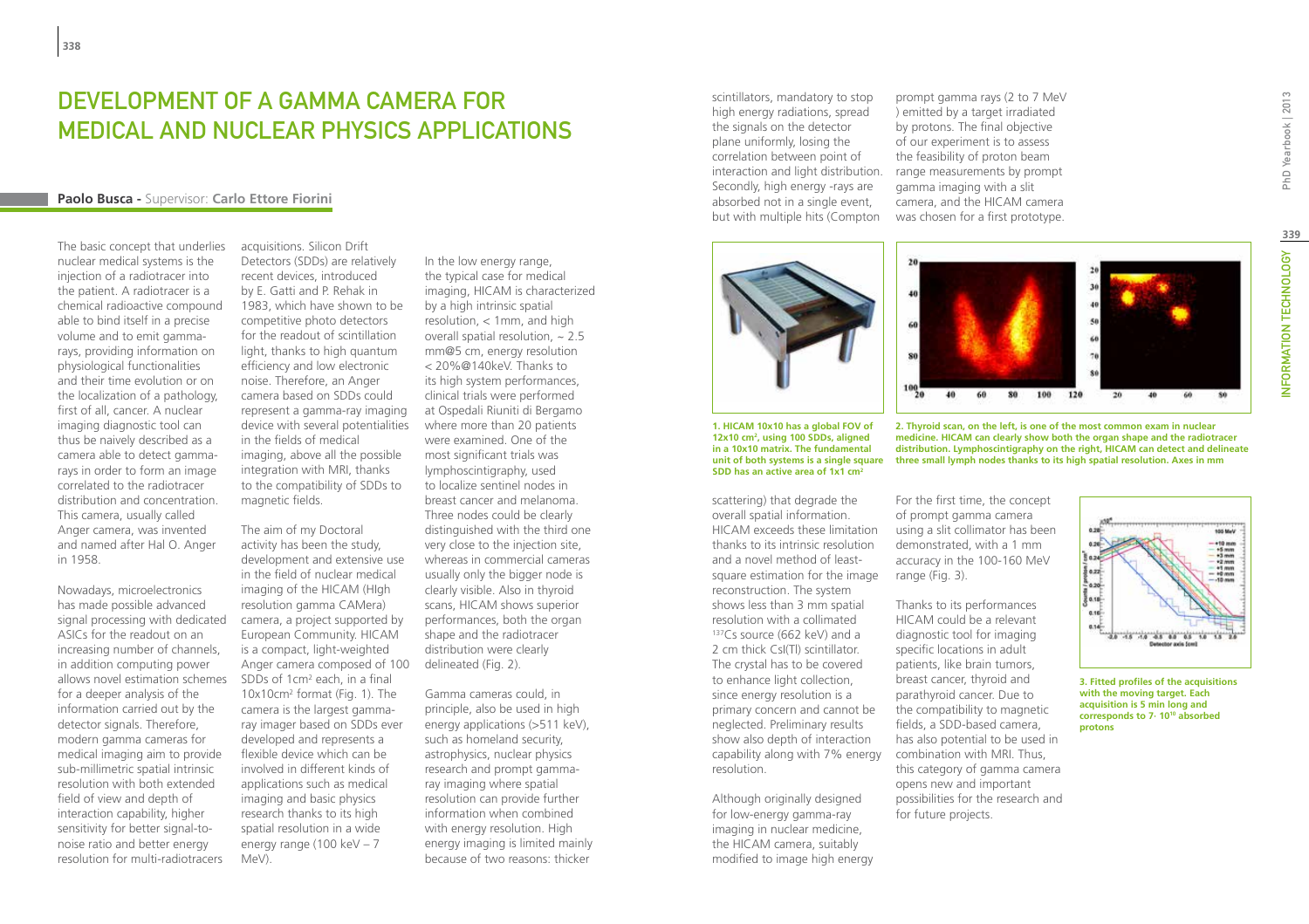# Development of a Gamma Camera for Medical and Nuclear Physics Applications

**Paolo Busca** - Supervisor: **Carlo Ettore Fiorini**

The basic concept that underlies nuclear medical systems is the injection of a radiotracer into the patient. A radiotracer is a chemical radioactive compound able to bind itself in a precise volume and to emit gamma-rays, providing information on physiological functionalities and their time evolution or on the localization of a pathology, first of all, cancer. A nuclear imaging diagnostic tool can thus be naively described as a camera able to detect gamma-rays in order to form an image correlated to the radiotracer distribution and concentration. This camera, usually called Anger camera, was invented and named after Hal O. Anger in 1958.

Nowadays, microelectronics has made possible advanced signal processing with dedicated ASICs for the readout on an increasing number of channels, in addition computing power allows novel estimation schemes for a deeper analysis of the information carried out by the detector signals. Therefore, modern gamma cameras for medical imaging aim to provide sub-millimetric spatial intrinsic resolution with both extended field of view and depth of interaction capability, higher sensitivity for better signal-to-noise ratio and better energy resolution for multi-radiotracers acquisitions. Silicon Drift Detectors (SDDs) are relatively recent devices, introduced by E. Gatti and P. Rehak in 1983, which have shown to be competitive photo detectors for the readout of scintillation light, thanks to high quantum efficiency and low electronic noise. Therefore, an Anger camera based on SDDs could represent a gamma-ray imaging device with several potentialities in the fields of medical imaging, above all the possible integration with MRI, thanks to the compatibility of SDDs to magnetic fields.

The aim of my Doctoral activity has been the study, development and extensive use in the field of nuclear medical imaging of the HICAM (HIgh resolution gamma CAMera), a project supported by European Community. HICAM is a compact, light-weighted Anger camera composed of 100 SDDs of 1cm$^2$ each, in a final 10x10cm$^2$ format (Fig. 1). The camera is the largest gamma-ray imager based on SDDs ever developed and represents a flexible device which can be involved in different kinds of applications such as medical imaging and basic physics research thanks to its high spatial resolution in a wide energy range (100 keV – 7 MeV).

In the low energy range, the typical case for medical imaging, HICAM is characterized by a high intrinsic spatial resolution, < 1mm, and high overall spatial resolution, ~ 2.5 mm@5 cm, energy resolution < 20%@140keV. Thanks to its high system performances, clinical trials were performed at Ospedali Riuniti di Bergamo where more than 20 patients were examined. One of the most significant trials was lymphoscintigraphy, used to localize sentinel nodes in breast cancer and melanoma. Three nodes could be clearly distinguished with the third one very close to the injection site, whereas in commercial cameras usually only the bigger node is clearly visible. Also in thyroid scans, HICAM shows superior performances, both the organ shape and the radiotracer distribution were clearly delineated (Fig. 2).

Gamma cameras could, in principle, also be used in high energy applications (>511 keV), such as homeland security, astrophysics, nuclear physics research and prompt gamma-ray imaging where spatial resolution can provide further information when combined with energy resolution. High energy imaging is limited mainly because of two reasons: thicker scintillators, mandatory to stop high energy radiations, spread the signals on the detector plane uniformly, losing the correlation between point of interaction and light distribution. Secondly, high energy -rays are absorbed not in a single event, but with multiple hits (Compton scattering) that degrade the overall spatial information. HICAM exceeds these limitation thanks to its intrinsic resolution and a novel method of least-square estimation for the image reconstruction. The system shows less than 3 mm spatial resolution with a collimated $^{137}$Cs source (662 keV) and a 2 cm thick CsI(Tl) scintillator. The crystal has to be covered to enhance light collection, since energy resolution is a primary concern and cannot be neglected. Preliminary results show also depth of interaction capability along with 7% energy resolution.

Although originally designed for low-energy gamma-ray imaging in nuclear medicine, the HICAM camera, suitably modified to image high energy prompt gamma rays (2 to 7 MeV ) emitted by a target irradiated by protons. The final objective of our experiment is to assess the feasibility of proton beam range measurements by prompt gamma imaging with a slit camera, and the HICAM camera was chosen for a first prototype.

1. HICAM 10x10 has a global FOV of 12x10 cm$^2$, using 100 SDDs, aligned in a 10x10 matrix. The fundamental unit of both systems is a single square SDD has an active area of 1x1 cm$^2$

2. Thyroid scan, on the left, is one of the most common exam in nuclear medicine. HICAM can clearly show both the organ shape and the radiotracer distribution. Lymphoscintigraphy on the right, HICAM can detect and delineate three small lymph nodes thanks to its high spatial resolution. Axes in mm

For the first time, the concept of prompt gamma camera using a slit collimator has been demonstrated, with a 1 mm accuracy in the 100-160 MeV range (Fig. 3).

Thanks to its performances HICAM could be a relevant diagnostic tool for imaging specific locations in adult patients, like brain tumors, breast cancer, thyroid and parathyroid cancer. Due to the compatibility to magnetic fields, a SDD-based camera, has also potential to be used in combination with MRI. Thus, this category of gamma camera opens new and important possibilities for the research and for future projects.

3. Fitted profiles of the acquisitions with the moving target. Each acquisition is 5 min long and corresponds to 7· 10$^{10}$ absorbed protons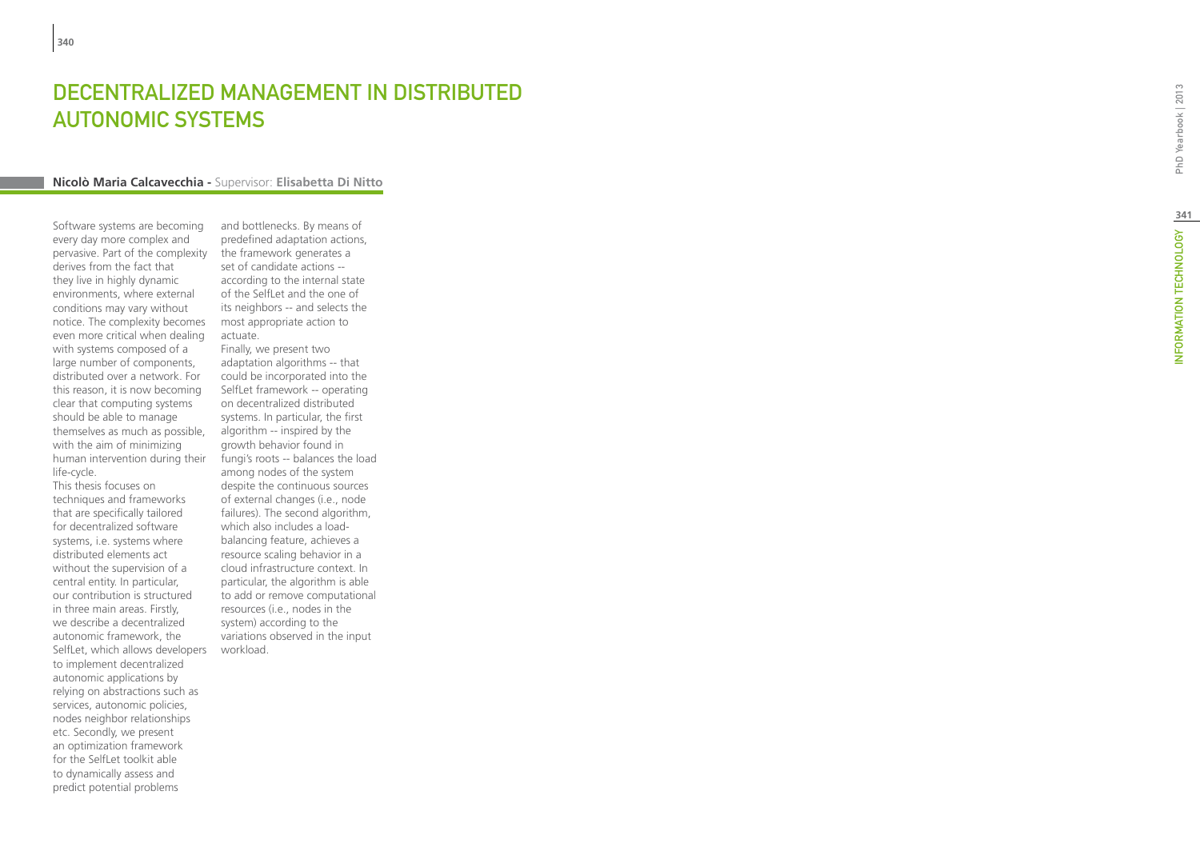# DECENTRALIZED MANAGEMENT IN DISTRIBUTED AUTONOMIC SYSTEMS

**Nicolò Maria Calcavecchia -** Supervisor: **Elisabetta Di Nitto**

Software systems are becoming every day more complex and pervasive. Part of the complexity derives from the fact that they live in highly dynamic environments, where external conditions may vary without notice. The complexity becomes even more critical when dealing with systems composed of a large number of components, distributed over a network. For this reason, it is now becoming clear that computing systems should be able to manage themselves as much as possible, with the aim of minimizing human intervention during their life-cycle.

This thesis focuses on techniques and frameworks that are specifically tailored for decentralized software systems, i.e. systems where distributed elements act without the supervision of a central entity. In particular, our contribution is structured in three main areas. Firstly, we describe a decentralized autonomic framework, the SelfLet, which allows developers to implement decentralized autonomic applications by relying on abstractions such as services, autonomic policies, nodes neighbor relationships etc. Secondly, we present an optimization framework for the SelfLet toolkit able to dynamically assess and predict potential problems and bottlenecks. By means of predefined adaptation actions, the framework generates a set of candidate actions -- according to the internal state of the SelfLet and the one of its neighbors -- and selects the most appropriate action to actuate.

Finally, we present two adaptation algorithms -- that could be incorporated into the SelfLet framework -- operating on decentralized distributed systems. In particular, the first algorithm -- inspired by the growth behavior found in fungi's roots -- balances the load among nodes of the system despite the continuous sources of external changes (i.e., node failures). The second algorithm, which also includes a load-balancing feature, achieves a resource scaling behavior in a cloud infrastructure context. In particular, the algorithm is able to add or remove computational resources (i.e., nodes in the system) according to the variations observed in the input workload.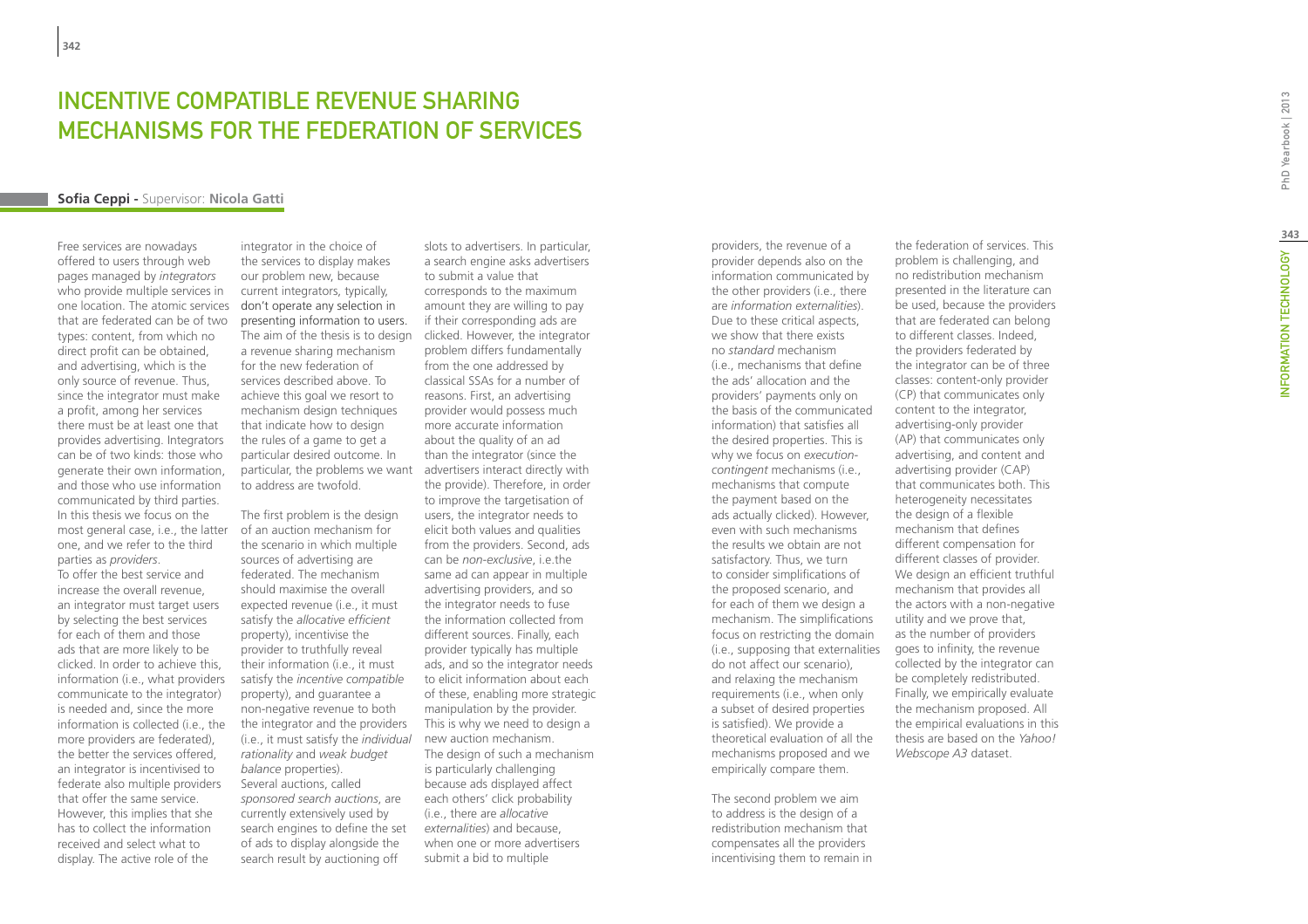# INCENTIVE COMPATIBLE REVENUE SHARING MECHANISMS FOR THE FEDERATION OF SERVICES

**Sofia Ceppi** - Supervisor: **Nicola Gatti**

Free services are nowadays offered to users through web pages managed by *integrators* who provide multiple services in one location. The atomic services that are federated can be of two types: content, from which no direct profit can be obtained, and advertising, which is the only source of revenue. Thus, since the integrator must make a profit, among her services there must be at least one that provides advertising. Integrators can be of two kinds: those who generate their own information, and those who use information communicated by third parties. In this thesis we focus on the most general case, i.e., the latter one, and we refer to the third parties as *providers*.

To offer the best service and increase the overall revenue, an integrator must target users by selecting the best services for each of them and those ads that are more likely to be clicked. In order to achieve this, information (i.e., what providers communicate to the integrator) is needed and, since the more information is collected (i.e., the more providers are federated), the better the services offered, an integrator is incentivised to federate also multiple providers that offer the same service. However, this implies that she has to collect the information received and select what to display. The active role of the integrator in the choice of the services to display makes our problem new, because current integrators, typically, don't operate any selection in presenting information to users. The aim of the thesis is to design a revenue sharing mechanism for the new federation of services described above. To achieve this goal we resort to mechanism design techniques that indicate how to design the rules of a game to get a particular desired outcome. In particular, the problems we want to address are twofold.

The first problem is the design of an auction mechanism for the scenario in which multiple sources of advertising are federated. The mechanism should maximise the overall expected revenue (i.e., it must satisfy the *allocative efficient* property), incentivise the provider to truthfully reveal their information (i.e., it must satisfy the *incentive compatible* property), and guarantee a non-negative revenue to both the integrator and the providers (i.e., it must satisfy the *individual rationality* and *weak budget balance* properties).

Several auctions, called *sponsored search auctions*, are currently extensively used by search engines to define the set of ads to display alongside the search result by auctioning off slots to advertisers. In particular, a search engine asks advertisers to submit a value that corresponds to the maximum amount they are willing to pay if their corresponding ads are clicked. However, the integrator problem differs fundamentally from the one addressed by classical SSAs for a number of reasons. First, an advertising provider would possess much more accurate information about the quality of an ad than the integrator (since the advertisers interact directly with the provide). Therefore, in order to improve the targetisation of users, the integrator needs to elicit both values and qualities from the providers. Second, ads can be *non-exclusive*, i.e.the same ad can appear in multiple advertising providers, and so the integrator needs to fuse the information collected from different sources. Finally, each provider typically has multiple ads, and so the integrator needs to elicit information about each of these, enabling more strategic manipulation by the provider. This is why we need to design a new auction mechanism.

The design of such a mechanism is particularly challenging because ads displayed affect each others' click probability (i.e., there are *allocative externalities*) and because, when one or more advertisers submit a bid to multiple providers, the revenue of a provider depends also on the information communicated by the other providers (i.e., there are *information externalities*). Due to these critical aspects, we show that there exists no *standard* mechanism (i.e., mechanisms that define the ads' allocation and the providers' payments only on the basis of the communicated information) that satisfies all the desired properties. This is why we focus on *execution-contingent* mechanisms (i.e., mechanisms that compute the payment based on the ads actually clicked). However, even with such mechanisms the results we obtain are not satisfactory. Thus, we turn to consider simplifications of the proposed scenario, and for each of them we design a mechanism. The simplifications focus on restricting the domain (i.e., supposing that externalities do not affect our scenario), and relaxing the mechanism requirements (i.e., when only a subset of desired properties is satisfied). We provide a theoretical evaluation of all the mechanisms proposed and we empirically compare them.

The second problem we aim to address is the design of a redistribution mechanism that compensates all the providers incentivising them to remain in the federation of services. This problem is challenging, and no redistribution mechanism presented in the literature can be used, because the providers that are federated can belong to different classes. Indeed, the providers federated by the integrator can be of three classes: content-only provider (CP) that communicates only content to the integrator, advertising-only provider (AP) that communicates only advertising, and content and advertising provider (CAP) that communicates both. This heterogeneity necessitates the design of a flexible mechanism that defines different compensation for different classes of provider. We design an efficient truthful mechanism that provides all the actors with a non-negative utility and we prove that, as the number of providers goes to infinity, the revenue collected by the integrator can be completely redistributed. Finally, we empirically evaluate the mechanism proposed. All the empirical evaluations in this thesis are based on the *Yahoo! Webscope A3* dataset.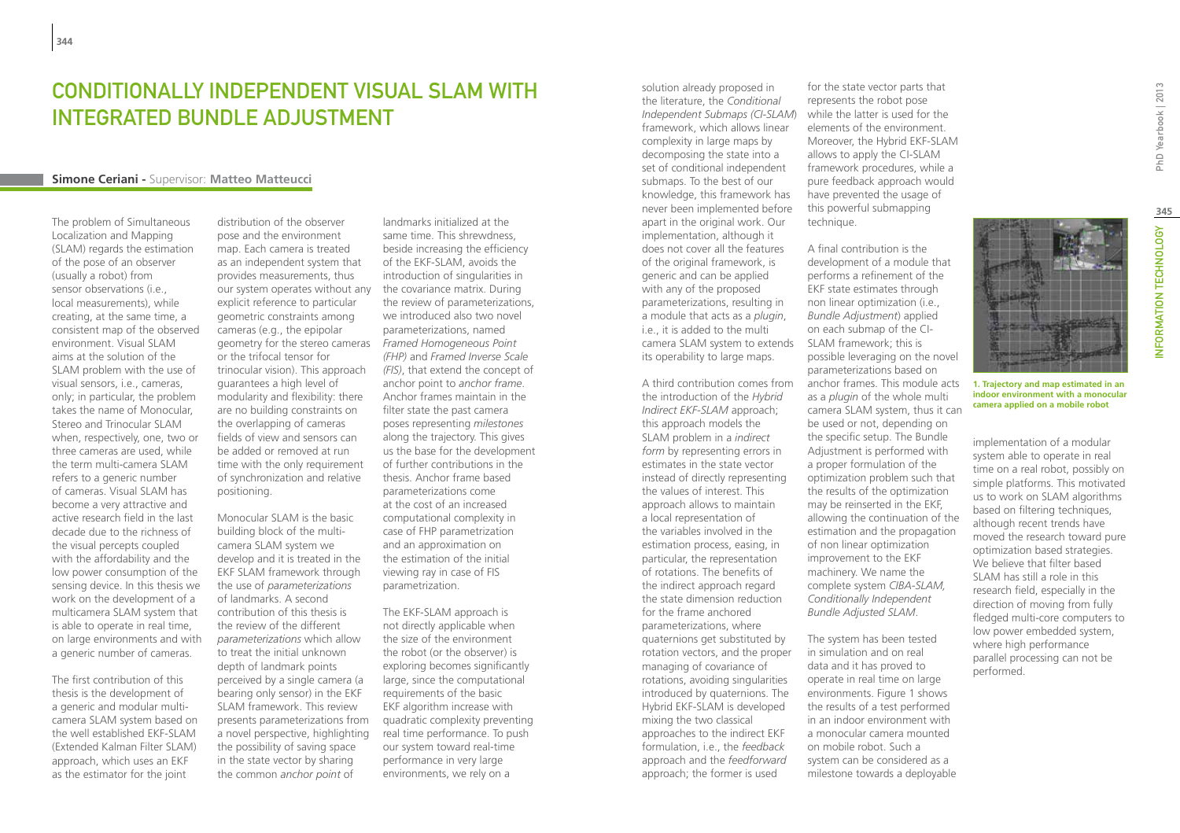# CONDITIONALLY INDEPENDENT VISUAL SLAM WITH INTEGRATED BUNDLE ADJUSTMENT

**Simone Ceriani** - Supervisor: **Matteo Matteucci**

The problem of Simultaneous Localization and Mapping (SLAM) regards the estimation of the pose of an observer (usually a robot) from sensor observations (i.e., local measurements), while creating, at the same time, a consistent map of the observed environment. Visual SLAM aims at the solution of the SLAM problem with the use of visual sensors, i.e., cameras, only; in particular, the problem takes the name of Monocular, Stereo and Trinocular SLAM when, respectively, one, two or three cameras are used, while the term multi-camera SLAM refers to a generic number of cameras. Visual SLAM has become a very attractive and active research field in the last decade due to the richness of the visual percepts coupled with the affordability and the low power consumption of the sensing device. In this thesis we work on the development of a multicamera SLAM system that is able to operate in real time, on large environments and with a generic number of cameras.

The first contribution of this thesis is the development of a generic and modular multi-camera SLAM system based on the well established EKF-SLAM (Extended Kalman Filter SLAM) approach, which uses an EKF as the estimator for the joint distribution of the observer pose and the environment map. Each camera is treated as an independent system that provides measurements, thus our system operates without any explicit reference to particular geometric constraints among cameras (e.g., the epipolar geometry for the stereo cameras or the trifocal tensor for trinocular vision). This approach guarantees a high level of modularity and flexibility: there are no building constraints on the overlapping of cameras fields of view and sensors can be added or removed at run time with the only requirement of synchronization and relative positioning.

Monocular SLAM is the basic building block of the multi-camera SLAM system we develop and it is treated in the EKF SLAM framework through the use of *parameterizations* of landmarks. A second contribution of this thesis is the review of the different *parameterizations* which allow to treat the initial unknown depth of landmark points perceived by a single camera (a bearing only sensor) in the EKF SLAM framework. This review presents parameterizations from a novel perspective, highlighting the possibility of saving space in the state vector by sharing the common *anchor point* of landmarks initialized at the same time. This shrewdness, beside increasing the efficiency of the EKF-SLAM, avoids the introduction of singularities in the covariance matrix. During the review of parameterizations, we introduced also two novel parameterizations, named *Framed Homogeneous Point (FHP)* and *Framed Inverse Scale (FIS)*, that extend the concept of anchor point to *anchor frame*. Anchor frames maintain in the filter state the past camera poses representing *milestones* along the trajectory. This gives us the base for the development of further contributions in the thesis. Anchor frame based parameterizations come at the cost of an increased computational complexity in case of FHP parametrization and an approximation on the estimation of the initial viewing ray in case of FIS parametrization.

The EKF-SLAM approach is not directly applicable when the size of the environment the robot (or the observer) is exploring becomes significantly large, since the computational requirements of the basic EKF algorithm increase with quadratic complexity preventing real time performance. To push our system toward real-time performance in very large environments, we rely on a solution already proposed in the literature, the *Conditional Independent Submaps (CI-SLAM)* framework, which allows linear complexity in large maps by decomposing the state into a set of conditional independent submaps. To the best of our knowledge, this framework has never been implemented before apart in the original work. Our implementation, although it does not cover all the features of the original framework, is generic and can be applied with any of the proposed parameterizations, resulting in a module that acts as a *plugin*, i.e., it is added to the multi camera SLAM system to extends its operability to large maps.

A third contribution comes from the introduction of the *Hybrid Indirect EKF-SLAM* approach; this approach models the SLAM problem in a *indirect form* by representing errors in estimates in the state vector instead of directly representing the values of interest. This approach allows to maintain a local representation of the variables involved in the estimation process, easing, in particular, the representation of rotations. The benefits of the indirect approach regard the state dimension reduction for the frame anchored parameterizations, where quaternions get substituted by rotation vectors, and the proper managing of covariance of rotations, avoiding singularities introduced by quaternions. The Hybrid EKF-SLAM is developed mixing the two classical approaches to the indirect EKF formulation, i.e., the *feedback* approach and the *feedforward* approach; the former is used for the state vector parts that represents the robot pose while the latter is used for the elements of the environment. Moreover, the Hybrid EKF-SLAM allows to apply the CI-SLAM framework procedures, while a pure feedback approach would have prevented the usage of this powerful submapping technique.

A final contribution is the development of a module that performs a refinement of the EKF state estimates through non linear optimization (i.e., *Bundle Adjustment*) applied on each submap of the CI-SLAM framework; this is possible leveraging on the novel parameterizations based on anchor frames. This module acts as a *plugin* of the whole multi camera SLAM system, thus it can be used or not, depending on the specific setup. The Bundle Adjustment is performed with a proper formulation of the optimization problem such that the results of the optimization may be reinserted in the EKF, allowing the continuation of the estimation and the propagation of non linear optimization improvement to the EKF machinery. We name the complete system *CIBA-SLAM, Conditionally Independent Bundle Adjusted SLAM*.

The system has been tested in simulation and on real data and it has proved to operate in real time on large environments. Figure 1 shows the results of a test performed in an indoor environment with a monocular camera mounted on mobile robot. Such a system can be considered as a milestone towards a deployable implementation of a modular system able to operate in real time on a real robot, possibly on simple platforms. This motivated us to work on SLAM algorithms based on filtering techniques, although recent trends have moved the research toward pure optimization based strategies. We believe that filter based SLAM has still a role in this research field, especially in the direction of moving from fully fledged multi-core computers to low power embedded system, where high performance parallel processing can not be performed.

**1. Trajectory and map estimated in an indoor environment with a monocular camera applied on a mobile robot**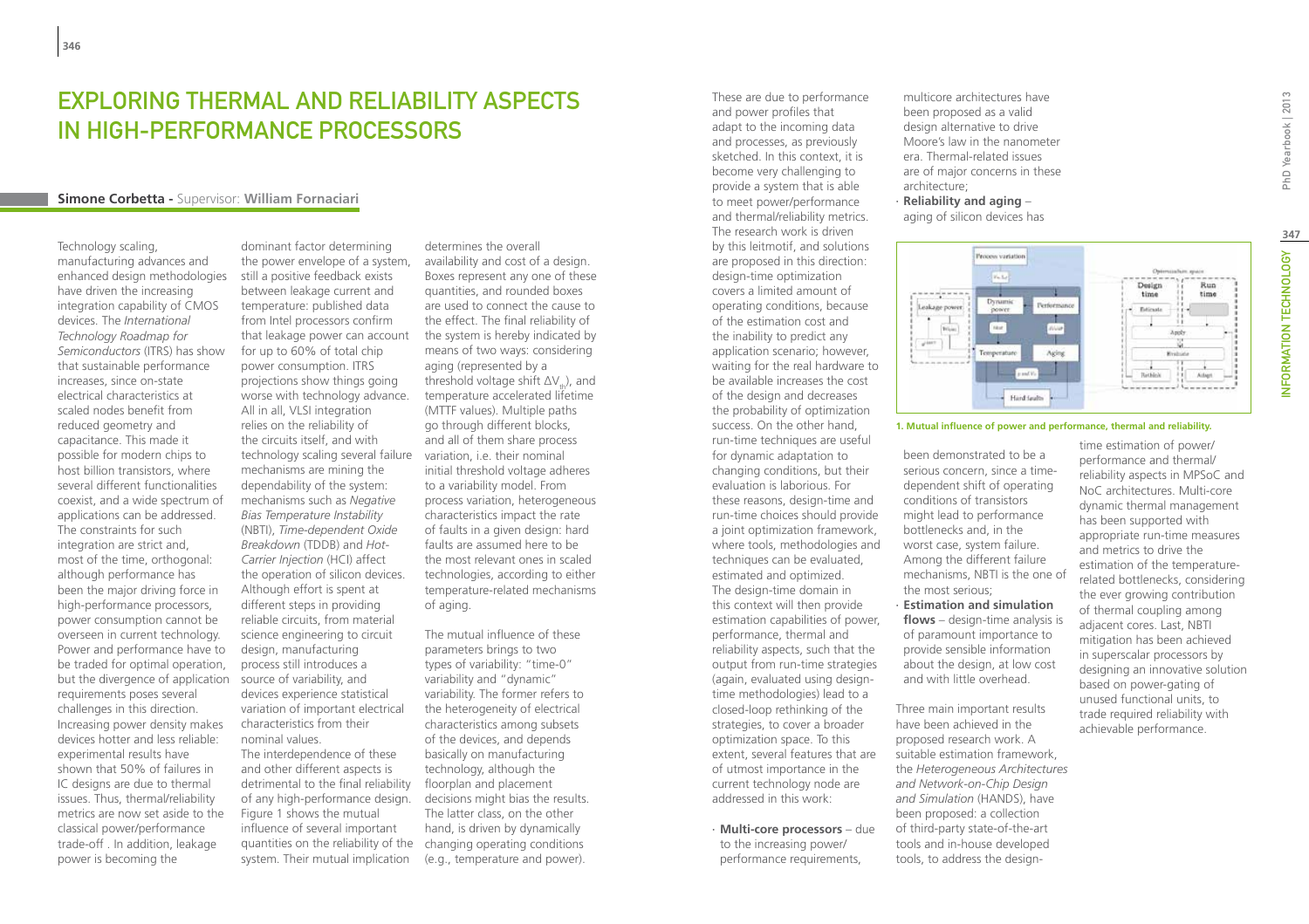# EXPLORING THERMAL AND RELIABILITY ASPECTS IN HIGH-PERFORMANCE PROCESSORS

**Simone Corbetta** - Supervisor: **William Fornaciari**

Technology scaling, manufacturing advances and enhanced design methodologies have driven the increasing integration capability of CMOS devices. The *International Technology Roadmap for Semiconductors* (ITRS) has show that sustainable performance increases, since on-state electrical characteristics at scaled nodes benefit from reduced geometry and capacitance. This made it possible for modern chips to host billion transistors, where several different functionalities coexist, and a wide spectrum of applications can be addressed. The constraints for such integration are strict and, most of the time, orthogonal: although performance has been the major driving force in high-performance processors, power consumption cannot be overseen in current technology. Power and performance have to be traded for optimal operation, but the divergence of application requirements poses several challenges in this direction. Increasing power density makes devices hotter and less reliable: experimental results have shown that 50% of failures in IC designs are due to thermal issues. Thus, thermal/reliability metrics are now set aside to the classical power/performance trade-off . In addition, leakage power is becoming the dominant factor determining the power envelope of a system, still a positive feedback exists between leakage current and temperature: published data from Intel processors confirm that leakage power can account for up to 60% of total chip power consumption. ITRS projections show things going worse with technology advance. All in all, VLSI integration relies on the reliability of the circuits itself, and with technology scaling several failure mechanisms are mining the dependability of the system: mechanisms such as *Negative Bias Temperature Instability* (NBTI), *Time-dependent Oxide Breakdown* (TDDB) and *Hot-Carrier Injection* (HCI) affect the operation of silicon devices. Although effort is spent at different steps in providing reliable circuits, from material science engineering to circuit design, manufacturing process still introduces a source of variability, and devices experience statistical variation of important electrical characteristics from their nominal values.

The interdependence of these and other different aspects is detrimental to the final reliability of any high-performance design. Figure 1 shows the mutual influence of several important quantities on the reliability of the system. Their mutual implication determines the overall availability and cost of a design. Boxes represent any one of these quantities, and rounded boxes are used to connect the cause to the effect. The final reliability of the system is hereby indicated by means of two ways: considering aging (represented by a threshold voltage shift $\Delta V_{th}$), and temperature accelerated lifetime (MTTF values). Multiple paths go through different blocks, and all of them share process variation, i.e. their nominal initial threshold voltage adheres to a variability model. From process variation, heterogeneous characteristics impact the rate of faults in a given design: hard faults are assumed here to be the most relevant ones in scaled technologies, according to either temperature-related mechanisms of aging.

The mutual influence of these parameters brings to two types of variability: "time-0" variability and "dynamic" variability. The former refers to the heterogeneity of electrical characteristics among subsets of the devices, and depends basically on manufacturing technology, although the floorplan and placement decisions might bias the results. The latter class, on the other hand, is driven by dynamically changing operating conditions (e.g., temperature and power). These are due to performance and power profiles that adapt to the incoming data and processes, as previously sketched. In this context, it is become very challenging to provide a system that is able to meet power/performance and thermal/reliability metrics. The research work is driven by this leitmotif, and solutions are proposed in this direction: design-time optimization covers a limited amount of operating conditions, because of the estimation cost and the inability to predict any application scenario; however, waiting for the real hardware to be available increases the cost of the design and decreases the probability of optimization success. On the other hand, run-time techniques are useful for dynamic adaptation to changing conditions, but their evaluation is laborious. For these reasons, design-time and run-time choices should provide a joint optimization framework, where tools, methodologies and techniques can be evaluated, estimated and optimized. The design-time domain in this context will then provide estimation capabilities of power, performance, thermal and reliability aspects, such that the output from run-time strategies (again, evaluated using design-time methodologies) lead to a closed-loop rethinking of the strategies, to cover a broader optimization space. To this extent, several features that are of utmost importance in the current technology node are addressed in this work:

- **Multi-core processors** – due to the increasing power/performance requirements, multicore architectures have been proposed as a valid design alternative to drive Moore's law in the nanometer era. Thermal-related issues are of major concerns in these architecture;
- **Reliability and aging** – aging of silicon devices has been demonstrated to be a serious concern, since a time-dependent shift of operating conditions of transistors might lead to performance bottlenecks and, in the worst case, system failure. Among the different failure mechanisms, NBTI is the one of the most serious;
- **Estimation and simulation flows** – design-time analysis is of paramount importance to provide sensible information about the design, at low cost and with little overhead.

**1. Mutual influence of power and performance, thermal and reliability.**

Three main important results have been achieved in the proposed research work. A suitable estimation framework, the *Heterogeneous Architectures and Network-on-Chip Design and Simulation* (HANDS), have been proposed: a collection of third-party state-of-the-art tools and in-house developed tools, to address the design-time estimation of power/performance and thermal/reliability aspects in MPSoC and NoC architectures. Multi-core dynamic thermal management has been supported with appropriate run-time measures and metrics to drive the estimation of the temperature-related bottlenecks, considering the ever growing contribution of thermal coupling among adjacent cores. Last, NBTI mitigation has been achieved in superscalar processors by designing an innovative solution based on power-gating of unused functional units, to trade required reliability with achievable performance.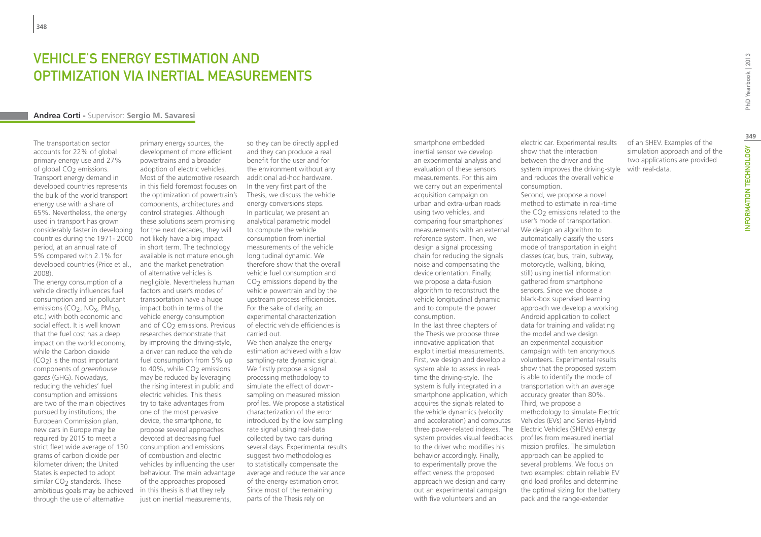# Vehicle's Energy Estimation and Optimization via Inertial Measurements

**Andrea Corti** - Supervisor: **Sergio M. Savaresi**

The transportation sector accounts for 22% of global primary energy use and 27% of global $CO_2$ emissions. Transport energy demand in developed countries represents the bulk of the world transport energy use with a share of 65%. Nevertheless, the energy used in transport has grown considerably faster in developing countries during the 1971- 2000 period, at an annual rate of 5% compared with 2.1% for developed countries (Price et al., 2008).

The energy consumption of a vehicle directly influences fuel consumption and air pollutant emissions ($CO_2$, $NO_x$, $PM_{10}$, etc.) with both economic and social effect. It is well known that the fuel cost has a deep impact on the world economy, while the Carbon dioxide ($CO_2$) is the most important components of *greenhouse gases* (GHG). Nowadays, reducing the vehicles' fuel consumption and emissions are two of the main objectives pursued by institutions; the European Commission plan, new cars in Europe may be required by 2015 to meet a strict fleet wide average of 130 grams of carbon dioxide per kilometer driven; the United States is expected to adopt similar $CO_2$ standards. These ambitious goals may be achieved through the use of alternative primary energy sources, the development of more efficient powertrains and a broader adoption of electric vehicles. Most of the automotive research in this field foremost focuses on the optimization of powertrain's components, architectures and control strategies. Although these solutions seem promising for the next decades, they will not likely have a big impact in short term. The technology available is not mature enough and the market penetration of alternative vehicles is negligible. Nevertheless human factors and user's modes of transportation have a huge impact both in terms of the vehicle energy consumption and of $CO_2$ emissions. Previous researches demonstrate that by improving the driving-style, a driver can reduce the vehicle fuel consumption from 5% up to 40%, while $CO_2$ emissions may be reduced by leveraging the rising interest in public and electric vehicles. This thesis try to take advantages from one of the most pervasive device, the smartphone, to propose several approaches devoted at decreasing fuel consumption and emissions of combustion and electric vehicles by influencing the user behaviour. The main advantage of the approaches proposed in this thesis is that they rely just on inertial measurements, so they can be directly applied and they can produce a real benefit for the user and for the environment without any additional ad-hoc hardware.

In the very first part of the Thesis, we discuss the vehicle energy conversions steps. In particular, we present an analytical parametric model to compute the vehicle consumption from inertial measurements of the vehicle longitudinal dynamic. We therefore show that the overall vehicle fuel consumption and $CO_2$ emissions depend by the vehicle powertrain and by the upstream process efficiencies. For the sake of clarity, an experimental characterization of electric vehicle efficiencies is carried out.

We then analyze the energy estimation achieved with a low sampling-rate dynamic signal. We firstly propose a signal processing methodology to simulate the effect of down-sampling on measured mission profiles. We propose a statistical characterization of the error introduced by the low sampling rate signal using real-data collected by two cars during several days. Experimental results suggest two methodologies to statistically compensate the average and reduce the variance of the energy estimation error. Since most of the remaining parts of the Thesis rely on smartphone embedded inertial sensor we develop an experimental analysis and evaluation of these sensors measurements. For this aim we carry out an experimental acquisition campaign on urban and extra-urban roads using two vehicles, and comparing four smartphones' measurements with an external reference system. Then, we design a signal processing chain for reducing the signals noise and compensating the device orientation. Finally, we propose a data-fusion algorithm to reconstruct the vehicle longitudinal dynamic and to compute the power consumption.

In the last three chapters of the Thesis we propose three innovative application that exploit inertial measurements. First, we design and develop a system able to assess in real-time the driving-style. The system is fully integrated in a smartphone application, which acquires the signals related to the vehicle dynamics (velocity and acceleration) and computes three power-related indexes. The system provides visual feedbacks to the driver who modifies his behavior accordingly. Finally, to experimentally prove the effectiveness the proposed approach we design and carry out an experimental campaign with five volunteers and an electric car. Experimental results show that the interaction between the driver and the system improves the driving-style and reduces the overall vehicle consumption.

Second, we propose a novel method to estimate in real-time the $CO_2$ emissions related to the user's mode of transportation. We design an algorithm to automatically classify the users mode of transportation in eight classes (car, bus, train, subway, motorcycle, walking, biking, still) using inertial information gathered from smartphone sensors. Since we choose a black-box supervised learning approach we develop a working Android application to collect data for training and validating the model and we design an experimental acquisition campaign with ten anonymous volunteers. Experimental results show that the proposed system is able to identify the mode of transportation with an average accuracy greater than 80%.

Third, we propose a methodology to simulate Electric Vehicles (EVs) and Series-Hybrid Electric Vehicles (SHEVs) energy profiles from measured inertial mission profiles. The simulation approach can be applied to several problems. We focus on two examples: obtain reliable EV grid load profiles and determine the optimal sizing for the battery pack and the range-extender of an SHEV. Examples of the simulation approach and of the two applications are provided with real-data.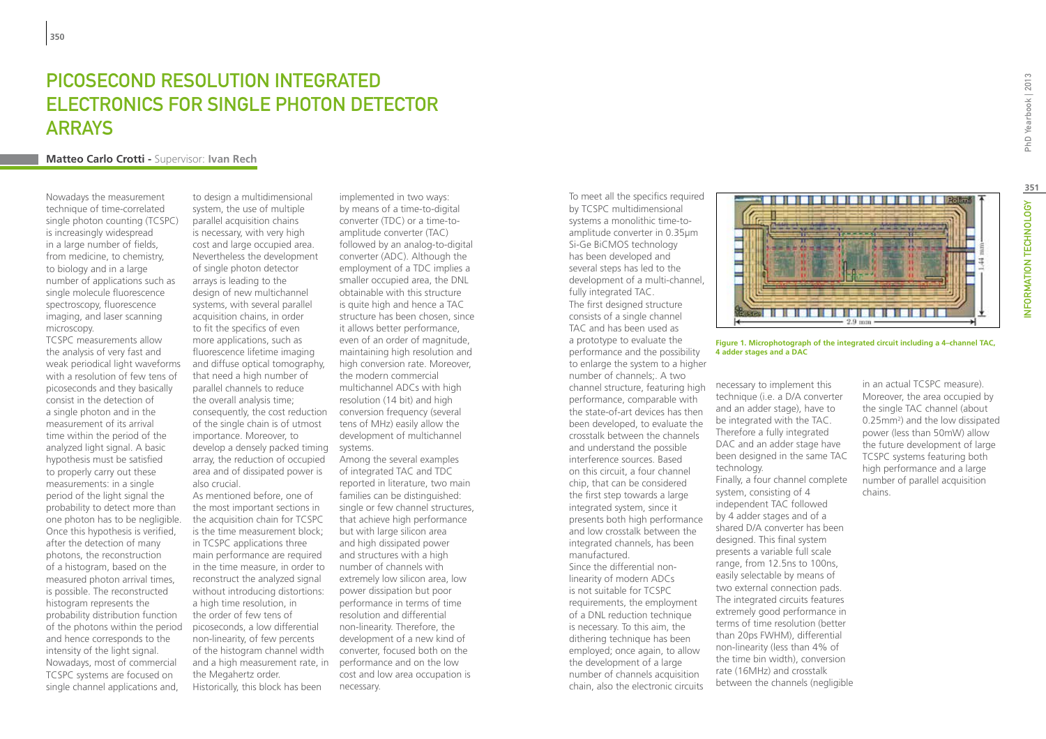# PICOSECOND RESOLUTION INTEGRATED ELECTRONICS FOR SINGLE PHOTON DETECTOR ARRAYS

**Matteo Carlo Crotti -** Supervisor: **Ivan Rech**

Nowadays the measurement technique of time-correlated single photon counting (TCSPC) is increasingly widespread in a large number of fields, from medicine, to chemistry, to biology and in a large number of applications such as single molecule fluorescence spectroscopy, fluorescence imaging, and laser scanning microscopy.

TCSPC measurements allow the analysis of very fast and weak periodical light waveforms with a resolution of few tens of picoseconds and they basically consist in the detection of a single photon and in the measurement of its arrival time within the period of the analyzed light signal. A basic hypothesis must be satisfied to properly carry out these measurements: in a single period of the light signal the probability to detect more than one photon has to be negligible. Once this hypothesis is verified, after the detection of many photons, the reconstruction of a histogram, based on the measured photon arrival times, is possible. The reconstructed histogram represents the probability distribution function of the photons within the period and hence corresponds to the intensity of the light signal. Nowadays, most of commercial TCSPC systems are focused on single channel applications and, to design a multidimensional system, the use of multiple parallel acquisition chains is necessary, with very high cost and large occupied area. Nevertheless the development of single photon detector arrays is leading to the design of new multichannel systems, with several parallel acquisition chains, in order to fit the specifics of even more applications, such as fluorescence lifetime imaging and diffuse optical tomography, that need a high number of parallel channels to reduce the overall analysis time; consequently, the cost reduction of the single chain is of utmost importance. Moreover, to develop a densely packed timing array, the reduction of occupied area and of dissipated power is also crucial.

As mentioned before, one of the most important sections in the acquisition chain for TCSPC is the time measurement block; in TCSPC applications three main performance are required in the time measure, in order to reconstruct the analyzed signal without introducing distortions: a high time resolution, in the order of few tens of picoseconds, a low differential non-linearity, of few percents of the histogram channel width and a high measurement rate, in the Megahertz order.

Historically, this block has been implemented in two ways: by means of a time-to-digital converter (TDC) or a time-to-amplitude converter (TAC) followed by an analog-to-digital converter (ADC). Although the employment of a TDC implies a smaller occupied area, the DNL obtainable with this structure is quite high and hence a TAC structure has been chosen, since it allows better performance, even of an order of magnitude, maintaining high resolution and high conversion rate. Moreover, the modern commercial multichannel ADCs with high resolution (14 bit) and high conversion frequency (several tens of MHz) easily allow the development of multichannel systems.

Among the several examples of integrated TAC and TDC reported in literature, two main families can be distinguished: single or few channel structures, that achieve high performance but with large silicon area and high dissipated power and structures with a high number of channels with extremely low silicon area, low power dissipation but poor performance in terms of time resolution and differential non-linearity. Therefore, the development of a new kind of converter, focused both on the performance and on the low cost and low area occupation is necessary.

To meet all the specifics required by TCSPC multidimensional systems a monolithic time-to-amplitude converter in 0.35µm Si-Ge BiCMOS technology has been developed and several steps has led to the development of a multi-channel, fully integrated TAC.

The first designed structure consists of a single channel TAC and has been used as a prototype to evaluate the performance and the possibility to enlarge the system to a higher number of channels;. A two channel structure, featuring high performance, comparable with the state-of-art devices has then been developed, to evaluate the crosstalk between the channels and understand the possible interference sources. Based on this circuit, a four channel chip, that can be considered the first step towards a large integrated system, since it presents both high performance and low crosstalk between the integrated channels, has been manufactured.

Since the differential non-linearity of modern ADCs is not suitable for TCSPC requirements, the employment of a DNL reduction technique is necessary. To this aim, the dithering technique has been employed; once again, to allow the development of a large number of channels acquisition chain, also the electronic circuits necessary to implement this technique (i.e. a D/A converter and an adder stage), have to be integrated with the TAC. Therefore a fully integrated DAC and an adder stage have been designed in the same TAC technology.

Finally, a four channel complete system, consisting of 4 independent TAC followed by 4 adder stages and of a shared D/A converter has been designed. This final system presents a variable full scale range, from 12.5ns to 100ns, easily selectable by means of two external connection pads. The integrated circuits features extremely good performance in terms of time resolution (better than 20ps FWHM), differential non-linearity (less than 4% of the time bin width), conversion rate (16MHz) and crosstalk between the channels (negligible in an actual TCSPC measure). Moreover, the area occupied by the single TAC channel (about 0.25mm²) and the low dissipated power (less than 50mW) allow the future development of large TCSPC systems featuring both high performance and a large number of parallel acquisition chains.

**Figure 1. Microphotograph of the integrated circuit including a 4-channel TAC, 4 adder stages and a DAC**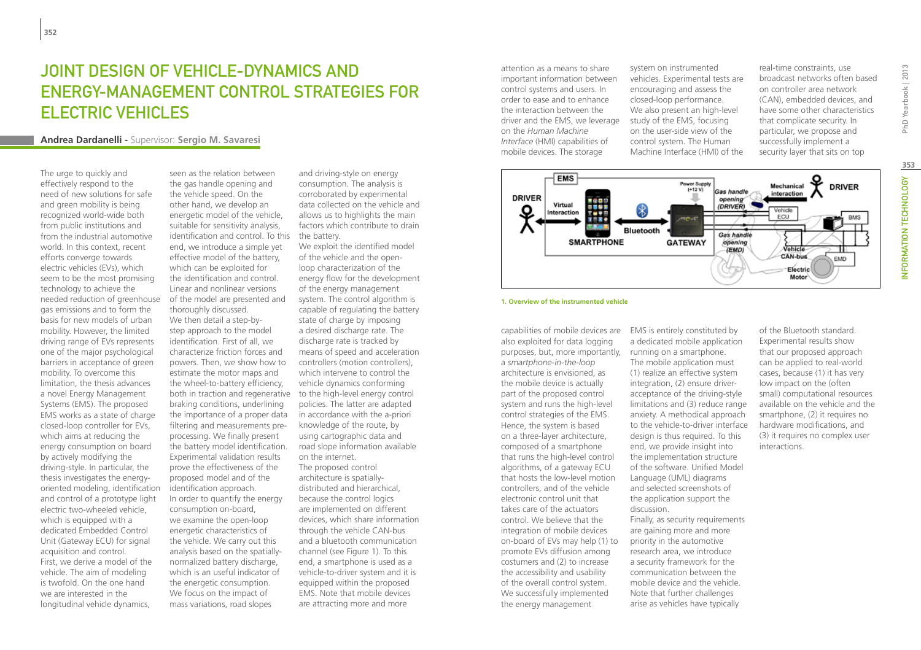# Joint Design of Vehicle-Dynamics and Energy-Management Control Strategies for Electric Vehicles

**Andrea Dardanelli** - Supervisor: **Sergio M. Savaresi**

The urge to quickly and effectively respond to the need of new solutions for safe and green mobility is being recognized world-wide both from public institutions and from the industrial automotive world. In this context, recent efforts converge towards electric vehicles (EVs), which seem to be the most promising technology to achieve the needed reduction of greenhouse gas emissions and to form the basis for new models of urban mobility. However, the limited driving range of EVs represents one of the major psychological barriers in acceptance of green mobility. To overcome this limitation, the thesis advances a novel Energy Management Systems (EMS). The proposed EMS works as a state of charge closed-loop controller for EVs, which aims at reducing the energy consumption on board by actively modifying the driving-style. In particular, the thesis investigates the energy-oriented modeling, identification and control of a prototype light electric two-wheeled vehicle, which is equipped with a dedicated Embedded Control Unit (Gateway ECU) for signal acquisition and control.

First, we derive a model of the vehicle. The aim of modeling is twofold. On the one hand we are interested in the longitudinal vehicle dynamics, seen as the relation between the gas handle opening and the vehicle speed. On the other hand, we develop an energetic model of the vehicle, suitable for sensitivity analysis, identification and control. To this end, we introduce a simple yet effective model of the battery, which can be exploited for the identification and control. Linear and nonlinear versions of the model are presented and thoroughly discussed.

We then detail a step-by-step approach to the model identification. First of all, we characterize friction forces and powers. Then, we show how to estimate the motor maps and the wheel-to-battery efficiency, both in traction and regenerative braking conditions, underlining the importance of a proper data filtering and measurements pre-processing. We finally present the battery model identification. Experimental validation results prove the effectiveness of the proposed model and of the identification approach.

In order to quantify the energy consumption on-board, we examine the open-loop energetic characteristics of the vehicle. We carry out this analysis based on the spatially-normalized battery discharge, which is an useful indicator of the energetic consumption. We focus on the impact of mass variations, road slopes and driving-style on energy consumption. The analysis is corroborated by experimental data collected on the vehicle and allows us to highlights the main factors which contribute to drain the battery.

We exploit the identified model of the vehicle and the open-loop characterization of the energy flow for the development of the energy management system. The control algorithm is capable of regulating the battery state of charge by imposing a desired discharge rate. The discharge rate is tracked by means of speed and acceleration controllers (motion controllers), which intervene to control the vehicle dynamics conforming to the high-level energy control policies. The latter are adapted in accordance with the a-priori knowledge of the route, by using cartographic data and road slope information available on the internet.

The proposed control architecture is spatially-distributed and hierarchical, because the control logics are implemented on different devices, which share information through the vehicle CAN-bus and a bluetooth communication channel (see Figure 1). To this end, a smartphone is used as a vehicle-to-driver system and it is equipped within the proposed EMS. Note that mobile devices are attracting more and more attention as a means to share important information between control systems and users. In order to ease and to enhance the interaction between the driver and the EMS, we leverage on the *Human Machine Interface* (HMI) capabilities of mobile devices. The storage capabilities of mobile devices are also exploited for data logging purposes, but, more importantly, a *smartphone-in-the-loop* architecture is envisioned, as the mobile device is actually part of the proposed control system and runs the high-level control strategies of the EMS. Hence, the system is based on a three-layer architecture, composed of a smartphone that runs the high-level control algorithms, of a gateway ECU that hosts the low-level motion controllers, and of the vehicle electronic control unit that takes care of the actuators control. We believe that the integration of mobile devices on-board of EVs may help (1) to promote EVs diffusion among costumers and (2) to increase the accessibility and usability of the overall control system.

We successfully implemented the energy management system on instrumented vehicles. Experimental tests are encouraging and assess the closed-loop performance. We also present an high-level study of the EMS, focusing on the user-side view of the control system. The Human Machine Interface (HMI) of the EMS is entirely constituted by a dedicated mobile application running on a smartphone. The mobile application must (1) realize an effective system integration, (2) ensure driver-acceptance of the driving-style limitations and (3) reduce range anxiety. A methodical approach to the vehicle-to-driver interface design is thus required. To this end, we provide insight into the implementation structure of the software. Unified Model Language (UML) diagrams and selected screenshots of the application support the discussion.

Finally, as security requirements are gaining more and more priority in the automotive research area, we introduce a security framework for the communication between the mobile device and the vehicle. Note that further challenges arise as vehicles have typically real-time constraints, use broadcast networks often based on controller area network (CAN), embedded devices, and have some other characteristics that complicate security. In particular, we propose and successfully implement a security layer that sits on top of the Bluetooth standard. Experimental results show that our proposed approach can be applied to real-world cases, because (1) it has very low impact on the (often small) computational resources available on the vehicle and the smartphone, (2) it requires no hardware modifications, and (3) it requires no complex user interactions.

**1. Overview of the instrumented vehicle**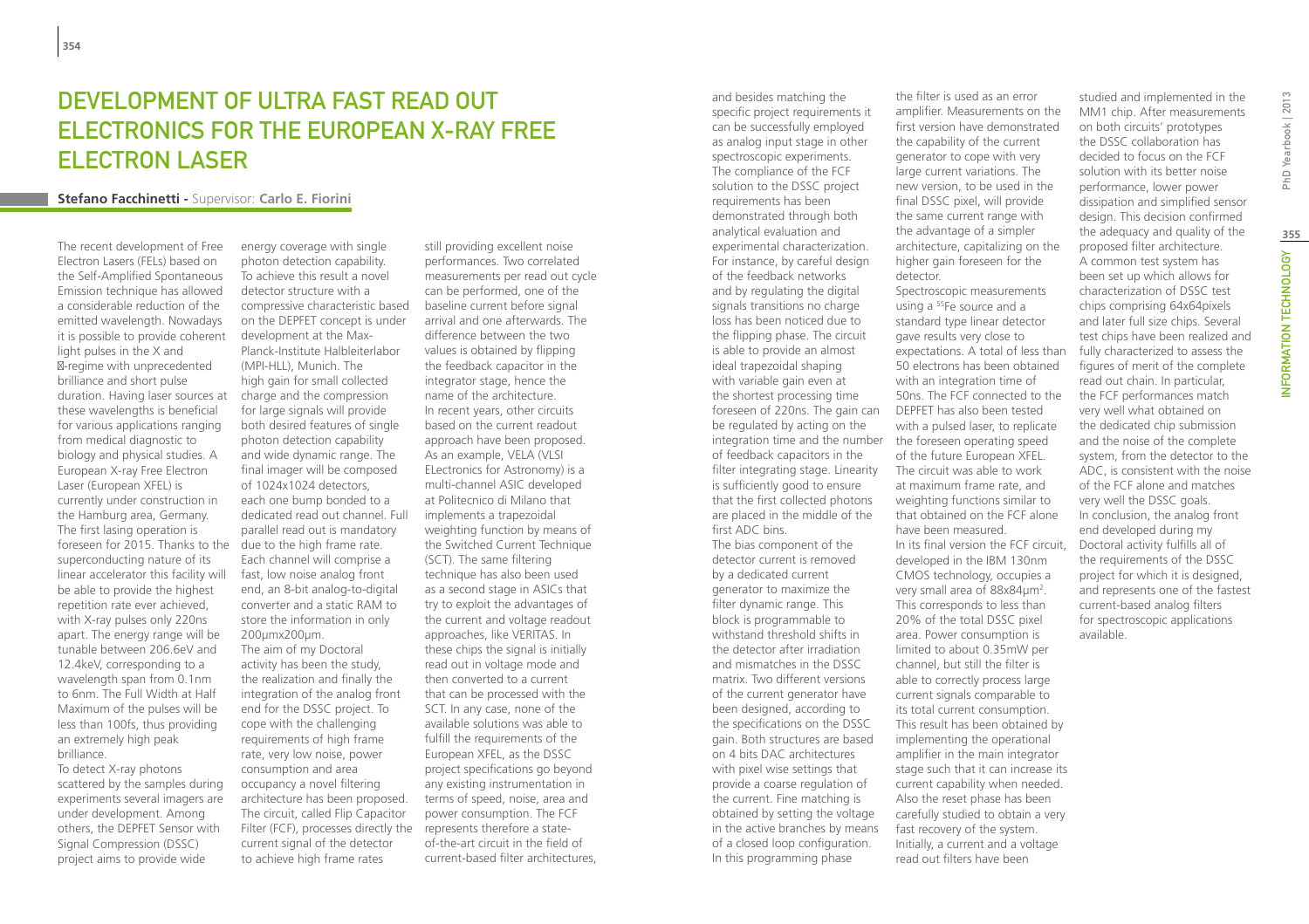# Development of Ultra Fast Read Out Electronics for the European X-Ray Free Electron Laser

**Stefano Facchinetti** - Supervisor: **Carlo E. Fiorini**

The recent development of Free Electron Lasers (FELs) based on the Self-Amplified Spontaneous Emission technique has allowed a considerable reduction of the emitted wavelength. Nowadays it is possible to provide coherent light pulses in the X and -regime with unprecedented brilliance and short pulse duration. Having laser sources at these wavelengths is beneficial for various applications ranging from medical diagnostic to biology and physical studies. A European X-ray Free Electron Laser (European XFEL) is currently under construction in the Hamburg area, Germany. The first lasing operation is foreseen for 2015. Thanks to the superconducting nature of its linear accelerator this facility will be able to provide the highest repetition rate ever achieved, with X-ray pulses only 220ns apart. The energy range will be tunable between 206.6eV and 12.4keV, corresponding to a wavelength span from 0.1nm to 6nm. The Full Width at Half Maximum of the pulses will be less than 100fs, thus providing an extremely high peak brilliance.

To detect X-ray photons scattered by the samples during experiments several imagers are under development. Among others, the DEPFET Sensor with Signal Compression (DSSC) project aims to provide wide energy coverage with single photon detection capability. To achieve this result a novel detector structure with a compressive characteristic based on the DEPFET concept is under development at the Max-Planck-Institute Halbleiterlabor (MPI-HLL), Munich. The high gain for small collected charge and the compression for large signals will provide both desired features of single photon detection capability and wide dynamic range. The final imager will be composed of 1024x1024 detectors, each one bump bonded to a dedicated read out channel. Full parallel read out is mandatory due to the high frame rate. Each channel will comprise a fast, low noise analog front end, an 8-bit analog-to-digital converter and a static RAM to store the information in only 200μmx200μm.

The aim of my Doctoral activity has been the study, the realization and finally the integration of the analog front end for the DSSC project. To cope with the challenging requirements of high frame rate, very low noise, power consumption and area occupancy a novel filtering architecture has been proposed. The circuit, called Flip Capacitor Filter (FCF), processes directly the current signal of the detector to achieve high frame rates still providing excellent noise performances. Two correlated measurements per read out cycle can be performed, one of the baseline current before signal arrival and one afterwards. The difference between the two values is obtained by flipping the feedback capacitor in the integrator stage, hence the name of the architecture. In recent years, other circuits based on the current readout approach have been proposed. As an example, VELA (VLSI ELectronics for Astronomy) is a multi-channel ASIC developed at Politecnico di Milano that implements a trapezoidal weighting function by means of the Switched Current Technique (SCT). The same filtering technique has also been used as a second stage in ASICs that try to exploit the advantages of the current and voltage readout approaches, like VERITAS. In these chips the signal is initially read out in voltage mode and then converted to a current that can be processed with the SCT. In any case, none of the available solutions was able to fulfill the requirements of the European XFEL, as the DSSC project specifications go beyond any existing instrumentation in terms of speed, noise, area and power consumption. The FCF represents therefore a state-of-the-art circuit in the field of current-based filter architectures, and besides matching the specific project requirements it can be successfully employed as analog input stage in other spectroscopic experiments. The compliance of the FCF solution to the DSSC project requirements has been demonstrated through both analytical evaluation and experimental characterization. For instance, by careful design of the feedback networks and by regulating the digital signals transitions no charge loss has been noticed due to the flipping phase. The circuit is able to provide an almost ideal trapezoidal shaping with variable gain even at the shortest processing time foreseen of 220ns. The gain can be regulated by acting on the integration time and the number of feedback capacitors in the filter integrating stage. Linearity is sufficiently good to ensure that the first collected photons are placed in the middle of the first ADC bins.

The bias component of the detector current is removed by a dedicated current generator to maximize the filter dynamic range. This block is programmable to withstand threshold shifts in the detector after irradiation and mismatches in the DSSC matrix. Two different versions of the current generator have been designed, according to the specifications on the DSSC gain. Both structures are based on 4 bits DAC architectures with pixel wise settings that provide a coarse regulation of the current. Fine matching is obtained by setting the voltage in the active branches by means of a closed loop configuration. In this programming phase the filter is used as an error amplifier. Measurements on the first version have demonstrated the capability of the current generator to cope with very large current variations. The new version, to be used in the final DSSC pixel, will provide the same current range with the advantage of a simpler architecture, capitalizing on the higher gain foreseen for the detector.

Spectroscopic measurements using a $^{55}Fe$ source and a standard type linear detector gave results very close to expectations. A total of less than 50 electrons has been obtained with an integration time of 50ns. The FCF connected to the DEPFET has also been tested with a pulsed laser, to replicate the foreseen operating speed of the future European XFEL. The circuit was able to work at maximum frame rate, and weighting functions similar to that obtained on the FCF alone have been measured.

In its final version the FCF circuit, developed in the IBM 130nm CMOS technology, occupies a very small area of 88x84μm$^2$. This corresponds to less than 20% of the total DSSC pixel area. Power consumption is limited to about 0.35mW per channel, but still the filter is able to correctly process large current signals comparable to its total current consumption. This result has been obtained by implementing the operational amplifier in the main integrator stage such that it can increase its current capability when needed. Also the reset phase has been carefully studied to obtain a very fast recovery of the system. Initially, a current and a voltage read out filters have been studied and implemented in the MM1 chip. After measurements on both circuits' prototypes the DSSC collaboration has decided to focus on the FCF solution with its better noise performance, lower power dissipation and simplified sensor design. This decision confirmed the adequacy and quality of the proposed filter architecture.

A common test system has been set up which allows for characterization of DSSC test chips comprising 64x64pixels and later full size chips. Several test chips have been realized and fully characterized to assess the figures of merit of the complete read out chain. In particular, the FCF performances match very well what obtained on the dedicated chip submission and the noise of the complete system, from the detector to the ADC, is consistent with the noise of the FCF alone and matches very well the DSSC goals.

In conclusion, the analog front end developed during my Doctoral activity fulfills all of the requirements of the DSSC project for which it is designed, and represents one of the fastest current-based analog filters for spectroscopic applications available.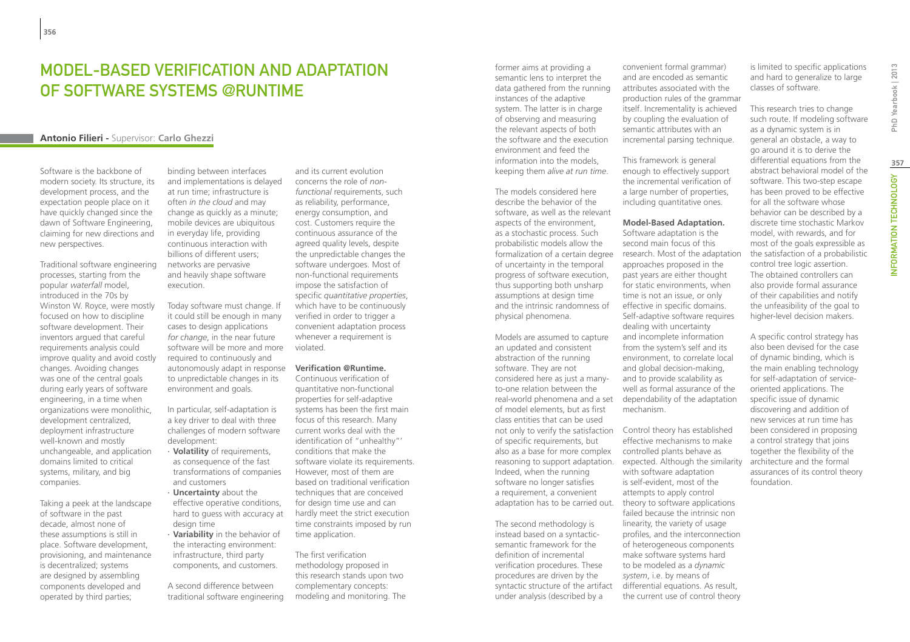# Model-Based Verification and Adaptation of Software Systems @Runtime

**Antonio Filieri** - Supervisor: **Carlo Ghezzi**

Software is the backbone of modern society. Its structure, its development process, and the expectation people place on it have quickly changed since the dawn of Software Engineering, claiming for new directions and new perspectives.

Traditional software engineering processes, starting from the popular *waterfall* model, introduced in the 70s by Winston W. Royce, were mostly focused on how to discipline software development. Their inventors argued that careful requirements analysis could improve quality and avoid costly changes. Avoiding changes was one of the central goals during early years of software engineering, in a time when organizations were monolithic, development centralized, deployment infrastructure well-known and mostly unchangeable, and application domains limited to critical systems, military, and big companies.

Taking a peek at the landscape of software in the past decade, almost none of these assumptions is still in place. Software development, provisioning, and maintenance is decentralized; systems are designed by assembling components developed and operated by third parties; binding between interfaces and implementations is delayed at run time; infrastructure is often *in the cloud* and may change as quickly as a minute; mobile devices are ubiquitous in everyday life, providing continuous interaction with billions of different users; networks are pervasive and heavily shape software execution.

Today software must change. If it could still be enough in many cases to design applications *for change*, in the near future software will be more and more required to continuously and autonomously adapt in response to unpredictable changes in its environment and goals.

In particular, self-adaptation is a key driver to deal with three challenges of modern software development:

- **Volatility** of requirements, as consequence of the fast transformations of companies and customers
- **Uncertainty** about the effective operative conditions, hard to guess with accuracy at design time
- **Variability** in the behavior of the interacting environment: infrastructure, third party components, and customers.

A second difference between traditional software engineering and its current evolution concerns the role of *non-functional* requirements, such as reliability, performance, energy consumption, and cost. Customers require the continuous assurance of the agreed quality levels, despite the unpredictable changes the software undergoes. Most of non-functional requirements impose the satisfaction of specific *quantitative properties*, which have to be continuously verified in order to trigger a convenient adaptation process whenever a requirement is violated.

**Verification @Runtime.** Continuous verification of quantitative non-functional properties for self-adaptive systems has been the first main focus of this research. Many current works deal with the identification of "unhealthy"' conditions that make the software violate its requirements. However, most of them are based on traditional verification techniques that are conceived for design time use and can hardly meet the strict execution time constraints imposed by run time application.

The first verification methodology proposed in this research stands upon two complementary concepts: modeling and monitoring. The former aims at providing a semantic lens to interpret the data gathered from the running instances of the adaptive system. The latter is in charge of observing and measuring the relevant aspects of both the software and the execution environment and feed the information into the models, keeping them *alive at run time*.

The models considered here describe the behavior of the software, as well as the relevant aspects of the environment, as a stochastic process. Such probabilistic models allow the formalization of a certain degree of uncertainty in the temporal progress of software execution, thus supporting both unsharp assumptions at design time and the intrinsic randomness of physical phenomena.

Models are assumed to capture an updated and consistent abstraction of the running software. They are not considered here as just a many-to-one relation between the real-world phenomena and a set of model elements, but as first class entities that can be used not only to verify the satisfaction of specific requirements, but also as a base for more complex reasoning to support adaptation. Indeed, when the running software no longer satisfies a requirement, a convenient adaptation has to be carried out.

The second methodology is instead based on a syntactic-semantic framework for the definition of incremental verification procedures. These procedures are driven by the syntactic structure of the artifact under analysis (described by a convenient formal grammar) and are encoded as semantic attributes associated with the production rules of the grammar itself. Incrementality is achieved by coupling the evaluation of semantic attributes with an incremental parsing technique.

This framework is general enough to effectively support the incremental verification of a large number of properties, including quantitative ones.

**Model-Based Adaptation.** Software adaptation is the second main focus of this research. Most of the adaptation approaches proposed in the past years are either thought for static environments, when time is not an issue, or only effective in specific domains. Self-adaptive software requires dealing with uncertainty and incomplete information from the system's self and its environment, to correlate local and global decision-making, and to provide scalability as well as formal assurance of the dependability of the adaptation mechanism.

Control theory has established effective mechanisms to make controlled plants behave as expected. Although the similarity with software adaptation is self-evident, most of the attempts to apply control theory to software applications failed because the intrinsic non linearity, the variety of usage profiles, and the interconnection of heterogeneous components make software systems hard to be modeled as a *dynamic system*, i.e. by means of differential equations. As result, the current use of control theory is limited to specific applications and hard to generalize to large classes of software.

This research tries to change such route. If modeling software as a dynamic system is in general an obstacle, a way to go around it is to derive the differential equations from the abstract behavioral model of the software. This two-step escape has been proved to be effective for all the software whose behavior can be described by a discrete time stochastic Markov model, with rewards, and for most of the goals expressible as the satisfaction of a probabilistic control tree logic assertion. The obtained controllers can also provide formal assurance of their capabilities and notify the unfeasibility of the goal to higher-level decision makers.

A specific control strategy has also been devised for the case of dynamic binding, which is the main enabling technology for self-adaptation of service-oriented applications. The specific issue of dynamic discovering and addition of new services at run time has been considered in proposing a control strategy that joins together the flexibility of the architecture and the formal assurances of its control theory foundation.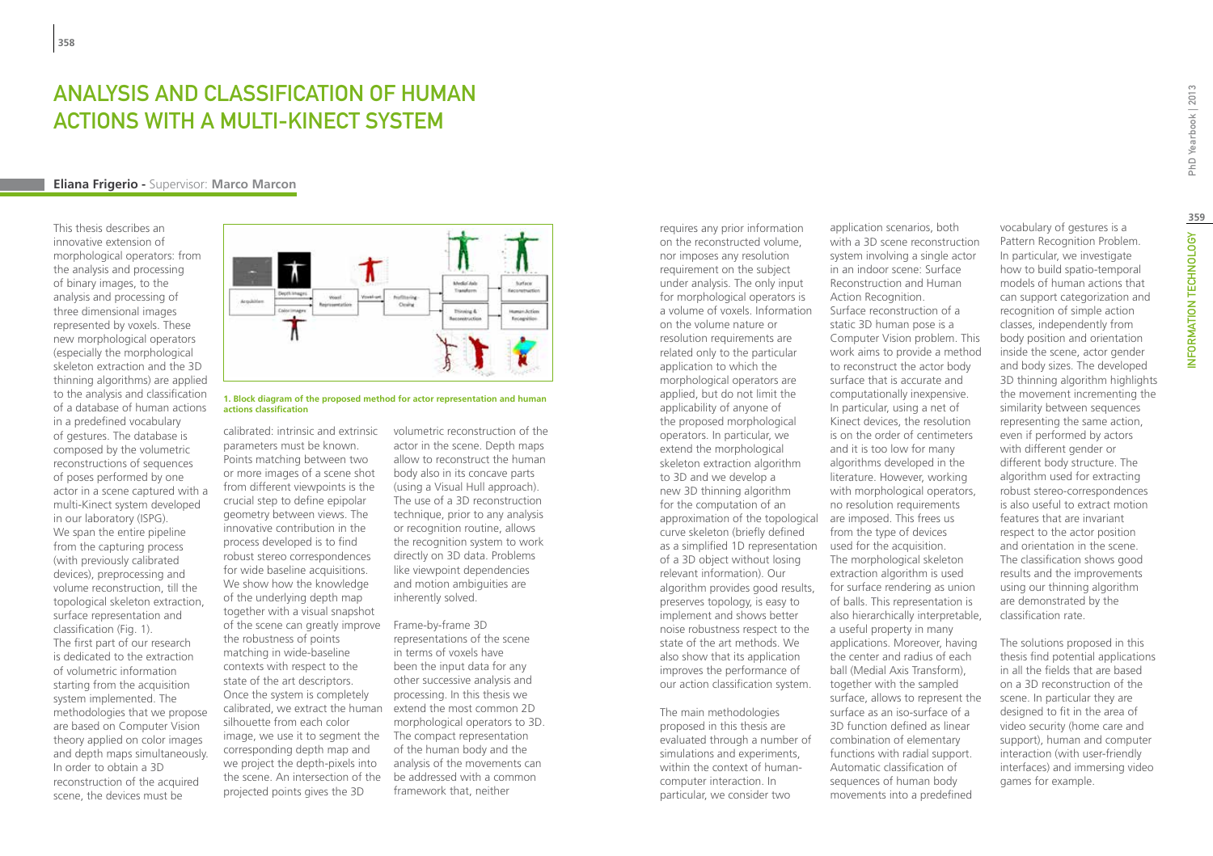# ANALYSIS AND CLASSIFICATION OF HUMAN ACTIONS WITH A MULTI-KINECT SYSTEM

**Eliana Frigerio** - Supervisor: **Marco Marcon**

This thesis describes an innovative extension of morphological operators: from the analysis and processing of binary images, to the analysis and processing of three dimensional images represented by voxels. These new morphological operators (especially the morphological skeleton extraction and the 3D thinning algorithms) are applied to the analysis and classification of a database of human actions in a predefined vocabulary of gestures. The database is composed by the volumetric reconstructions of sequences of poses performed by one actor in a scene captured with a multi-Kinect system developed in our laboratory (ISPG).

We span the entire pipeline from the capturing process (with previously calibrated devices), preprocessing and volume reconstruction, till the topological skeleton extraction, surface representation and classification (Fig. 1).

The first part of our research is dedicated to the extraction of volumetric information starting from the acquisition system implemented. The methodologies that we propose are based on Computer Vision theory applied on color images and depth maps simultaneously. In order to obtain a 3D reconstruction of the acquired scene, the devices must be calibrated: intrinsic and extrinsic parameters must be known. Points matching between two or more images of a scene shot from different viewpoints is the crucial step to reconstruct the epipolar geometry between views. The innovative contribution in the process developed is to find robust stereo correspondences for wide baseline acquisitions. We show how the knowledge of the underlying depth map together with a visual snapshot of the scene can greatly improve the robustness of points matching in wide-baseline contexts with respect to the state of the art descriptors. Once the system is completely calibrated, we extract the human silhouette from each color image, we use it to segment the corresponding depth map and we project the depth-pixels into the scene. An intersection of the projected points gives the 3D volumetric reconstruction of the actor in the scene. Depth maps allow to reconstruct the human body also in its concave parts (using a Visual Hull approach). The use of a 3D reconstruction technique, prior to any analysis or recognition routine, allows the recognition system to work directly on 3D data. Problems like viewpoint dependencies and motion ambiguities are inherently solved.

**1. Block diagram of the proposed method for actor representation and human actions classification**

Frame-by-frame 3D representations of the scene in terms of voxels have been the input data for any other successive analysis and processing. In this thesis we extend the most common 2D morphological operators to 3D. The compact representation of the human body and the analysis of the movements can be addressed with a common framework that, neither requires any prior information on the reconstructed volume, nor imposes any resolution requirement on the subject under analysis. The only input for morphological operators is a volume of voxels. Information on the volume nature or resolution requirements are related only to the particular application to which the morphological operators are applied, but do not limit the applicability of anyone of the proposed morphological operators. In particular, we extend the morphological skeleton extraction algorithm to 3D and we develop a new 3D thinning algorithm for the computation of an approximation of the topological curve skeleton (briefly defined as a simplified 1D representation of a 3D object without losing relevant information). Our algorithm provides good results, preserves topology, is easy to implement and shows better noise robustness respect to the state of the art methods. We also show that its application improves the performance of our action classification system.

The main methodologies proposed in this thesis are evaluated through a number of simulations and experiments, within the context of human-computer interaction. In particular, we consider two application scenarios, both with a 3D scene reconstruction system involving a single actor in an indoor scene: Surface Reconstruction and Human Action Recognition.

Surface reconstruction of a static 3D human pose is a Computer Vision problem. This work aims to provide a method to reconstruct the actor body surface that is accurate and computationally inexpensive. In particular, using a net of Kinect devices, the resolution is on the order of centimeters and it is too low for many algorithms developed in the literature. However, working with morphological operators, no resolution requirements are imposed. This frees us from the type of devices used for the acquisition. The morphological skeleton extraction algorithm is used for surface rendering as union of balls. This representation is also hierarchically interpretable, a useful property in many applications. Moreover, having the center and radius of each ball (Medial Axis Transform), together with the sampled surface, allows to represent the surface as an iso-surface of a 3D function defined as linear combination of elementary functions with radial support.

Automatic classification of sequences of human body movements into a predefined vocabulary of gestures is a Pattern Recognition Problem. In particular, we investigate how to build spatio-temporal models of human actions that can support categorization and recognition of simple action classes, independently from body position and orientation inside the scene, actor gender and body sizes. The developed 3D thinning algorithm highlights the movement incrementing the similarity between sequences representing the same action, even if performed by actors with different gender or different body structure. The algorithm used for extracting robust stereo-correspondences is also useful to extract motion features that are invariant respect to the actor position and orientation in the scene. The classification shows good results and the improvements using our thinning algorithm are demonstrated by the classification rate.

The solutions proposed in this thesis find potential applications in all the fields that are based on a 3D reconstruction of the scene. In particular they are designed to fit in the area of video security (home care and support), human and computer interaction (with user-friendly interfaces) and immersing video games for example.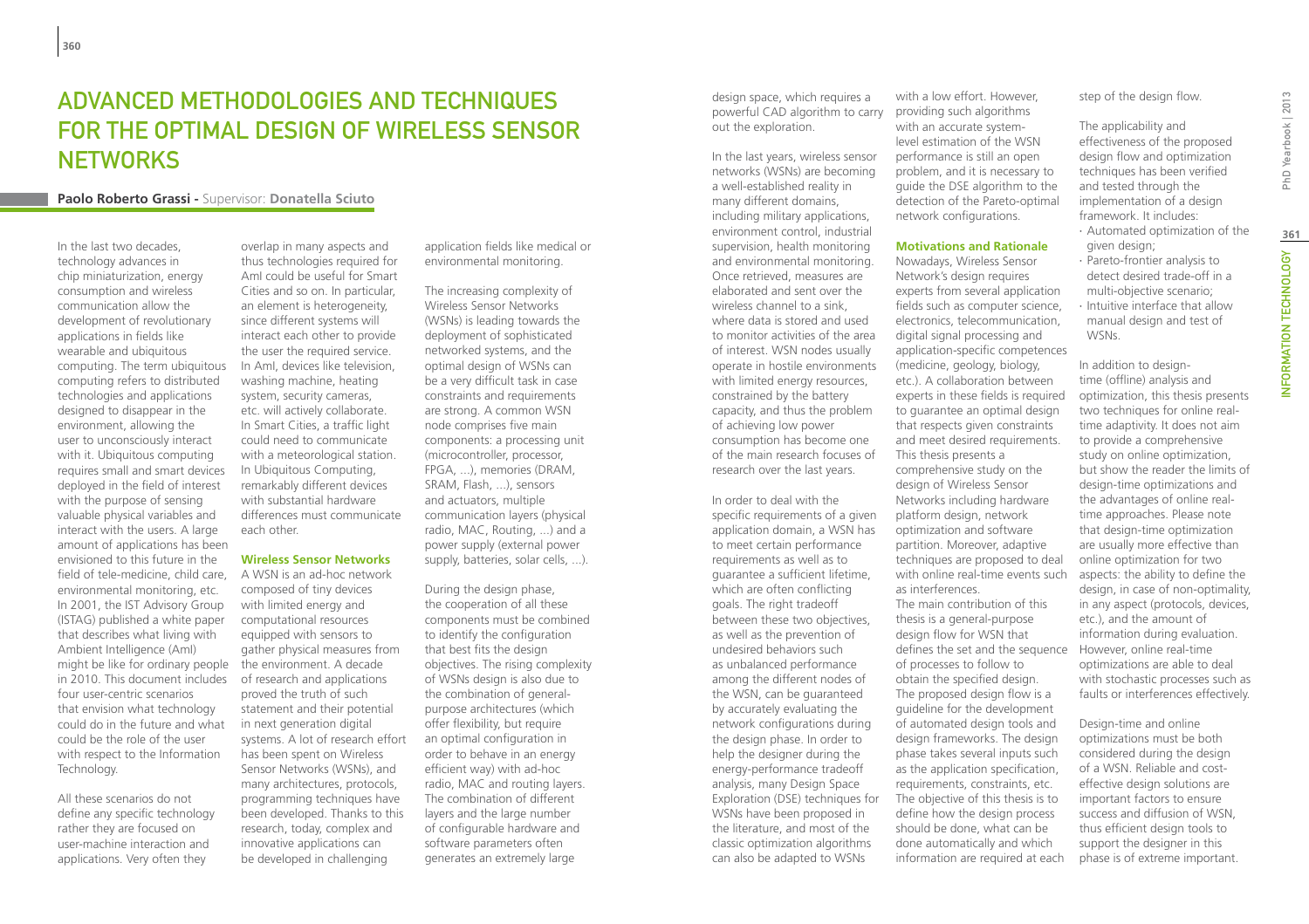# Advanced Methodologies and Techniques for the Optimal Design of Wireless Sensor Networks

**Paolo Roberto Grassi** - Supervisor: **Donatella Sciuto**

In the last two decades, technology advances in chip miniaturization, energy consumption and wireless communication allow the development of revolutionary applications in fields like wearable and ubiquitous computing. The term ubiquitous computing refers to distributed technologies and applications designed to disappear in the environment, allowing the user to unconsciously interact with it. Ubiquitous computing requires small and smart devices deployed in the field of interest with the purpose of sensing valuable physical variables and interact with the users. A large amount of applications has been envisioned to this future in the field of tele-medicine, child care, environmental monitoring, etc. In 2001, the IST Advisory Group (ISTAG) published a white paper that describes what living with Ambient Intelligence (AmI) might be like for ordinary people in 2010. This document includes four user-centric scenarios that envision what technology could do in the future and what could be the role of the user with respect to the Information Technology.

All these scenarios do not define any specific technology rather they are focused on user-machine interaction and applications. Very often they overlap in many aspects and thus technologies required for AmI could be useful for Smart Cities and so on. In particular, an element is heterogeneity, since different systems will interact each other to provide the user the required service. In AmI, devices like television, washing machine, heating system, security cameras, etc. will actively collaborate. In Smart Cities, a traffic light could need to communicate with a meteorological station. In Ubiquitous Computing, remarkably different devices with substantial hardware differences must communicate each other.

## Wireless Sensor Networks

A WSN is an ad-hoc network composed of tiny devices with limited energy and computational resources equipped with sensors to gather physical measures from the environment. A decade of research and applications proved the truth of such statement and their potential in next generation digital systems. A lot of research effort has been spent on Wireless Sensor Networks (WSNs), and many architectures, protocols, programming techniques have been developed. Thanks to this research, today, complex and innovative applications can be developed in challenging application fields like medical or environmental monitoring.

The increasing complexity of Wireless Sensor Networks (WSNs) is leading towards the deployment of sophisticated networked systems, and the optimal design of WSNs can be a very difficult task in case constraints and requirements are strong. A common WSN node comprises five main components: a processing unit (microcontroller, processor, FPGA, ...), memories (DRAM, SRAM, Flash, ...), sensors and actuators, multiple communication layers (physical radio, MAC, Routing, ...) and a power supply (external power supply, batteries, solar cells, ...).

During the design phase, the cooperation of all these components must be combined to identify the configuration that best fits the design objectives. The rising complexity of WSNs design is also due to the combination of general-purpose architectures (which offer flexibility, but require an optimal configuration in order to behave in an energy efficient way) with ad-hoc radio, MAC and routing layers. The combination of different layers and the large number of configurable hardware and software parameters often generates an extremely large design space, which requires a powerful CAD algorithm to carry out the exploration.

In the last years, wireless sensor networks (WSNs) are becoming a well-established reality in many different domains, including military applications, environment control, industrial supervision, health monitoring and environmental monitoring. Once retrieved, measures are elaborated and sent over the wireless channel to a sink, where data is stored and used to monitor activities of the area of interest. WSN nodes usually operate in hostile environments with limited energy resources, constrained by the battery capacity, and thus the problem of achieving low power consumption has become one of the main research focuses of research over the last years.

In order to deal with the specific requirements of a given application domain, a WSN has to meet certain performance requirements as well as to guarantee a sufficient lifetime, which are often conflicting goals. The right tradeoff between these two objectives, as well as the prevention of undesired behaviors such as unbalanced performance among the different nodes of the WSN, can be guaranteed by accurately evaluating the network configurations during the design phase. In order to help the designer during the energy-performance tradeoff analysis, many Design Space Exploration (DSE) techniques for WSNs have been proposed in the literature, and most of the classic optimization algorithms can also be adapted to WSNs with a low effort. However, providing such algorithms with an accurate system-level estimation of the WSN performance is still an open problem, and it is necessary to guide the DSE algorithm to the detection of the Pareto-optimal network configurations.

## Motivations and Rationale

Nowadays, Wireless Sensor Network's design requires experts from several application fields such as computer science, electronics, telecommunication, digital signal processing and application-specific competences (medicine, geology, biology, etc.). A collaboration between experts in these fields is required to guarantee an optimal design that respects given constraints and meet desired requirements. This thesis presents a comprehensive study on the design of Wireless Sensor Networks including hardware platform design, network optimization and software partition. Moreover, adaptive techniques are proposed to deal with online real-time events such as interferences.

The main contribution of this thesis is a general-purpose design flow for WSN that defines the set and the sequence of processes to follow to obtain the specified design. The proposed design flow is a guideline for the development of automated design tools and design frameworks. The design phase takes several inputs such as the application specification, requirements, constraints, etc. The objective of this thesis is to define how the design process should be done, what can be done automatically and which information are required at each step of the design flow.

The applicability and effectiveness of the proposed design flow and optimization techniques has been verified and tested through the implementation of a design framework. It includes:

- Automated optimization of the given design;
- Pareto-frontier analysis to detect desired trade-off in a multi-objective scenario;
- Intuitive interface that allow manual design and test of WSNs.

In addition to design-time (offline) analysis and optimization, this thesis presents two techniques for online real-time adaptivity. It does not aim to provide a comprehensive study on online optimization, but show the reader the limits of design-time optimizations and the advantages of online real-time approaches. Please note that design-time optimization are usually more effective than online optimization for two aspects: the ability to define the design, in case of non-optimality, in any aspect (protocols, devices, etc.), and the amount of information during evaluation. However, online real-time optimizations are able to deal with stochastic processes such as faults or interferences effectively.

Design-time and online optimizations must be both considered during the design of a WSN. Reliable and cost-effective design solutions are important factors to ensure success and diffusion of WSN, thus efficient design tools to support the designer in this phase is of extreme important.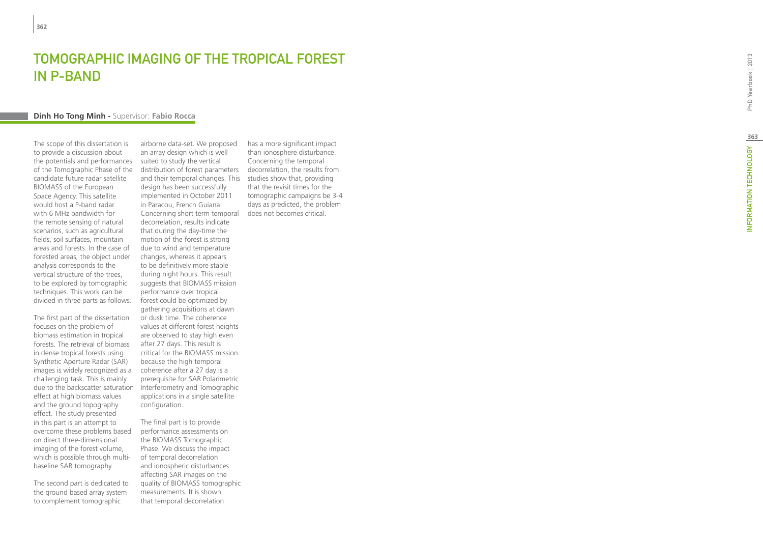# TOMOGRAPHIC IMAGING OF THE TROPICAL FOREST IN P-BAND

**Dinh Ho Tong Minh -** Supervisor: **Fabio Rocca**

The scope of this dissertation is to provide a discussion about the potentials and performances of the Tomographic Phase of the candidate future radar satellite BIOMASS of the European Space Agency. This satellite would host a P-band radar with 6 MHz bandwidth for the remote sensing of natural scenarios, such as agricultural fields, soil surfaces, mountain areas and forests. In the case of forested areas, the object under analysis corresponds to the vertical structure of the trees, to be explored by tomographic techniques. This work can be divided in three parts as follows.

The first part of the dissertation focuses on the problem of biomass estimation in tropical forests. The retrieval of biomass in dense tropical forests using Synthetic Aperture Radar (SAR) images is widely recognized as a challenging task. This is mainly due to the backscatter saturation effect at high biomass values and the ground topography effect. The study presented in this part is an attempt to overcome these problems based on direct three-dimensional imaging of the forest volume, which is possible through multi-baseline SAR tomography.

The second part is dedicated to the ground based array system to complement tomographic airborne data-set. We proposed an array design which is well suited to study the vertical distribution of forest parameters and their temporal changes. This design has been successfully implemented in October 2011 in Paracou, French Guiana. Concerning short term temporal decorrelation, results indicate that during the day-time the motion of the forest is strong due to wind and temperature changes, whereas it appears to be definitively more stable during night hours. This result suggests that BIOMASS mission performance over tropical forest could be optimized by gathering acquisitions at dawn or dusk time. The coherence values at different forest heights are observed to stay high even after 27 days. This result is critical for the BIOMASS mission because the high temporal coherence after a 27 day is a prerequisite for SAR Polarimetric Interferometry and Tomographic applications in a single satellite configuration.

The final part is to provide performance assessments on the BIOMASS Tomographic Phase. We discuss the impact of temporal decorrelation and ionospheric disturbances affecting SAR images on the quality of BIOMASS tomographic measurements. It is shown that temporal decorrelation has a more significant impact than ionosphere disturbance. Concerning the temporal decorrelation, the results from studies show that, providing that the revisit times for the tomographic campaigns be 3-4 days as predicted, the problem does not becomes critical.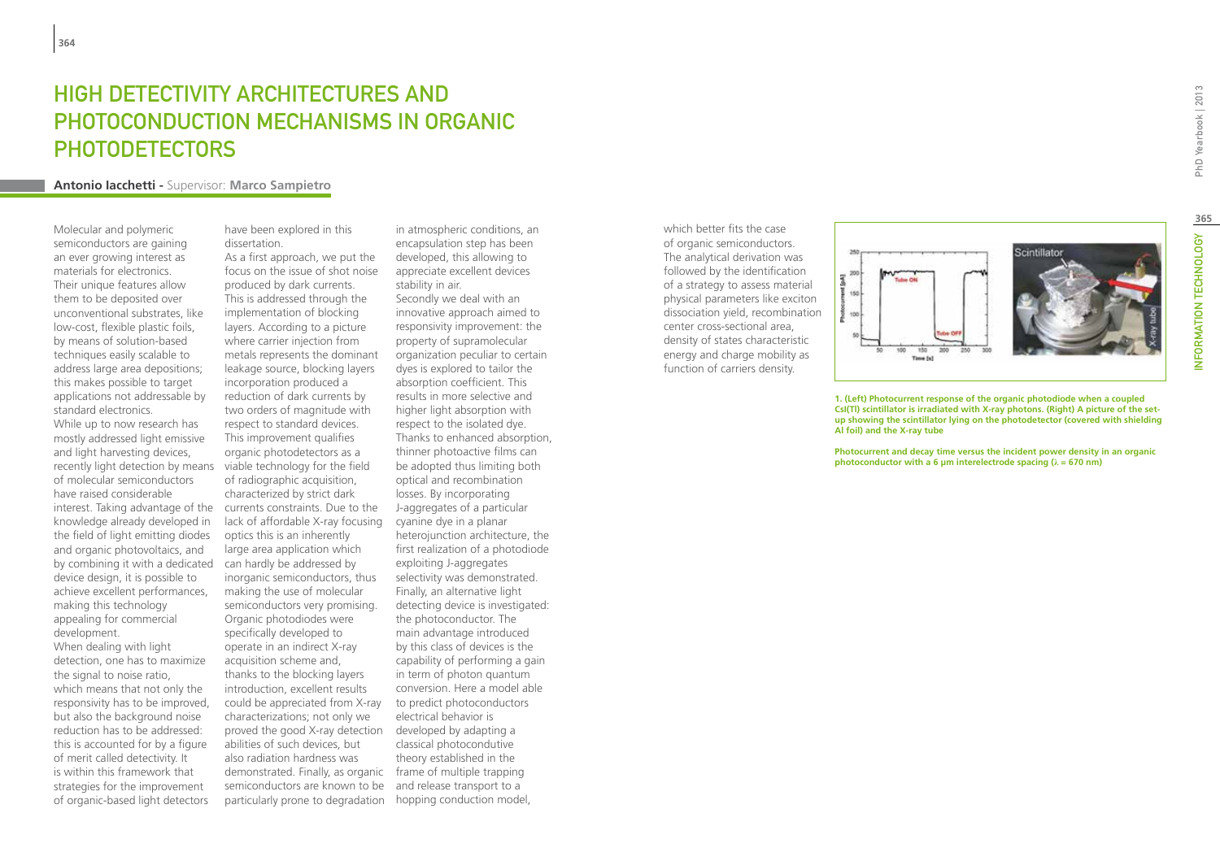# HIGH DETECTIVITY ARCHITECTURES AND PHOTOCONDUCTION MECHANISMS IN ORGANIC PHOTODETECTORS

**Antonio Iacchetti** - Supervisor: **Marco Sampietro**

Molecular and polymeric semiconductors are gaining an ever growing interest as materials for electronics. Their unique features allow them to be deposited over unconventional substrates, like low-cost, flexible plastic foils, by means of solution-based techniques easily scalable to address large area depositions; this makes possible to target applications not addressable by standard electronics.
While up to now research has mostly addressed light emissive and light harvesting devices, recently light detection by means of molecular semiconductors have raised considerable interest. Taking advantage of the knowledge already developed in the field of light emitting diodes and organic photovoltaics, and by combining it with a dedicated device design, it is possible to achieve excellent performances, making this technology appealing for commercial development.
When dealing with light detection, one has to maximize the signal to noise ratio, which means that not only the responsivity has to be improved, but also the background noise reduction has to be addressed: this is accounted for by a figure of merit called detectivity. It is within this framework that strategies for the improvement of organic-based light detectors have been explored in this dissertation.
As a first approach, we put the focus on the issue of shot noise produced by dark currents. This is addressed through the implementation of blocking layers. According to a picture where carrier injection from metals represents the dominant leakage source, blocking layers incorporation produced a reduction of dark currents by two orders of magnitude with respect to standard devices. This improvement qualifies organic photodetectors as a viable technology for the field of radiographic acquisition, characterized by strict dark currents constraints. Due to the lack of affordable X-ray focusing optics this is an inherently large area application which can hardly be addressed by inorganic semiconductors, thus making the use of molecular semiconductors very promising. Organic photodiodes were specifically developed to operate in an indirect X-ray acquisition scheme and, thanks to the blocking layers introduction, excellent results could be appreciated from X-ray characterizations; not only we proved the good X-ray detection abilities of such devices, but also radiation hardness was demonstrated. Finally, as organic semiconductors are known to be particularly prone to degradation in atmospheric conditions, an encapsulation step has been developed, this allowing to appreciate excellent devices stability in air.
Secondly we deal with an innovative approach aimed to responsivity improvement: the property of supramolecular organization peculiar to certain dyes is explored to tailor the absorption coefficient. This results in more selective and higher light absorption with respect to the isolated dye. Thanks to enhanced absorption, thinner photoactive films can be adopted thus limiting both optical and recombination losses. By incorporating J-aggregates of a particular cyanine dye in a planar heterojunction architecture, the first realization of a photodiode exploiting J-aggregates selectivity was demonstrated.
Finally, an alternative light detecting device is investigated: the photoconductor. The main advantage introduced by this class of devices is the capability of performing a gain in term of photon quantum conversion. Here a model able to predict photoconductors electrical behavior is developed by adapting a classical photocondutive theory established in the frame of multiple trapping and release transport to a hopping conduction model, which better fits the case of organic semiconductors. The analytical derivation was followed by the identification of a strategy to assess material physical parameters like exciton dissociation yield, recombination center cross-sectional area, density of states characteristic energy and charge mobility as function of carriers density.

**1. (Left) Photocurrent response of the organic photodiode when a coupled CsI(Tl) scintillator is irradiated with X-ray photons. (Right) A picture of the set-up showing the scintillator lying on the photodetector (covered with shielding Al foil) and the X-ray tube**

**Photocurrent and decay time versus the incident power density in an organic photoconductor with a 6 μm interelectrode spacing (λ = 670 nm)**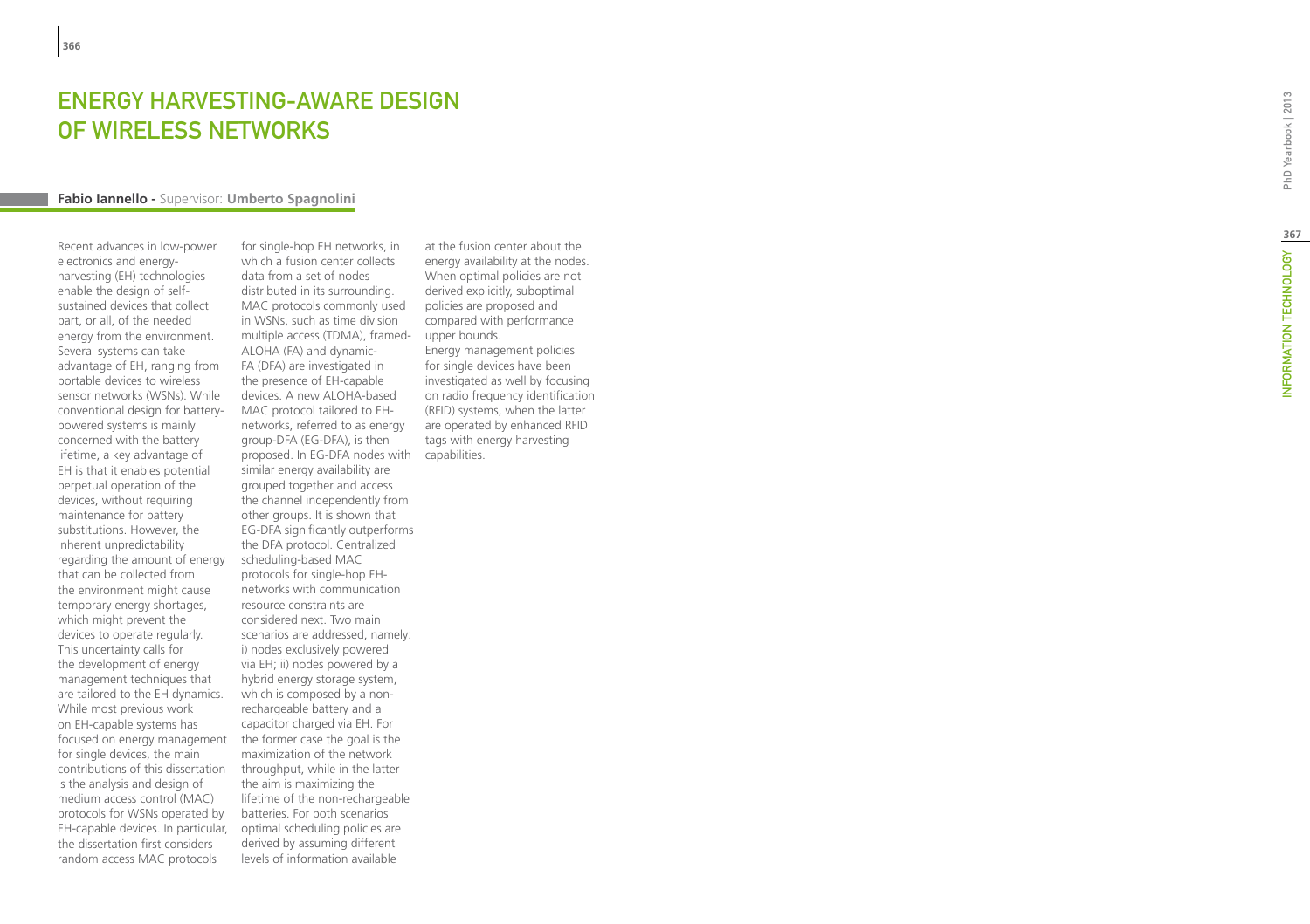# ENERGY HARVESTING-AWARE DESIGN OF WIRELESS NETWORKS

**Fabio Iannello** - Supervisor: **Umberto Spagnolini**

Recent advances in low-power electronics and energy-harvesting (EH) technologies enable the design of self-sustained devices that collect part, or all, of the needed energy from the environment. Several systems can take advantage of EH, ranging from portable devices to wireless sensor networks (WSNs). While conventional design for battery-powered systems is mainly concerned with the battery lifetime, a key advantage of EH is that it enables potential perpetual operation of the devices, without requiring maintenance for battery substitutions. However, the inherent unpredictability regarding the amount of energy that can be collected from the environment might cause temporary energy shortages, which might prevent the devices to operate regularly. This uncertainty calls for the development of energy management techniques that are tailored to the EH dynamics. While most previous work on EH-capable systems has focused on energy management for single devices, the main contributions of this dissertation is the analysis and design of medium access control (MAC) protocols for WSNs operated by EH-capable devices. In particular, the dissertation first considers random access MAC protocols for single-hop EH networks, in which a fusion center collects data from a set of nodes distributed in its surrounding. MAC protocols commonly used in WSNs, such as time division multiple access (TDMA), framed-ALOHA (FA) and dynamic-FA (DFA) are investigated in the presence of EH-capable devices. A new ALOHA-based MAC protocol tailored to EH-networks, referred to as energy group-DFA (EG-DFA), is then proposed. In EG-DFA nodes with similar energy availability are grouped together and access the channel independently from other groups. It is shown that EG-DFA significantly outperforms the DFA protocol. Centralized scheduling-based MAC protocols for single-hop EH-networks with communication resource constraints are considered next. Two main scenarios are addressed, namely: i) nodes exclusively powered via EH; ii) nodes powered by a hybrid energy storage system, which is composed by a non-rechargeable battery and a capacitor charged via EH. For the former case the goal is the maximization of the network throughput, while in the latter the aim is maximizing the lifetime of the non-rechargeable batteries. For both scenarios optimal scheduling policies are derived by assuming different levels of information available at the fusion center about the energy availability at the nodes. When optimal policies are not derived explicitly, suboptimal policies are proposed and compared with performance upper bounds.

Energy management policies for single devices have been investigated as well by focusing on radio frequency identification (RFID) systems, when the latter are operated by enhanced RFID tags with energy harvesting capabilities.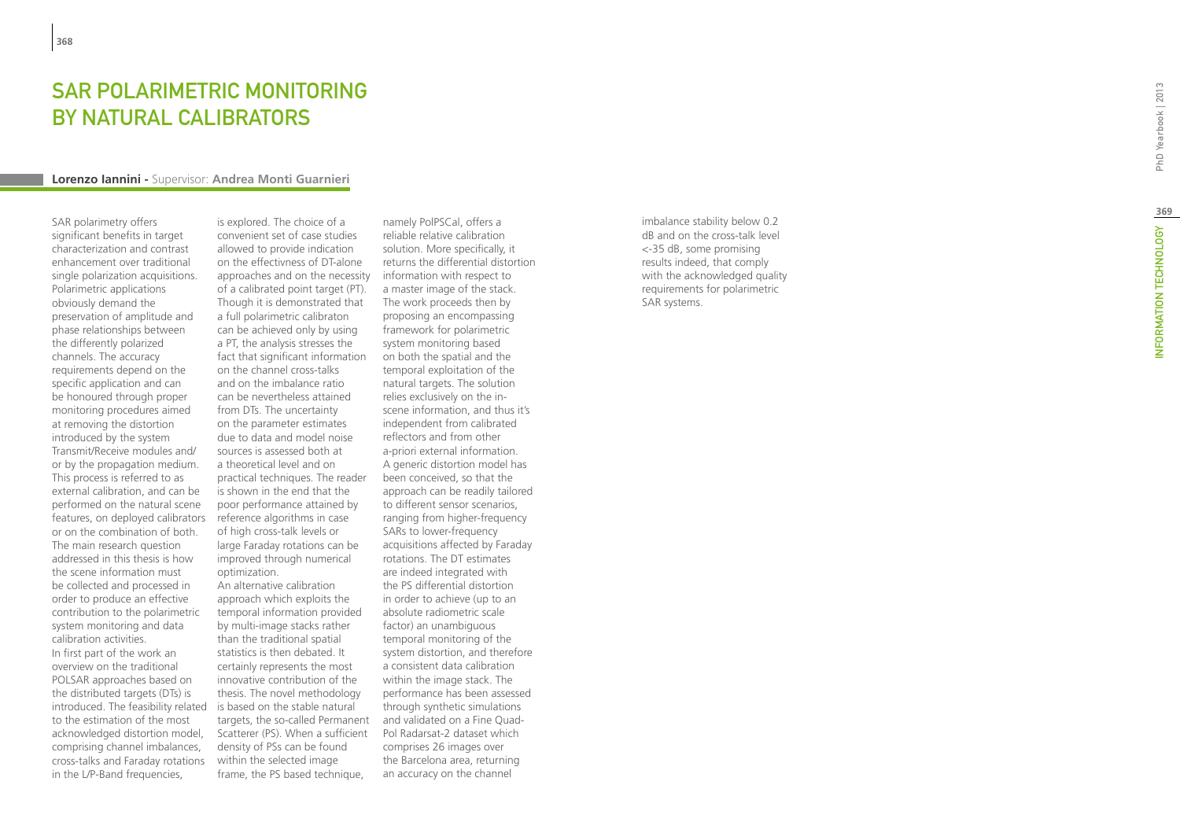# SAR POLARIMETRIC MONITORING BY NATURAL CALIBRATORS

**Lorenzo Iannini** - Supervisor: **Andrea Monti Guarnieri**

SAR polarimetry offers significant benefits in target characterization and contrast enhancement over traditional single polarization acquisitions. Polarimetric applications obviously demand the preservation of amplitude and phase relationships between the differently polarized channels. The accuracy requirements depend on the specific application and can be honoured through proper monitoring procedures aimed at removing the distortion introduced by the system Transmit/Receive modules and/or by the propagation medium. This process is referred to as external calibration, and can be performed on the natural scene features, on deployed calibrators or on the combination of both. The main research question addressed in this thesis is how the scene information must be collected and processed in order to produce an effective contribution to the polarimetric system monitoring and data calibration activities.

In first part of the work an overview on the traditional POLSAR approaches based on the distributed targets (DTs) is introduced. The feasibility related to the estimation of the most acknowledged distortion model, comprising channel imbalances, cross-talks and Faraday rotations in the L/P-Band frequencies, is explored. The choice of a convenient set of case studies allowed to provide indication on the effectivness of DT-alone approaches and on the necessity of a calibrated point target (PT). Though it is demonstrated that a full polarimetric calibraton can be achieved only by using a PT, the analysis stresses the fact that significant information on the channel cross-talks and on the imbalance ratio can be nevertheless attained from DTs. The uncertainty on the parameter estimates due to data and model noise sources is assessed both at a theoretical level and on practical techniques. The reader is shown in the end that the poor performance attained by reference algorithms in case of high cross-talk levels or large Faraday rotations can be improved through numerical optimization.

An alternative calibration approach which exploits the temporal information provided by multi-image stacks rather than the traditional spatial statistics is then debated. It certainly represents the most innovative contribution of the thesis. The novel methodology is based on the stable natural targets, the so-called Permanent Scatterer (PS). When a sufficient density of PSs can be found within the selected image frame, the PS based technique, namely PolPSCal, offers a reliable relative calibration solution. More specifically, it returns the differential distortion information with respect to a master image of the stack. The work proceeds then by proposing an encompassing framework for polarimetric system monitoring based on both the spatial and the temporal exploitation of the natural targets. The solution relies exclusively on the in-scene information, and thus it's independent from calibrated reflectors and from other a-priori external information. A generic distortion model has been conceived, so that the approach can be readily tailored to different sensor scenarios, ranging from higher-frequency SARs to lower-frequency acquisitions affected by Faraday rotations. The DT estimates are indeed integrated with the PS differential distortion in order to achieve (up to an absolute radiometric scale factor) an unambiguous temporal monitoring of the system distortion, and therefore a consistent data calibration within the image stack. The performance has been assessed through synthetic simulations and validated on a Fine Quad-Pol Radarsat-2 dataset which comprises 26 images over the Barcelona area, returning an accuracy on the channel imbalance stability below 0.2 dB and on the cross-talk level <-35 dB, some promising results indeed, that comply with the acknowledged quality requirements for polarimetric SAR systems.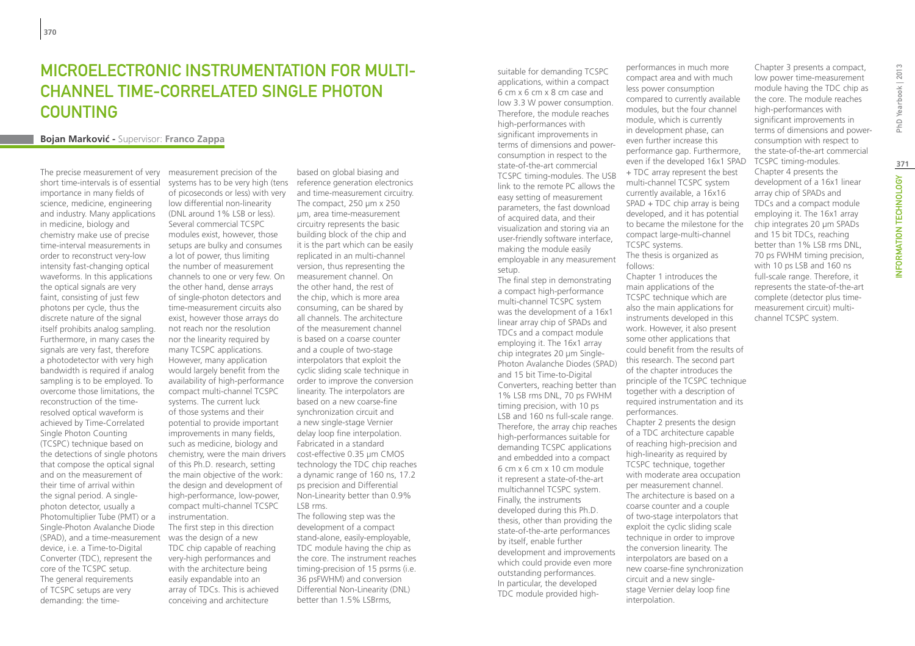# Microelectronic Instrumentation for Multi-Channel Time-Correlated Single Photon Counting

**Bojan Marković** - Supervisor: **Franco Zappa**

The precise measurement of very short time-intervals is of essential importance in many fields of science, medicine, engineering and industry. Many applications in medicine, biology and chemistry make use of precise time-interval measurements in order to reconstruct very-low intensity fast-changing optical waveforms. In this applications the optical signals are very faint, consisting of just few photons per cycle, thus the discrete nature of the signal itself prohibits analog sampling. Furthermore, in many cases the signals are very fast, therefore a photodetector with very high bandwidth is required if analog sampling is to be employed. To overcome those limitations, the reconstruction of the time-resolved optical waveform is achieved by Time-Correlated Single Photon Counting (TCSPC) technique based on the detections of single photons that compose the optical signal and on the measurement of their time of arrival within the signal period. A single-photon detector, usually a Photomultiplier Tube (PMT) or a Single-Photon Avalanche Diode (SPAD), and a time-measurement device, i.e. a Time-to-Digital Converter (TDC), represent the core of the TCSPC setup. The general requirements of TCSPC setups are very demanding: the time-measurement precision of the systems has to be very high (tens of picoseconds or less) with very low differential non-linearity (DNL around 1% LSB or less). Several commercial TCSPC modules exist, however, those setups are bulky and consumes a lot of power, thus limiting the number of measurement channels to one or very few. On the other hand, dense arrays of single-photon detectors and time-measurement circuits also exist, however those arrays do not reach nor the resolution nor the linearity required by many TCSPC applications. However, many application would largely benefit from the availability of high-performance compact multi-channel TCSPC systems. The current luck of those systems and their potential to provide important improvements in many fields, such as medicine, biology and chemistry, were the main drivers of this Ph.D. research, setting the main objective of the work: the design and development of high-performance, low-power, compact multi-channel TCSPC instrumentation.

The first step in this direction was the design of a new TDC chip capable of reaching very-high performances and with the architecture being easily expandable into an array of TDCs. This is achieved conceiving and architecture based on global biasing and reference generation electronics and time-measurement circuitry. The compact, 250 µm x 250 µm, area time-measurement circuitry represents the basic building block of the chip and it is the part which can be easily replicated in an multi-channel version, thus representing the measurement channel. On the other hand, the rest of the chip, which is more area consuming, can be shared by all channels. The architecture of the measurement channel is based on a coarse counter and a couple of two-stage interpolators that exploit the cyclic sliding scale technique in order to improve the conversion linearity. The interpolators are based on a new coarse-fine synchronization circuit and a new single-stage Vernier delay loop fine interpolation. Fabricated in a standard cost-effective 0.35 µm CMOS technology the TDC chip reaches a dynamic range of 160 ns, 17.2 ps precision and Differential Non-Linearity better than 0.9% LSB rms.

The following step was the development of a compact stand-alone, easily-employable, TDC module having the chip as the core. The instrument reaches timing-precision of 15 psrms (i.e. 36 psFWHM) and conversion Differential Non-Linearity (DNL) better than 1.5% LSBrms, suitable for demanding TCSPC applications, within a compact 6 cm x 6 cm x 8 cm case and low 3.3 W power consumption. Therefore, the module reaches high-performances with significant improvements in terms of dimensions and power-consumption in respect to the state-of-the-art commercial TCSPC timing-modules. The USB link to the remote PC allows the easy setting of measurement parameters, the fast download of acquired data, and their visualization and storing via an user-friendly software interface, making the module easily employable in any measurement setup.

The final step in demonstrating a compact high-performance multi-channel TCSPC system was the development of a 16x1 linear array chip of SPADs and TDCs and a compact module employing it. The 16x1 array chip integrates 20 µm Single-Photon Avalanche Diodes (SPAD) and 15 bit Time-to-Digital Converters, reaching better than 1% LSB rms DNL, 70 ps FWHM timing precision, with 10 ps LSB and 160 ns full-scale range. Therefore, the array chip reaches high-performances suitable for demanding TCSPC applications and embedded into a compact 6 cm x 6 cm x 10 cm module it represent a state-of-the-art multichannel TCSPC system. Finally, the instruments developed during this Ph.D. thesis, other than providing the state-of-the-arte performances by itself, enable further development and improvements which could provide even more outstanding performances. In particular, the developed TDC module provided high-performances in much more compact area and with much less power consumption compared to currently available modules, but the four channel module, which is currently in development phase, can even further increase this performance gap. Furthermore, even if the developed 16x1 SPAD + TDC array represent the best multi-channel TCSPC system currently available, a 16x16 SPAD + TDC chip array is being developed, and it has potential to became the milestone for the compact large-multi-channel TCSPC systems.

The thesis is organized as follows:

Chapter 1 introduces the main applications of the TCSPC technique which are also the main applications for instruments developed in this work. However, it also present some other applications that could benefit from the results of this research. The second part of the chapter introduces the principle of the TCSPC technique together with a description of required instrumentation and its performances.

Chapter 2 presents the design of a TDC architecture capable of reaching high-precision and high-linearity as required by TCSPC technique, together with moderate area occupation per measurement channel. The architecture is based on a coarse counter and a couple of two-stage interpolators that exploit the cyclic sliding scale technique in order to improve the conversion linearity. The interpolators are based on a new coarse-fine synchronization circuit and a new single-stage Vernier delay loop fine interpolation.

Chapter 3 presents a compact, low power time-measurement module having the TDC chip as the core. The module reaches high-performances with significant improvements in terms of dimensions and power-consumption with respect to the state-of-the-art commercial TCSPC timing-modules.

Chapter 4 presents the development of a 16x1 linear array chip of SPADs and TDCs and a compact module employing it. The 16x1 array chip integrates 20 µm SPADs and 15 bit TDCs, reaching better than 1% LSB rms DNL, 70 ps FWHM timing precision, with 10 ps LSB and 160 ns full-scale range. Therefore, it represents the state-of-the-art complete (detector plus time-measurement circuit) multi-channel TCSPC system.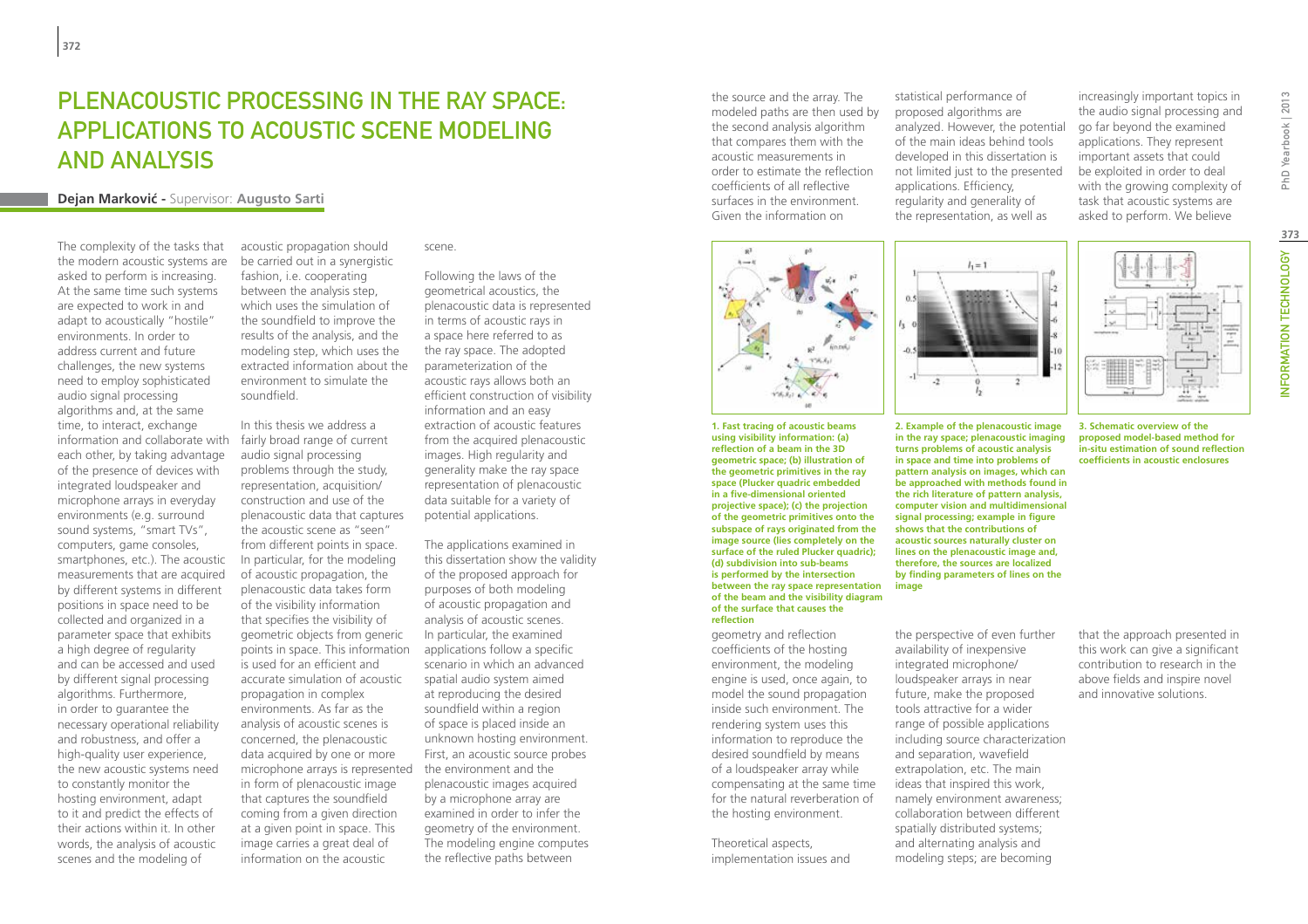# Plenacoustic Processing in the Ray Space: Applications to Acoustic Scene Modeling and Analysis

**Dejan Marković** - Supervisor: **Augusto Sarti**

The complexity of the tasks that the modern acoustic systems are asked to perform is increasing. At the same time such systems are expected to work in and adapt to acoustically "hostile" environments. In order to address current and future challenges, the new systems need to employ sophisticated audio signal processing algorithms and, at the same time, to interact, exchange information and collaborate with each other, by taking advantage of the presence of devices with integrated loudspeaker and microphone arrays in everyday environments (e.g. surround sound systems, "smart TVs", computers, game consoles, smartphones, etc.). The acoustic measurements that are acquired by different systems in different positions in space need to be collected and organized in a parameter space that exhibits a high degree of regularity and can be accessed and used by different signal processing algorithms. Furthermore, in order to guarantee the necessary operational reliability and robustness, and offer a high-quality user experience, the new acoustic systems need to constantly monitor the hosting environment, adapt to it and predict the effects of their actions within it. In other words, the analysis of acoustic scenes and the modeling of acoustic propagation should be carried out in a synergistic fashion, i.e. cooperating between the analysis step, which uses the simulation of the soundfield to improve the results of the analysis, and the modeling step, which uses the extracted information about the environment to simulate the soundfield.

In this thesis we address a fairly broad range of current audio signal processing problems through the study, representation, acquisition/construction and use of the plenacoustic data that captures the acoustic scene as "seen" from different points in space. In particular, for the modeling of acoustic propagation, the plenacoustic data takes form of the visibility information that specifies the visibility of geometric objects from generic points in space. This information is used for an efficient and accurate simulation of acoustic propagation in complex environments. As far as the analysis of acoustic scenes is concerned, the plenacoustic data acquired by one or more microphone arrays is represented in form of plenacoustic image that captures the soundfield coming from a given direction at a given point in space. This image carries a great deal of information on the acoustic scene.

Following the laws of the geometrical acoustics, the plenacoustic data is represented in terms of acoustic rays in a space here referred to as the ray space. The adopted parameterization of the acoustic rays allows both an efficient construction of visibility information and an easy extraction of acoustic features from the acquired plenacoustic images. High regularity and generality make the ray space representation of plenacoustic data suitable for a variety of potential applications.

The applications examined in this dissertation show the validity of the proposed approach for purposes of both modeling of acoustic propagation and analysis of acoustic scenes. In particular, the examined applications follow a specific scenario in which an advanced spatial audio system aimed at reproducing the desired soundfield within a region of space is placed inside an unknown hosting environment. First, an acoustic source probes the environment and the plenacoustic images acquired by a microphone array are examined in order to infer the geometry of the environment. The modeling engine computes the reflective paths between the source and the array. The modeled paths are then used by the second analysis algorithm that compares them with the acoustic measurements in order to estimate the reflection coefficients of all reflective surfaces in the environment. Given the information on geometry and reflection coefficients of the hosting environment, the modeling engine is used, once again, to model the sound propagation inside such environment. The rendering system uses this information to reproduce the desired soundfield by means of a loudspeaker array while compensating at the same time for the natural reverberation of the hosting environment.

**1. Fast tracing of acoustic beams using visibility information: (a) reflection of a beam in the 3D geometric space; (b) illustration of the geometric primitives in the ray space (Plucker quadric embedded in a five-dimensional oriented projective space); (c) the projection of the geometric primitives onto the subspace of rays originated from the image source (lies completely on the surface of the ruled Plucker quadric); (d) subdivision into sub-beams is performed by the intersection between the ray space representation of the beam and the visibility diagram of the surface that causes the reflection**

**2. Example of the plenacoustic image in the ray space; plenacoustic imaging turns problems of acoustic analysis in space and time into problems of pattern analysis on images, which can be approached with methods found in the rich literature of pattern analysis, computer vision and multidimensional signal processing; example in figure shows that the contributions of acoustic sources naturally cluster on lines on the plenacoustic image and, therefore, the sources are localized by finding parameters of lines on the image**

**3. Schematic overview of the proposed model-based method for in-situ estimation of sound reflection coefficients in acoustic enclosures**

Theoretical aspects, implementation issues and statistical performance of proposed algorithms are analyzed. However, the potential of the main ideas behind tools developed in this dissertation is not limited just to the presented applications. Efficiency, regularity and generality of the representation, as well as the perspective of even further availability of inexpensive integrated microphone/loudspeaker arrays in near future, make the proposed tools attractive for a wider range of possible applications including source characterization and separation, wavefield extrapolation, etc. The main ideas that inspired this work, namely environment awareness; collaboration between different spatially distributed systems; and alternating analysis and modeling steps; are becoming increasingly important topics in the audio signal processing and go far beyond the examined applications. They represent important assets that could be exploited in order to deal with the growing complexity of task that acoustic systems are asked to perform. We believe that the approach presented in this work can give a significant contribution to research in the above fields and inspire novel and innovative solutions.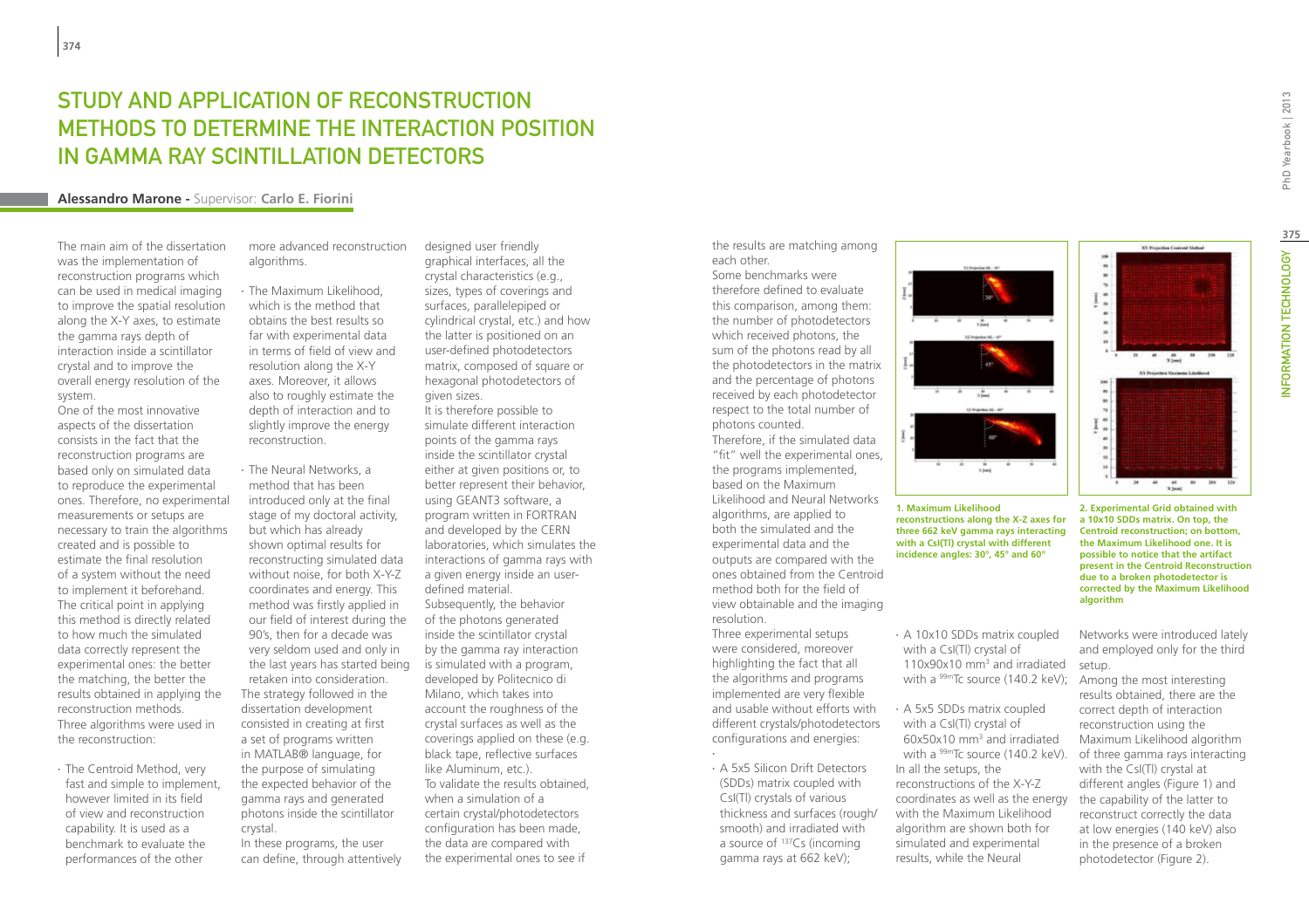# STUDY AND APPLICATION OF RECONSTRUCTION METHODS TO DETERMINE THE INTERACTION POSITION IN GAMMA RAY SCINTILLATION DETECTORS

**Alessandro Marone -** Supervisor: **Carlo E. Fiorini**

The main aim of the dissertation was the implementation of reconstruction programs which can be used in medical imaging to improve the spatial resolution along the X-Y axes, to estimate the gamma rays depth of interaction inside a scintillator crystal and to improve the overall energy resolution of the system.

One of the most innovative aspects of the dissertation consists in the fact that the reconstruction programs are based only on simulated data to reproduce the experimental ones. Therefore, no experimental measurements or setups are necessary to train the algorithms created and is possible to estimate the final resolution of a system without the need to implement it beforehand. The critical point in applying this method is directly related to how much the simulated data correctly represent the experimental ones: the better the matching, the better the results obtained in applying the reconstruction methods.

Three algorithms were used in the reconstruction:

- The Centroid Method, very fast and simple to implement, however limited in its field of view and reconstruction capability. It is used as a benchmark to evaluate the performances of the other more advanced reconstruction algorithms.
- The Maximum Likelihood, which is the method that obtains the best results so far with experimental data in terms of field of view and resolution along the X-Y axes. Moreover, it allows also to roughly estimate the depth of interaction and to slightly improve the energy reconstruction.
- The Neural Networks, a method that has been introduced only at the final stage of my doctoral activity, but which has already shown optimal results for reconstructing simulated data without noise, for both X-Y-Z coordinates and energy. This method was firstly applied in our field of interest during the 90's, then for a decade was very seldom used and only in the last years has started being retaken into consideration.

The strategy followed in the dissertation development consisted in creating at first a set of programs written in MATLAB® language, for the purpose of simulating the expected behavior of the gamma rays and generated photons inside the scintillator crystal.

In these programs, the user can define, through attentively designed user friendly graphical interfaces, all the crystal characteristics (e.g., sizes, types of coverings and surfaces, parallelepiped or cylindrical crystal, etc.) and how the latter is positioned on an user-defined photodetectors matrix, composed of square or hexagonal photodetectors of given sizes.

It is therefore possible to simulate different interaction points of the gamma rays inside the scintillator crystal either at given positions or, to better represent their behavior, using GEANT3 software, a program written in FORTRAN and developed by the CERN laboratories, which simulates the interactions of gamma rays with a given energy inside an user-defined material.

Subsequently, the behavior of the photons generated inside the scintillator crystal by the gamma ray interaction is simulated with a program, developed by Politecnico di Milano, which takes into account the roughness of the crystal surfaces as well as the coverings applied on these (e.g. black tape, reflective surfaces like Aluminum, etc.).

To validate the results obtained, when a simulation of a certain crystal/photodetectors configuration has been made, the data are compared with the experimental ones to see if the results are matching among each other.

Some benchmarks were therefore defined to evaluate this comparison, among them: the number of photodetectors which received photons, the sum of the photons read by all the photodetectors in the matrix and the percentage of photons received by each photodetector respect to the total number of photons counted.

Therefore, if the simulated data "fit" well the experimental ones, the programs implemented, based on the Maximum Likelihood and Neural Networks algorithms, are applied to both the simulated and the experimental data and the outputs are compared with the ones obtained from the Centroid method both for the field of view obtainable and the imaging resolution.

Three experimental setups were considered, moreover highlighting the fact that all the algorithms and programs implemented are very flexible and usable without efforts with different crystals/photodetectors configurations and energies:

- A 5x5 Silicon Drift Detectors (SDDs) matrix coupled with CsI(Tl) crystals of various thickness and surfaces (rough/smooth) and irradiated with a source of $^{137}$Cs (incoming gamma rays at 662 keV);
- A 10x10 SDDs matrix coupled with a CsI(Tl) crystal of 110x90x10 mm$^3$ and irradiated with a $^{99m}$Tc source (140.2 keV);
- A 5x5 SDDs matrix coupled with a CsI(Tl) crystal of 60x50x10 mm$^3$ and irradiated with a $^{99m}$Tc source (140.2 keV).

In all the setups, the reconstructions of the X-Y-Z coordinates as well as the energy with the Maximum Likelihood algorithm are shown both for simulated and experimental results, while the Neural Networks were introduced lately and employed only for the third setup.

Among the most interesting results obtained, there are the correct depth of interaction reconstruction using the Maximum Likelihood algorithm of three gamma rays interacting with the CsI(Tl) crystal at different angles (Figure 1) and the capability of the latter to reconstruct correctly the data at low energies (140 keV) also in the presence of a broken photodetector (Figure 2).

**1. Maximum Likelihood reconstructions along the X-Z axes for three 662 keV gamma rays interacting with a CsI(Tl) crystal with different incidence angles: 30°, 45° and 60°**

**2. Experimental Grid obtained with a 10x10 SDDs matrix. On top, the Centroid reconstruction; on bottom, the Maximum Likelihood one. It is possible to notice that the artifact present in the Centroid Reconstruction due to a broken photodetector is corrected by the Maximum Likelihood algorithm**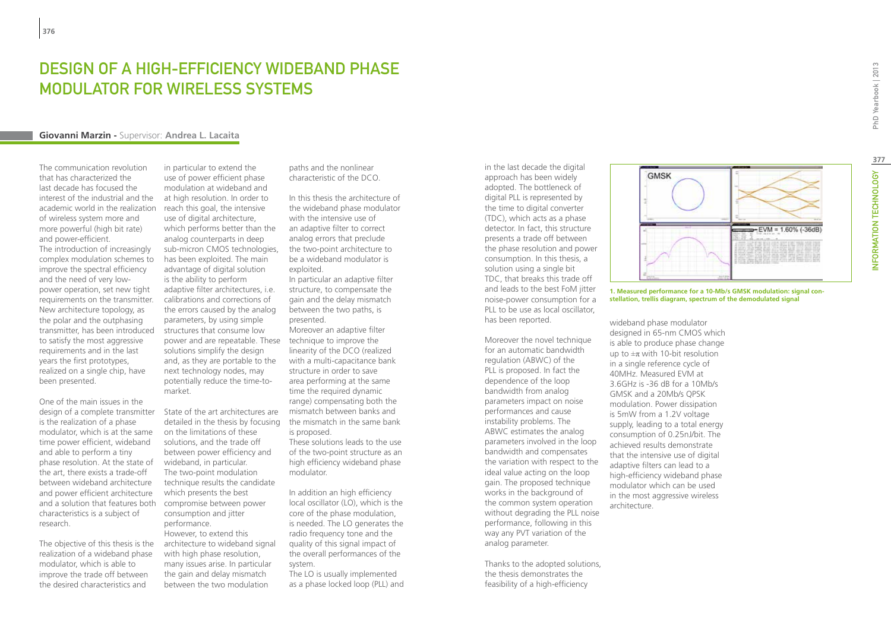# DESIGN OF A HIGH-EFFICIENCY WIDEBAND PHASE MODULATOR FOR WIRELESS SYSTEMS

**Giovanni Marzin** - Supervisor: **Andrea L. Lacaita**

The communication revolution that has characterized the last decade has focused the interest of the industrial and the academic world in the realization of wireless system more and more powerful (high bit rate) and power-efficient.
The introduction of increasingly complex modulation schemes to improve the spectral efficiency and the need of very low-power operation, set new tight requirements on the transmitter. New architecture topology, as the polar and the outphasing transmitter, has been introduced to satisfy the most aggressive requirements and in the last years the first prototypes, realized on a single chip, have been presented.

One of the main issues in the design of a complete transmitter is the realization of a phase modulator, which is at the same time power efficient, wideband and able to perform a tiny phase resolution. At the state of the art, there exists a trade-off between wideband architecture and power efficient architecture and a solution that features both characteristics is a subject of research.

The objective of this thesis is the realization of a wideband phase modulator, which is able to improve the trade off between the desired characteristics and in particular to extend the use of power efficient phase modulation at wideband and at high resolution. In order to reach this goal, the intensive use of digital architecture, which performs better than the analog counterparts in deep sub-micron CMOS technologies, has been exploited. The main advantage of digital solution is the ability to perform adaptive filter architectures, i.e. calibrations and corrections of the errors caused by the analog parameters, by using simple structures that consume low power and are repeatable. These solutions simplify the design and, as they are portable to the next technology nodes, may potentially reduce the time-to-market.

State of the art architectures are detailed in the thesis by focusing on the limitations of these solutions, and the trade off between power efficiency and wideband, in particular.
The two-point modulation technique results the candidate which presents the best compromise between power consumption and jitter performance.
However, to extend this architecture to wideband signal with high phase resolution, many issues arise. In particular the gain and delay mismatch between the two modulation paths and the nonlinear characteristic of the DCO.

In this thesis the architecture of the wideband phase modulator with the intensive use of an adaptive filter to correct analog errors that preclude the two-point architecture to be a wideband modulator is exploited.
In particular an adaptive filter structure, to compensate the gain and the delay mismatch between the two paths, is presented.
Moreover an adaptive filter technique to improve the linearity of the DCO (realized with a multi-capacitance bank structure in order to save area performing at the same time the required dynamic range) compensating both the mismatch between banks and the mismatch in the same bank is proposed.
These solutions leads to the use of the two-point structure as an high efficiency wideband phase modulator.

In addition an high efficiency local oscillator (LO), which is the core of the phase modulation, is needed. The LO generates the radio frequency tone and the quality of this signal impact of the overall performances of the system.
The LO is usually implemented as a phase locked loop (PLL) and in the last decade the digital approach has been widely adopted. The bottleneck of digital PLL is represented by the time to digital converter (TDC), which acts as a phase detector. In fact, this structure presents a trade off between the phase resolution and power consumption. In this thesis, a solution using a single bit TDC, that breaks this trade off and leads to the best FoM jitter noise-power consumption for a PLL to be use as local oscillator, has been reported.

Moreover the novel technique for an automatic bandwidth regulation (ABWC) of the PLL is proposed. In fact the dependence of the loop bandwidth from analog parameters impact on noise performances and cause instability problems. The ABWC estimates the analog parameters involved in the loop bandwidth and compensates the variation with respect to the ideal value acting on the loop gain. The proposed technique works in the background of the common system operation without degrading the PLL noise performance, following in this way any PVT variation of the analog parameter.

Thanks to the adopted solutions, the thesis demonstrates the feasibility of a high-efficiency wideband phase modulator designed in 65-nm CMOS which is able to produce phase change up to $\pm\pi$ with 10-bit resolution in a single reference cycle of 40MHz. Measured EVM at 3.6GHz is -36 dB for a 10Mb/s GMSK and a 20Mb/s QPSK modulation. Power dissipation is 5mW from a 1.2V voltage supply, leading to a total energy consumption of 0.25nJ/bit. The achieved results demonstrate that the intensive use of digital adaptive filters can lead to a high-efficiency wideband phase modulator which can be used in the most aggressive wireless architecture.

**1. Measured performance for a 10-Mb/s GMSK modulation: signal constellation, trellis diagram, spectrum of the demodulated signal**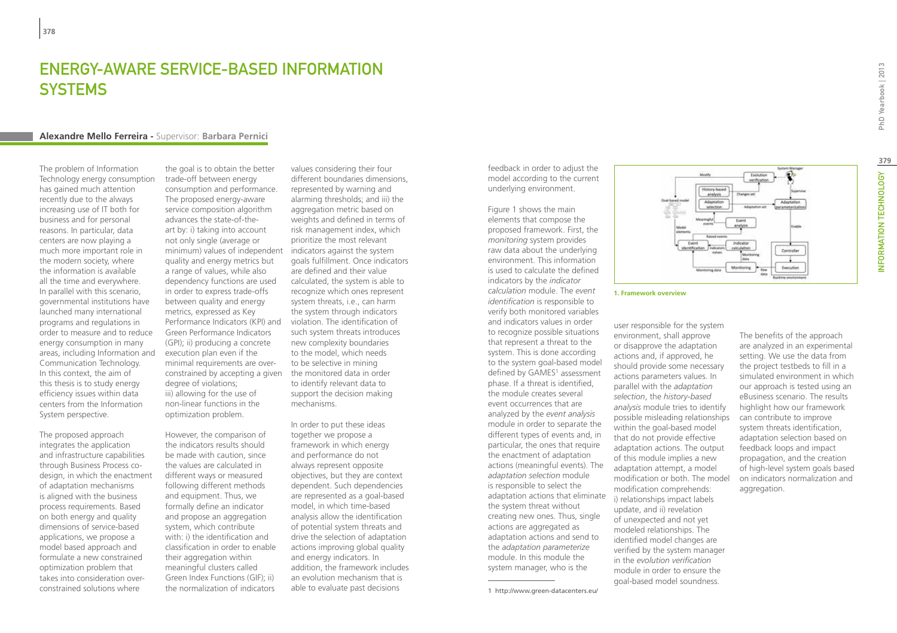# ENERGY-AWARE SERVICE-BASED INFORMATION SYSTEMS

**Alexandre Mello Ferreira** - Supervisor: **Barbara Pernici**

The problem of Information Technology energy consumption has gained much attention recently due to the always increasing use of IT both for business and for personal reasons. In particular, data centers are now playing a much more important role in the modern society, where the information is available all the time and everywhere. In parallel with this scenario, governmental institutions have launched many international programs and regulations in order to measure and to reduce energy consumption in many areas, including Information and Communication Technology. In this context, the aim of this thesis is to study energy efficiency issues within data centers from the Information System perspective.

The proposed approach integrates the application and infrastructure capabilities through Business Process co-design, in which the enactment of adaptation mechanisms is aligned with the business process requirements. Based on both energy and quality dimensions of service-based applications, we propose a model based approach and formulate a new constrained optimization problem that takes into consideration over-constrained solutions where the goal is to obtain the better trade-off between energy consumption and performance. The proposed energy-aware service composition algorithm advances the state-of-the-art by: i) taking into account not only single (average or minimum) values of independent quality and energy metrics but a range of values, while also dependency functions are used in order to express trade-offs between quality and energy metrics, expressed as Key Performance Indicators (KPI) and Green Performance Indicators (GPI); ii) producing a concrete execution plan even if the minimal requirements are over-constrained by accepting a given degree of violations; iii) allowing for the use of non-linear functions in the optimization problem.

However, the comparison of the indicators results should be made with caution, since the values are calculated in different ways or measured following different methods and equipment. Thus, we formally define an indicator and propose an aggregation system, which contribute with: i) the identification and classification in order to enable their aggregation within meaningful clusters called Green Index Functions (GIF); ii) the normalization of indicators values considering their four different boundaries dimensions, represented by warning and alarming thresholds; and iii) the aggregation metric based on weights and defined in terms of risk management index, which prioritize the most relevant indicators against the system goals fulfillment. Once indicators are defined and their value calculated, the system is able to recognize which ones represent system threats, i.e., can harm the system through indicators violation. The identification of such system threats introduces new complexity boundaries to the model, which needs to be selective in mining the monitored data in order to identify relevant data to support the decision making mechanisms.

In order to put these ideas together we propose a framework in which energy and performance do not always represent opposite objectives, but they are context dependent. Such dependencies are represented as a goal-based model, in which time-based analysis allow the identification of potential system threats and drive the selection of adaptation actions improving global quality and energy indicators. In addition, the framework includes an evolution mechanism that is able to evaluate past decisions feedback in order to adjust the model according to the current underlying environment.

Figure 1 shows the main elements that compose the proposed framework. First, the *monitoring* system provides raw data about the underlying environment. This information is used to calculate the defined indicators by the *indicator calculation* module. The *event identification* is responsible to verify both monitored variables and indicators values in order to recognize possible situations that represent a threat to the system. This is done according to the system goal-based model defined by GAMES[1] assessment phase. If a threat is identified, the module creates several event occurrences that are analyzed by the *event analysis* module in order to separate the different types of events and, in particular, the ones that require the enactment of adaptation actions (meaningful events). The *adaptation selection* module is responsible to select the adaptation actions that eliminate the system threat without creating new ones. Thus, single actions are aggregated as adaptation actions and send to the *adaptation parameterize* module. In this module the system manager, who is the user responsible for the system environment, shall approve or disapprove the adaptation actions and, if approved, he should provide some necessary actions parameters values. In parallel with the *adaptation selection*, the *history-based analysis* module tries to identify possible misleading relationships within the goal-based model that do not provide effective adaptation actions. The output of this module implies a new adaptation attempt, a model modification or both. The model modification comprehends: i) relationships impact labels update, and ii) revelation of unexpected and not yet modeled relationships. The identified model changes are verified by the system manager in the *evolution verification* module in order to ensure the goal-based model soundness.

**1. Framework overview**

The benefits of the approach are analyzed in an experimental setting. We use the data from the project testbeds to fill in a simulated environment in which our approach is tested using an eBusiness scenario. The results highlight how our framework can contribute to improve system threats identification, adaptation selection based on feedback loops and impact propagation, and the creation of high-level system goals based on indicators normalization and aggregation.

[1] http://www.green-datacenters.eu/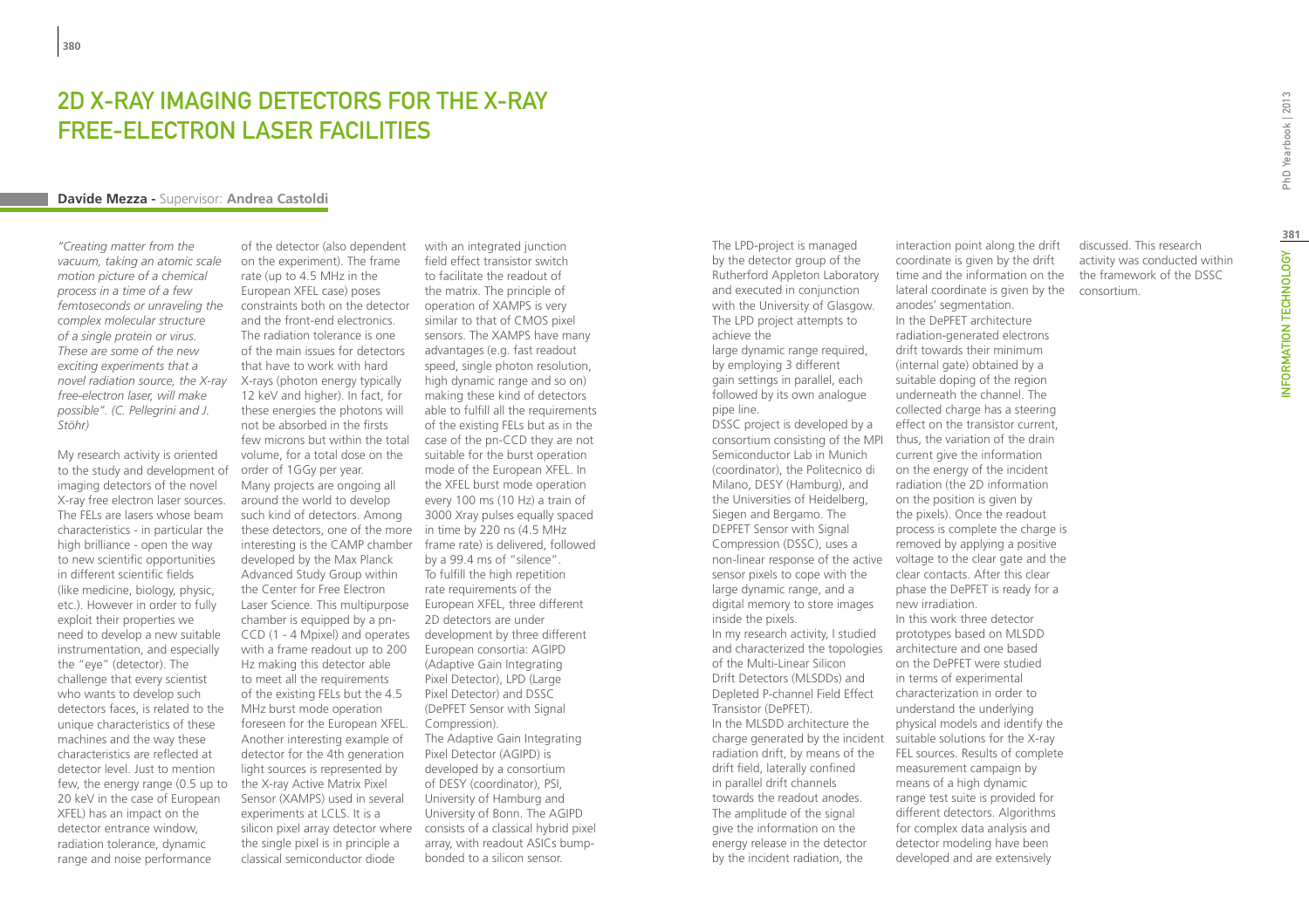# 2D X-RAY IMAGING DETECTORS FOR THE X-RAY FREE-ELECTRON LASER FACILITIES

**Davide Mezza** - Supervisor: **Andrea Castoldi**

*"Creating matter from the vacuum, taking an atomic scale motion picture of a chemical process in a time of a few femtoseconds or unraveling the complex molecular structure of a single protein or virus. These are some of the new exciting experiments that a novel radiation source, the X-ray free-electron laser, will make possible". (C. Pellegrini and J. Stöhr)*

My research activity is oriented to the study and development of imaging detectors of the novel X-ray free electron laser sources. The FELs are lasers whose beam characteristics - in particular the high brilliance - open the way to new scientific opportunities in different scientific fields (like medicine, biology, physic, etc.). However in order to fully exploit their properties we need to develop a new suitable instrumentation, and especially the "eye" (detector). The challenge that every scientist who wants to develop such detectors faces, is related to the unique characteristics of these machines and the way these characteristics are reflected at detector level. Just to mention few, the energy range (0.5 up to 20 keV in the case of European XFEL) has an impact on the detector entrance window, radiation tolerance, dynamic range and noise performance of the detector (also dependent on the experiment). The frame rate (up to 4.5 MHz in the European XFEL case) poses constraints both on the detector and the front-end electronics. The radiation tolerance is one of the main issues for detectors that have to work with hard X-rays (photon energy typically 12 keV and higher). In fact, for these energies the photons will not be absorbed in the firsts few microns but within the total volume, for a total dose on the order of 1GGy per year.

Many projects are ongoing all around the world to develop such kind of detectors. Among these detectors, one of the more interesting is the CAMP chamber developed by the Max Planck Advanced Study Group within the Center for Free Electron Laser Science. This multipurpose chamber is equipped by a pn-CCD (1 - 4 Mpixel) and operates with a frame readout up to 200 Hz making this detector able to meet all the requirements of the existing FELs but the 4.5 MHz burst mode operation foreseen for the European XFEL. Another interesting example of detector for the 4th generation light sources is represented by the X-ray Active Matrix Pixel Sensor (XAMPS) used in several experiments at LCLS. It is a silicon pixel array detector where the single pixel is in principle a classical semiconductor diode with an integrated junction field effect transistor switch to facilitate the readout of the matrix. The principle of operation of XAMPS is very similar to that of CMOS pixel sensors. The XAMPS have many advantages (e.g. fast readout speed, single photon resolution, high dynamic range and so on) making these kind of detectors able to fulfill all the requirements of the existing FELs but as in the case of the pn-CCD they are not suitable for the burst operation mode of the European XFEL. In the XFEL burst mode operation every 100 ms (10 Hz) a train of 3000 Xray pulses equally spaced in time by 220 ns (4.5 MHz frame rate) is delivered, followed by a 99.4 ms of "silence".

To fulfill the high repetition rate requirements of the European XFEL, three different 2D detectors are under development by three different European consortia: AGIPD (Adaptive Gain Integrating Pixel Detector), LPD (Large Pixel Detector) and DSSC (DePFET Sensor with Signal Compression).

The Adaptive Gain Integrating Pixel Detector (AGIPD) is developed by a consortium of DESY (coordinator), PSI, University of Hamburg and University of Bonn. The AGIPD consists of a classical hybrid pixel array, with readout ASICs bump-bonded to a silicon sensor.

The LPD-project is managed by the detector group of the Rutherford Appleton Laboratory and executed in conjunction with the University of Glasgow. The LPD project attempts to achieve the large dynamic range required, by employing 3 different gain settings in parallel, each followed by its own analogue pipe line.

DSSC project is developed by a consortium consisting of the MPI Semiconductor Lab in Munich (coordinator), the Politecnico di Milano, DESY (Hamburg), and the Universities of Heidelberg, Siegen and Bergamo. The DEPFET Sensor with Signal Compression (DSSC), uses a non-linear response of the active sensor pixels to cope with the large dynamic range, and a digital memory to store images inside the pixels.

In my research activity, I studied and characterized the topologies of the Multi-Linear Silicon Drift Detectors (MLSDDs) and Depleted P-channel Field Effect Transistor (DePFET).

In the MLSDD architecture the charge generated by the incident radiation drift, by means of the drift field, laterally confined in parallel drift channels towards the readout anodes. The amplitude of the signal give the information on the energy release in the detector by the incident radiation, the interaction point along the drift coordinate is given by the drift time and the information on the lateral coordinate is given by the anodes' segmentation.

In the DePFET architecture radiation-generated electrons drift towards their minimum (internal gate) obtained by a suitable doping of the region underneath the channel. The collected charge has a steering effect on the transistor current, thus, the variation of the drain current give the information on the energy of the incident radiation (the 2D information on the position is given by the pixels). Once the readout process is complete the charge is removed by applying a positive voltage to the clear gate and the clear contacts. After this clear phase the DePFET is ready for a new irradiation.

In this work three detector prototypes based on MLSDD architecture and one based on the DePFET were studied in terms of experimental characterization in order to understand the underlying physical models and identify the suitable solutions for the X-ray FEL sources. Results of complete measurement campaign by means of a high dynamic range test suite is provided for different detectors. Algorithms for complex data analysis and detector modeling have been developed and are extensively discussed. This research activity was conducted within the framework of the DSSC consortium.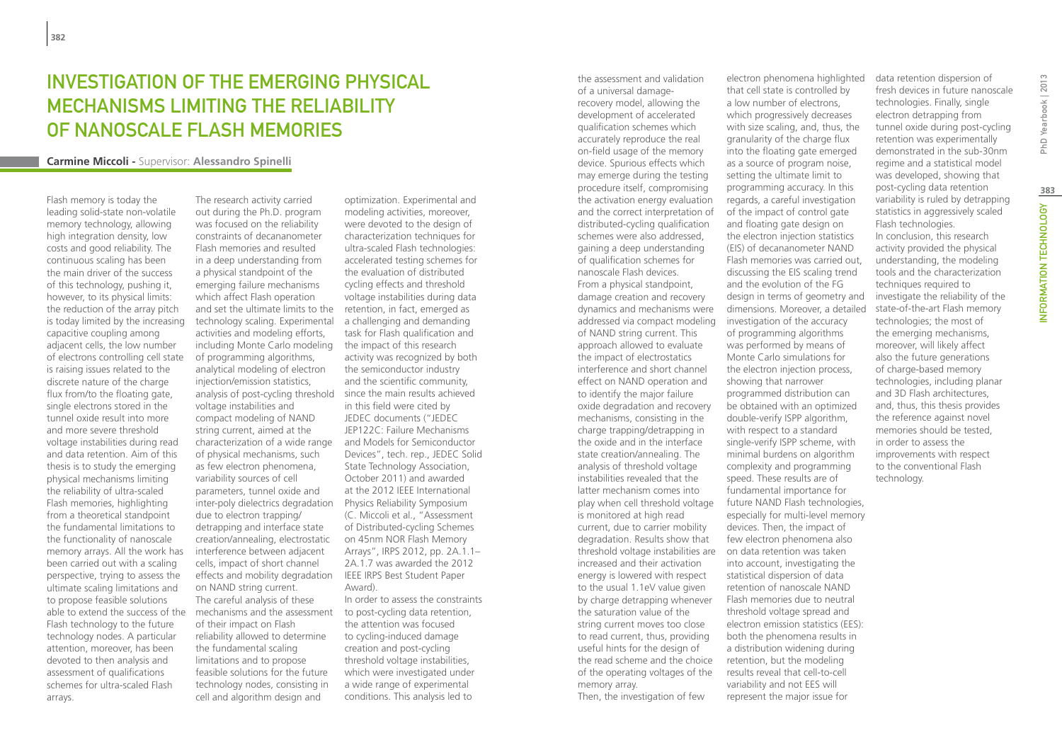# Investigation of the Emerging Physical Mechanisms Limiting the Reliability of Nanoscale Flash Memories

**Carmine Miccoli -** Supervisor: **Alessandro Spinelli**

Flash memory is today the leading solid-state non-volatile memory technology, allowing high integration density, low costs and good reliability. The continuous scaling has been the main driver of the success of this technology, pushing it, however, to its physical limits: the reduction of the array pitch is today limited by the increasing capacitive coupling among adjacent cells, the low number of electrons controlling cell state is raising issues related to the discrete nature of the charge flux from/to the floating gate, single electrons stored in the tunnel oxide result into more and more severe threshold voltage instabilities during read and data retention. Aim of this thesis is to study the emerging physical mechanisms limiting the reliability of ultra-scaled Flash memories, highlighting from a theoretical standpoint the fundamental limitations to the functionality of nanoscale memory arrays. All the work has been carried out with a scaling perspective, trying to assess the ultimate scaling limitations and to propose feasible solutions able to extend the success of the Flash technology to the future technology nodes. A particular attention, moreover, has been devoted to then analysis and assessment of qualifications schemes for ultra-scaled Flash arrays.

The research activity carried out during the Ph.D. program was focused on the reliability constraints of decananometer Flash memories and resulted in a deep understanding from a physical standpoint of the emerging failure mechanisms which affect Flash operation and set the ultimate limits to the technology scaling. Experimental activities and modeling efforts, including Monte Carlo modeling of programming algorithms, analytical modeling of electron injection/emission statistics, analysis of post-cycling threshold voltage instabilities and compact modeling of NAND string current, aimed at the characterization of a wide range of physical mechanisms, such as few electron phenomena, variability sources of cell parameters, tunnel oxide and inter-poly dielectrics degradation due to electron trapping/detrapping and interface state creation/annealing, electrostatic interference between adjacent cells, impact of short channel effects and mobility degradation on NAND string current. The careful analysis of these mechanisms and the assessment of their impact on Flash reliability allowed to determine the fundamental scaling limitations and to propose feasible solutions for the future technology nodes, consisting in cell and algorithm design and optimization. Experimental and modeling activities, moreover, were devoted to the design of characterization techniques for ultra-scaled Flash technologies: accelerated testing schemes for the evaluation of distributed cycling effects and threshold voltage instabilities during data retention, in fact, emerged as a challenging and demanding task for Flash qualification and the impact of this research activity was recognized by both the semiconductor industry and the scientific community, since the main results achieved in this field were cited by JEDEC documents ("JEDEC JEP122C: Failure Mechanisms and Models for Semiconductor Devices", tech. rep., JEDEC Solid State Technology Association, October 2011) and awarded at the 2012 IEEE International Physics Reliability Symposium (C. Miccoli et al., "Assessment of Distributed-cycling Schemes on 45nm NOR Flash Memory Arrays", IRPS 2012, pp. 2A.1.1–2A.1.7 was awarded the 2012 IEEE IRPS Best Student Paper Award).

In order to assess the constraints to post-cycling data retention, the attention was focused to cycling-induced damage creation and post-cycling threshold voltage instabilities, which were investigated under a wide range of experimental conditions. This analysis led to the assessment and validation of a universal damage-recovery model, allowing the development of accelerated qualification schemes which accurately reproduce the real on-field usage of the memory device. Spurious effects which may emerge during the testing procedure itself, compromising the activation energy evaluation and the correct interpretation of distributed-cycling qualification schemes were also addressed, gaining a deep understanding of qualification schemes for nanoscale Flash devices.

From a physical standpoint, damage creation and recovery dynamics and mechanisms were addressed via compact modeling of NAND string current. This approach allowed to evaluate the impact of electrostatics interference and short channel effect on NAND operation and to identify the major failure oxide degradation and recovery mechanisms, consisting in the charge trapping/detrapping in the oxide and in the interface state creation/annealing. The analysis of threshold voltage instabilities revealed that the latter mechanism comes into play when cell threshold voltage is monitored at high read current, due to carrier mobility degradation. Results show that threshold voltage instabilities are increased and their activation energy is lowered with respect to the usual 1.1eV value given by charge detrapping whenever the saturation value of the string current moves too close to read current, thus, providing useful hints for the design of the read scheme and the choice of the operating voltages of the memory array.

Then, the investigation of few electron phenomena highlighted that cell state is controlled by a low number of electrons, which progressively decreases with size scaling, and, thus, the granularity of the charge flux into the floating gate emerged as a source of program noise, setting the ultimate limit to programming accuracy. In this regards, a careful investigation of the impact of control gate and floating gate design on the electron injection statistics (EIS) of decananometer NAND Flash memories was carried out, discussing the EIS scaling trend and the evolution of the FG design in terms of geometry and dimensions. Moreover, a detailed investigation of the accuracy of programming algorithms was performed by means of Monte Carlo simulations for the electron injection process, showing that narrower programmed distribution can be obtained with an optimized double-verify ISPP algorithm, with respect to a standard single-verify ISPP scheme, with minimal burdens on algorithm complexity and programming speed. These results are of fundamental importance for future NAND Flash technologies, especially for multi-level memory devices. Then, the impact of few electron phenomena also on data retention was taken into account, investigating the statistical dispersion of data retention of nanoscale NAND Flash memories due to neutral threshold voltage spread and electron emission statistics (EES): both the phenomena results in a distribution widening during retention, but the modeling results reveal that cell-to-cell variability and not EES will represent the major issue for data retention dispersion of fresh devices in future nanoscale technologies. Finally, single electron detrapping from tunnel oxide during post-cycling retention was experimentally demonstrated in the sub-30nm regime and a statistical model was developed, showing that post-cycling data retention variability is ruled by detrapping statistics in aggressively scaled Flash technologies.

In conclusion, this research activity provided the physical understanding, the modeling tools and the characterization techniques required to investigate the reliability of the state-of-the-art Flash memory technologies; the most of the emerging mechanisms, moreover, will likely affect also the future generations of charge-based memory technologies, including planar and 3D Flash architectures, and, thus, this thesis provides the reference against novel memories should be tested, in order to assess the improvements with respect to the conventional Flash technology.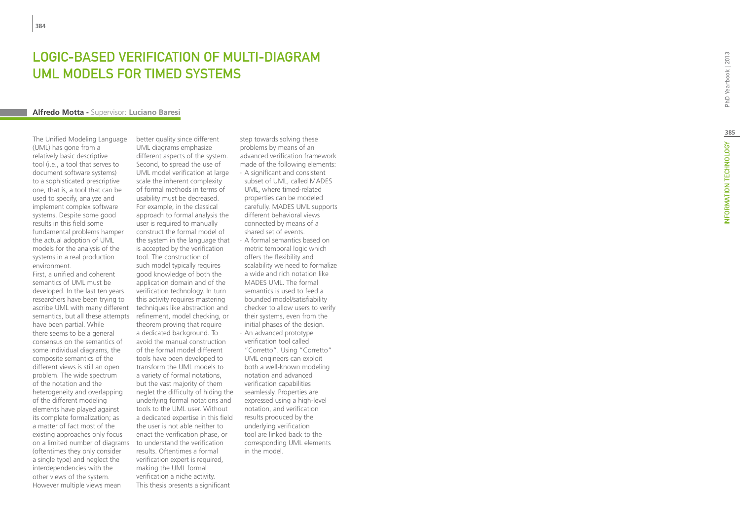# LOGIC-BASED VERIFICATION OF MULTI-DIAGRAM UML MODELS FOR TIMED SYSTEMS

**Alfredo Motta -** Supervisor: **Luciano Baresi**

The Unified Modeling Language (UML) has gone from a relatively basic descriptive tool (i.e., a tool that serves to document software systems) to a sophisticated prescriptive one, that is, a tool that can be used to specify, analyze and implement complex software systems. Despite some good results in this field some fundamental problems hamper the actual adoption of UML models for the analysis of the systems in a real production environment.

First, a unified and coherent semantics of UML must be developed. In the last ten years researchers have been trying to ascribe UML with many different semantics, but all these attempts have been partial. While there seems to be a general consensus on the semantics of some individual diagrams, the composite semantics of the different views is still an open problem. The wide spectrum of the notation and the heterogeneity and overlapping of the different modeling elements have played against its complete formalization; as a matter of fact most of the existing approaches only focus on a limited number of diagrams (oftentimes they only consider a single type) and neglect the interdependencies with the other views of the system. However multiple views mean better quality since different UML diagrams emphasize different aspects of the system. Second, to spread the use of UML model verification at large scale the inherent complexity of formal methods in terms of usability must be decreased. For example, in the classical approach to formal analysis the user is required to manually construct the formal model of the system in the language that is accepted by the verification tool. The construction of such model typically requires good knowledge of both the application domain and of the verification technology. In turn this activity requires mastering techniques like abstraction and refinement, model checking, or theorem proving that require a dedicated background. To avoid the manual construction of the formal model different tools have been developed to transform the UML models to a variety of formal notations, but the vast majority of them neglet the difficulty of hiding the underlying formal notations and tools to the UML user. Without a dedicated expertise in this field the user is not able neither to enact the verification phase, or to understand the verification results. Oftentimes a formal verification expert is required, making the UML formal verification a niche activity.

This thesis presents a significant step towards solving these problems by means of an advanced verification framework made of the following elements:

- A significant and consistent subset of UML, called MADES UML, where timed-related properties can be modeled carefully. MADES UML supports different behavioral views connected by means of a shared set of events.
- A formal semantics based on metric temporal logic which offers the flexibility and scalability we need to formalize a wide and rich notation like MADES UML. The formal semantics is used to feed a bounded model/satisfiability checker to allow users to verify their systems, even from the initial phases of the design.
- An advanced prototype verification tool called "Corretto". Using "Corretto" UML engineers can exploit both a well-known modeling notation and advanced verification capabilities seamlessly. Properties are expressed using a high-level notation, and verification results produced by the underlying verification tool are linked back to the corresponding UML elements in the model.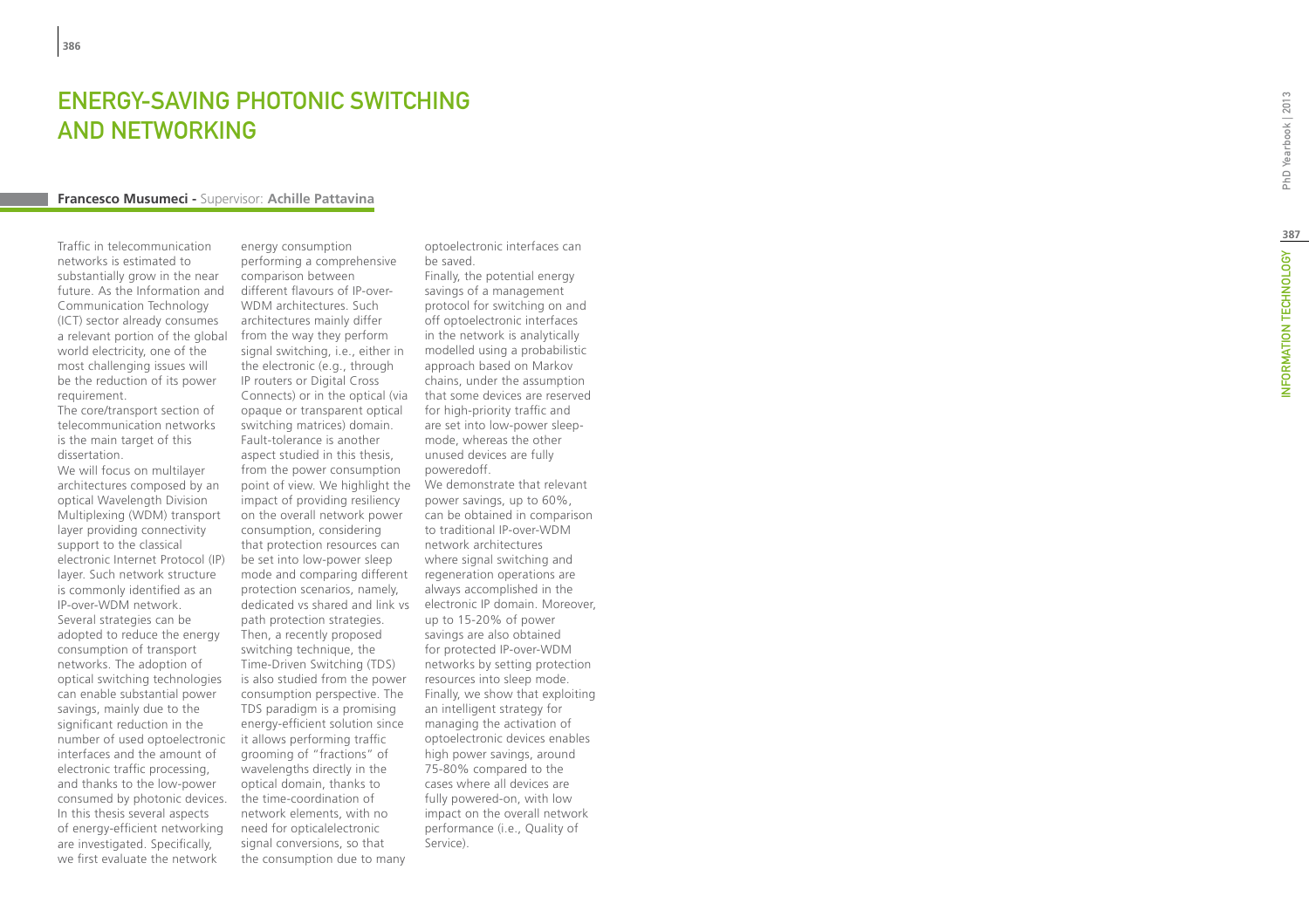# ENERGY-SAVING PHOTONIC SWITCHING AND NETWORKING

**Francesco Musumeci -** Supervisor: **Achille Pattavina**

Traffic in telecommunication networks is estimated to substantially grow in the near future. As the Information and Communication Technology (ICT) sector already consumes a relevant portion of the global world electricity, one of the most challenging issues will be the reduction of its power requirement.

The core/transport section of telecommunication networks is the main target of this dissertation.

We will focus on multilayer architectures composed by an optical Wavelength Division Multiplexing (WDM) transport layer providing connectivity support to the classical electronic Internet Protocol (IP) layer. Such network structure is commonly identified as an IP-over-WDM network.

Several strategies can be adopted to reduce the energy consumption of transport networks. The adoption of optical switching technologies can enable substantial power savings, mainly due to the significant reduction in the number of used optoelectronic interfaces and the amount of electronic traffic processing, and thanks to the low-power consumed by photonic devices. In this thesis several aspects of energy-efficient networking are investigated. Specifically, we first evaluate the network energy consumption performing a comprehensive comparison between different flavours of IP-over-WDM architectures. Such architectures mainly differ from the way they perform signal switching, i.e., either in the electronic (e.g., through IP routers or Digital Cross Connects) or in the optical (via opaque or transparent optical switching matrices) domain. Fault-tolerance is another aspect studied in this thesis, from the power consumption point of view. We highlight the impact of providing resiliency on the overall network power consumption, considering that protection resources can be set into low-power sleep mode and comparing different protection scenarios, namely, dedicated vs shared and link vs path protection strategies. Then, a recently proposed switching technique, the Time-Driven Switching (TDS) is also studied from the power consumption perspective. The TDS paradigm is a promising energy-efficient solution since it allows performing traffic grooming of "fractions" of wavelengths directly in the optical domain, thanks to the time-coordination of network elements, with no need for opticalelectronic signal conversions, so that the consumption due to many optoelectronic interfaces can be saved.

Finally, the potential energy savings of a management protocol for switching on and off optoelectronic interfaces in the network is analytically modelled using a probabilistic approach based on Markov chains, under the assumption that some devices are reserved for high-priority traffic and are set into low-power sleep-mode, whereas the other unused devices are fully poweredoff.

We demonstrate that relevant power savings, up to 60%, can be obtained in comparison to traditional IP-over-WDM network architectures where signal switching and regeneration operations are always accomplished in the electronic IP domain. Moreover, up to 15-20% of power savings are also obtained for protected IP-over-WDM networks by setting protection resources into sleep mode. Finally, we show that exploiting an intelligent strategy for managing the activation of optoelectronic devices enables high power savings, around 75-80% compared to the cases where all devices are fully powered-on, with low impact on the overall network performance (i.e., Quality of Service).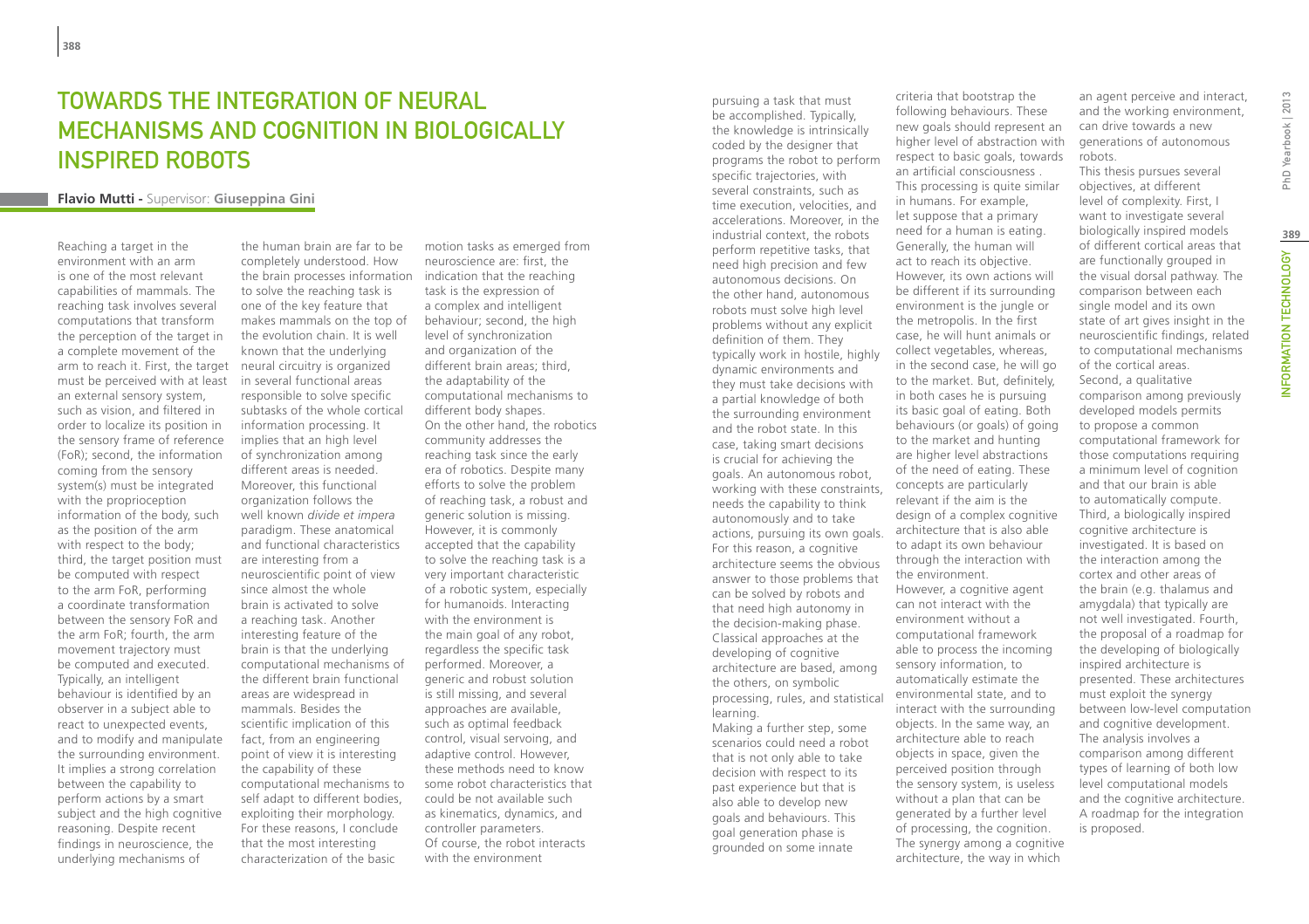# Towards the Integration of Neural Mechanisms and Cognition in Biologically Inspired Robots

**Flavio Mutti** - Supervisor: **Giuseppina Gini**

Reaching a target in the environment with an arm is one of the most relevant capabilities of mammals. The reaching task involves several computations that transform the perception of the target in a complete movement of the arm to reach it. First, the target must be perceived with at least an external sensory system, such as vision, and filtered in order to localize its position in the sensory frame of reference (FoR); second, the information coming from the sensory system(s) must be integrated with the proprioception information of the body, such as the position of the arm with respect to the body; third, the target position must be computed with respect to the arm FoR, performing a coordinate transformation between the sensory FoR and the arm FoR; fourth, the arm movement trajectory must be computed and executed. Typically, an intelligent behaviour is identified by an observer in a subject able to react to unexpected events, and to modify and manipulate the surrounding environment. It implies a strong correlation between the capability to perform actions by a smart subject and the high cognitive reasoning. Despite recent findings in neuroscience, the underlying mechanisms of the human brain are far to be completely understood. How the brain processes information to solve the reaching task is one of the key feature that makes mammals on the top of the evolution chain. It is well known that the underlying neural circuitry is organized in several functional areas responsible to solve specific subtasks of the whole cortical information processing. It implies that an high level of synchronization among different areas is needed. Moreover, this functional organization follows the well known *divide et impera* paradigm. These anatomical and functional characteristics are interesting from a neuroscientific point of view since almost the whole brain is activated to solve a reaching task. Another interesting feature of the brain is that the underlying computational mechanisms of the different brain functional areas are widespread in mammals. Besides the scientific implication of this fact, from an engineering point of view it is interesting the capability of these computational mechanisms to self adapt to different bodies, exploiting their morphology. For these reasons, I conclude that the most interesting characterization of the basic motion tasks as emerged from neuroscience are: first, the indication that the reaching task is the expression of a complex and intelligent behaviour; second, the high level of synchronization and organization of the different brain areas; third, the adaptability of the computational mechanisms to different body shapes.

On the other hand, the robotics community addresses the reaching task since the early era of robotics. Despite many efforts to solve the problem of reaching task, a robust and generic solution is missing. However, it is commonly accepted that the capability to solve the reaching task is a very important characteristic of a robotic system, especially for humanoids. Interacting with the environment is the main goal of any robot, regardless the specific task performed. Moreover, a generic and robust solution is still missing, and several approaches are available, such as optimal feedback control, visual servoing, and adaptive control. However, these methods need to know some robot characteristics that could be not available such as kinematics, dynamics, and controller parameters.

Of course, the robot interacts with the environment pursuing a task that must be accomplished. Typically, the knowledge is intrinsically coded by the designer that programs the robot to perform specific trajectories, with several constraints, such as time execution, velocities, and accelerations. Moreover, in the industrial context, the robots perform repetitive tasks, that need high precision and few autonomous decisions. On the other hand, autonomous robots must solve high level problems without any explicit definition of them. They typically work in hostile, highly dynamic environments and they must take decisions with a partial knowledge of both the surrounding environment and the robot state. In this case, taking smart decisions is crucial for achieving the goals. An autonomous robot, working with these constraints, needs the capability to think autonomously and to take actions, pursuing its own goals. For this reason, a cognitive architecture seems the obvious answer to those problems that can be solved by robots and that need high autonomy in the decision-making phase. Classical approaches at the developing of cognitive architecture are based, among the others, on symbolic processing, rules, and statistical learning.

Making a further step, some scenarios could need a robot that is not only able to take decision with respect to its past experience but that is also able to develop new goals and behaviours. This goal generation phase is grounded on some innate criteria that bootstrap the following behaviours. These new goals should represent an higher level of abstraction with respect to basic goals, towards an artificial consciousness . This processing is quite similar in humans. For example, let suppose that a primary need for a human is eating. Generally, the human will act to reach its objective. However, its own actions will be different if its surrounding environment is the jungle or the metropolis. In the first case, he will hunt animals or collect vegetables, whereas, in the second case, he will go to the market. But, definitely, in both cases he is pursuing its basic goal of eating. Both behaviours (or goals) of going to the market and hunting are higher level abstractions of the need of eating. These concepts are particularly relevant if the aim is the design of a complex cognitive architecture that is also able to adapt its own behaviour through the interaction with the environment.

However, a cognitive agent can not interact with the environment without a computational framework able to process the incoming sensory information, to automatically estimate the environmental state, and to interact with the surrounding objects. In the same way, an architecture able to reach objects in space, given the perceived position through the sensory system, is useless without a plan that can be generated by a further level of processing, the cognition. The synergy among a cognitive architecture, the way in which an agent perceive and interact, and the working environment, can drive towards a new generations of autonomous robots.

This thesis pursues several objectives, at different level of complexity. First, I want to investigate several biologically inspired models of different cortical areas that are functionally grouped in the visual dorsal pathway. The comparison between each single model and its own state of art gives insight in the neuroscientific findings, related to computational mechanisms of the cortical areas. Second, a qualitative comparison among previously developed models permits to propose a common computational framework for those computations requiring a minimum level of cognition and that our brain is able to automatically compute. Third, a biologically inspired cognitive architecture is investigated. It is based on the interaction among the cortex and other areas of the brain (e.g. thalamus and amygdala) that typically are not well investigated. Fourth, the proposal of a roadmap for the developing of biologically inspired architecture is presented. These architectures must exploit the synergy between low-level computation and cognitive development. The analysis involves a comparison among different types of learning of both low level computational models and the cognitive architecture. A roadmap for the integration is proposed.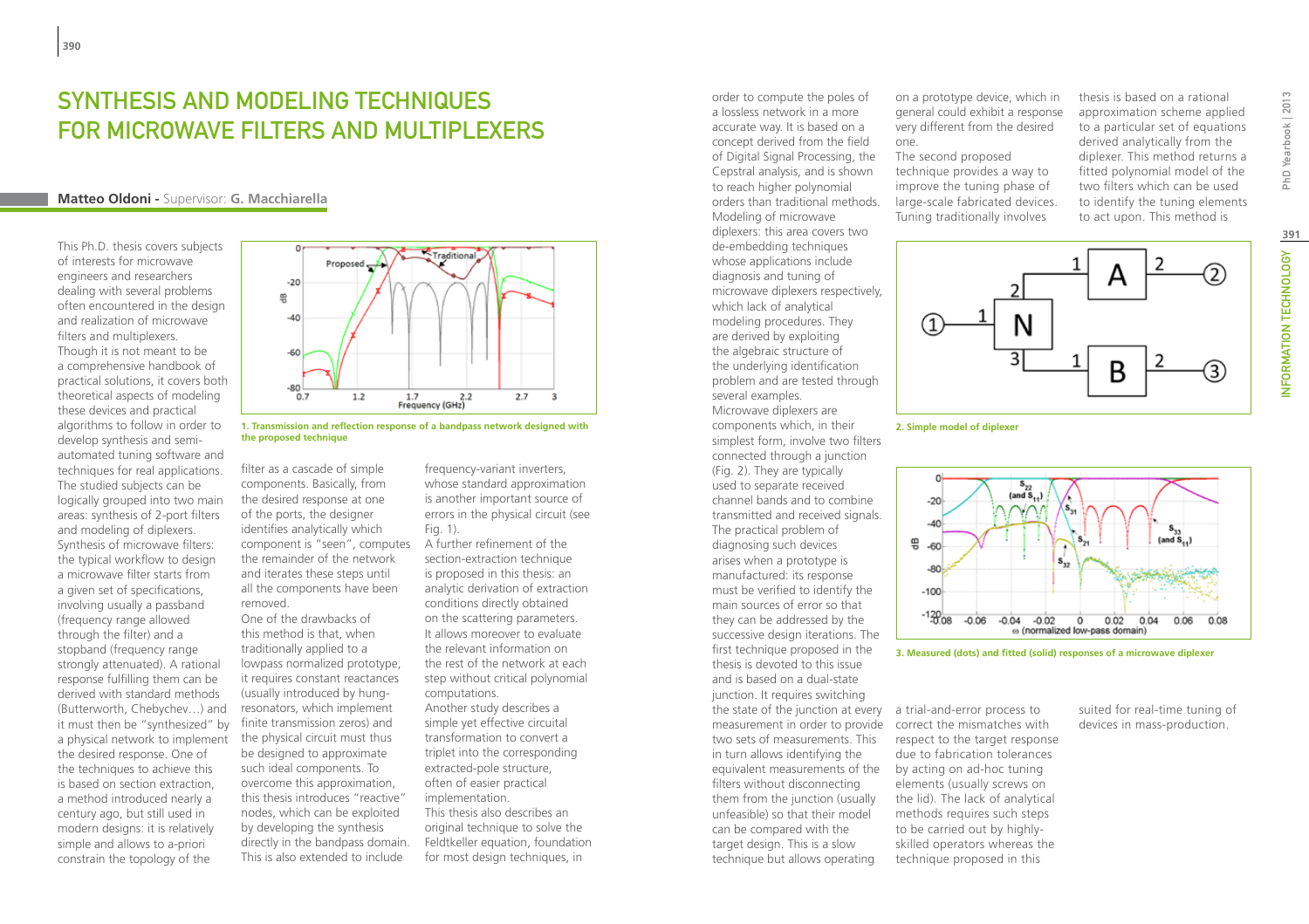# SYNTHESIS AND MODELING TECHNIQUES FOR MICROWAVE FILTERS AND MULTIPLEXERS

**Matteo Oldoni -** Supervisor: **G. Macchiarella**

This Ph.D. thesis covers subjects of interests for microwave engineers and researchers dealing with several problems often encountered in the design and realization of microwave filters and multiplexers. Though it is not meant to be a comprehensive handbook of practical solutions, it covers both theoretical aspects of modeling these devices and practical algorithms to follow in order to develop synthesis and semi-automated tuning software and techniques for real applications. The studied subjects can be logically grouped into two main areas: synthesis of 2-port filters and modeling of diplexers.

Synthesis of microwave filters: the typical workflow to design a microwave filter starts from a given set of specifications, involving usually a passband (frequency range allowed through the filter) and a stopband (frequency range strongly attenuated). A rational response fulfilling them can be derived with standard methods (Butterworth, Chebychev…) and it must then be "synthesized" by a physical network to implement the desired response. One of the techniques to achieve this is based on section extraction, a method introduced nearly a century ago, but still used in modern designs: it is relatively simple and allows to a-priori constrain the topology of the filter as a cascade of simple components. Basically, from the desired response at one of the ports, the designer identifies analytically which component is "seen", computes the remainder of the network and iterates these steps until all the components have been removed.

**1. Transmission and reflection response of a bandpass network designed with the proposed technique**

One of the drawbacks of this method is that, when traditionally applied to a lowpass normalized prototype, it requires constant reactances (usually introduced by hung-resonators, which implement finite transmission zeros) and the physical circuit must thus be designed to approximate such ideal components. To overcome this approximation, this thesis introduces "reactive" nodes, which can be exploited by developing the synthesis directly in the bandpass domain. This is also extended to include frequency-variant inverters, whose standard approximation is another important source of errors in the physical circuit (see Fig. 1).

A further refinement of the section-extraction technique is proposed in this thesis: an analytic derivation of extraction conditions directly obtained on the scattering parameters. It allows moreover to evaluate the relevant information on the rest of the network at each step without critical polynomial computations.

Another study describes a simple yet effective circuital transformation to convert a triplet into the corresponding extracted-pole structure, often of easier practical implementation.

This thesis also describes an original technique to solve the Feldtkeller equation, foundation for most design techniques, in order to compute the poles of a lossless network in a more accurate way. It is based on a concept derived from the field of Digital Signal Processing, the Cepstral analysis, and is shown to reach higher polynomial orders than traditional methods.

Modeling of microwave diplexers: this area covers two de-embedding techniques whose applications include diagnosis and tuning of microwave diplexers respectively, which lack of analytical modeling procedures. They are derived by exploiting the algebraic structure of the underlying identification problem and are tested through several examples.

Microwave diplexers are components which, in their simplest form, involve two filters connected through a junction (Fig. 2). They are typically used to separate received channel bands and to combine transmitted and received signals. The practical problem of diagnosing such devices arises when a prototype is manufactured: its response must be verified to identify the main sources of error so that they can be addressed by the successive design iterations. The first technique proposed in the thesis is devoted to this issue and is based on a dual-state junction. It requires switching the state of the junction at every measurement in order to provide two sets of measurements. This in turn allows identifying the equivalent measurements of the filters without disconnecting them from the junction (usually unfeasible) so that their model can be compared with the target design. This is a slow technique but allows operating on a prototype device, which in general could exhibit a response very different from the desired one.

The second proposed technique provides a way to improve the tuning phase of large-scale fabricated devices. Tuning traditionally involves a trial-and-error process to correct the mismatches with respect to the target response due to fabrication tolerances by acting on ad-hoc tuning elements (usually screws on the lid). The lack of analytical methods requires such steps to be carried out by highly-skilled operators whereas the technique proposed in this thesis is based on a rational approximation scheme applied to a particular set of equations derived analytically from the diplexer. This method returns a fitted polynomial model of the two filters which can be used to identify the tuning elements to act upon. This method is suited for real-time tuning of devices in mass-production.

**2. Simple model of diplexer**

**3. Measured (dots) and fitted (solid) responses of a microwave diplexer**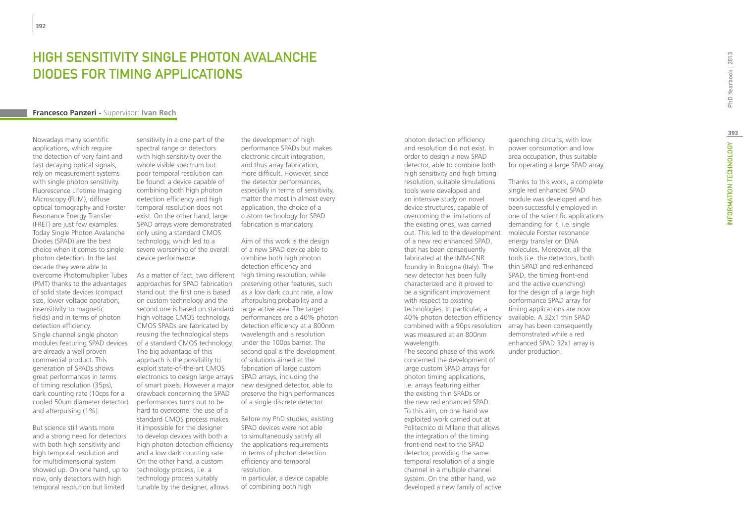# HIGH SENSITIVITY SINGLE PHOTON AVALANCHE DIODES FOR TIMING APPLICATIONS

**Francesco Panzeri** - Supervisor: **Ivan Rech**

Nowadays many scientific applications, which require the detection of very faint and fast decaying optical signals, rely on measurement systems with single photon sensitivity. Fluorescence Lifetime Imaging Microscopy (FLIM), diffuse optical tomography and Forster Resonance Energy Transfer (FRET) are just few examples. Today Single Photon Avalanche Diodes (SPAD) are the best choice when it comes to single photon detection. In the last decade they were able to overcome Photomultiplier Tubes (PMT) thanks to the advantages of solid state devices (compact size, lower voltage operation, insensitivity to magnetic fields) and in terms of photon detection efficiency.
Single channel single photon modules featuring SPAD devices are already a well proven commercial product. This generation of SPADs shows great performances in terms of timing resolution (35ps), dark counting rate (10cps for a cooled 50um diameter detector) and afterpulsing (1%).

But science still wants more and a strong need for detectors with both high sensitivity and high temporal resolution and for multidimensional system showed up. On one hand, up to now, only detectors with high temporal resolution but limited sensitivity in a one part of the spectral range or detectors with high sensitivity over the whole visible spectrum but poor temporal resolution can be found: a device capable of combining both high photon detection efficiency and high temporal resolution does not exist. On the other hand, large SPAD arrays were demonstrated only using a standard CMOS technology, which led to a severe worsening of the overall device performance.

As a matter of fact, two different approaches for SPAD fabrication stand out: the first one is based on custom technology and the second one is based on standard high voltage CMOS technology. CMOS SPADs are fabricated by reusing the technological steps of a standard CMOS technology. The big advantage of this approach is the possibility to exploit state-of-the-art CMOS electronics to design large arrays of smart pixels. However a major drawback concerning the SPAD performances turns out to be hard to overcome: the use of a standard CMOS process makes it impossible for the designer to develop devices with both a high photon detection efficiency and a low dark counting rate. On the other hand, a custom technology process, i.e. a technology process suitably tunable by the designer, allows the development of high performance SPADs but makes electronic circuit integration, and thus array fabrication, more difficult. However, since the detector performances, especially in terms of sensitivity, matter the most in almost every application, the choice of a custom technology for SPAD fabrication is mandatory.

Aim of this work is the design of a new SPAD device able to combine both high photon detection efficiency and high timing resolution, while preserving other features, such as a low dark count rate, a low afterpulsing probability and a large active area. The target performances are a 40% photon detection efficiency at a 800nm wavelength and a resolution under the 100ps barrier. The second goal is the development of solutions aimed at the fabrication of large custom SPAD arrays, including the new designed detector, able to preserve the high performances of a single discrete detector.

Before my PhD studies, existing SPAD devices were not able to simultaneously satisfy all the applications requirements in terms of photon detection efficiency and temporal resolution.
In particular, a device capable of combining both high photon detection efficiency and resolution did not exist. In order to design a new SPAD detector, able to combine both high sensitivity and high timing resolution, suitable simulations tools were developed and an intensive study on novel device structures, capable of overcoming the limitations of the existing ones, was carried out. This led to the development of a new red enhanced SPAD, that has been consequently fabricated at the IMM-CNR foundry in Bologna (Italy). The new detector has been fully characterized and it proved to be a significant improvement with respect to existing technologies. In particular, a 40% photon detection efficiency combined with a 90ps resolution was measured at an 800nm wavelength.
The second phase of this work concerned the development of large custom SPAD arrays for photon timing applications, i.e. arrays featuring either the existing thin SPADs or the new red enhanced SPAD. To this aim, on one hand we exploited work carried out at Politecnico di Milano that allows the integration of the timing front-end next to the SPAD detector, providing the same temporal resolution of a single channel in a multiple channel system. On the other hand, we developed a new family of active quenching circuits, with low power consumption and low area occupation, thus suitable for operating a large SPAD array.

Thanks to this work, a complete single red enhanced SPAD module was developed and has been successfully employed in one of the scientific applications demanding for it, i.e. single molecule Forster resonance energy transfer on DNA molecules. Moreover, all the tools (i.e. the detectors, both thin SPAD and red enhanced SPAD, the timing front-end and the active quenching) for the design of a large high performance SPAD array for timing applications are now available. A 32x1 thin SPAD array has been consequently demonstrated while a red enhanced SPAD 32x1 array is under production.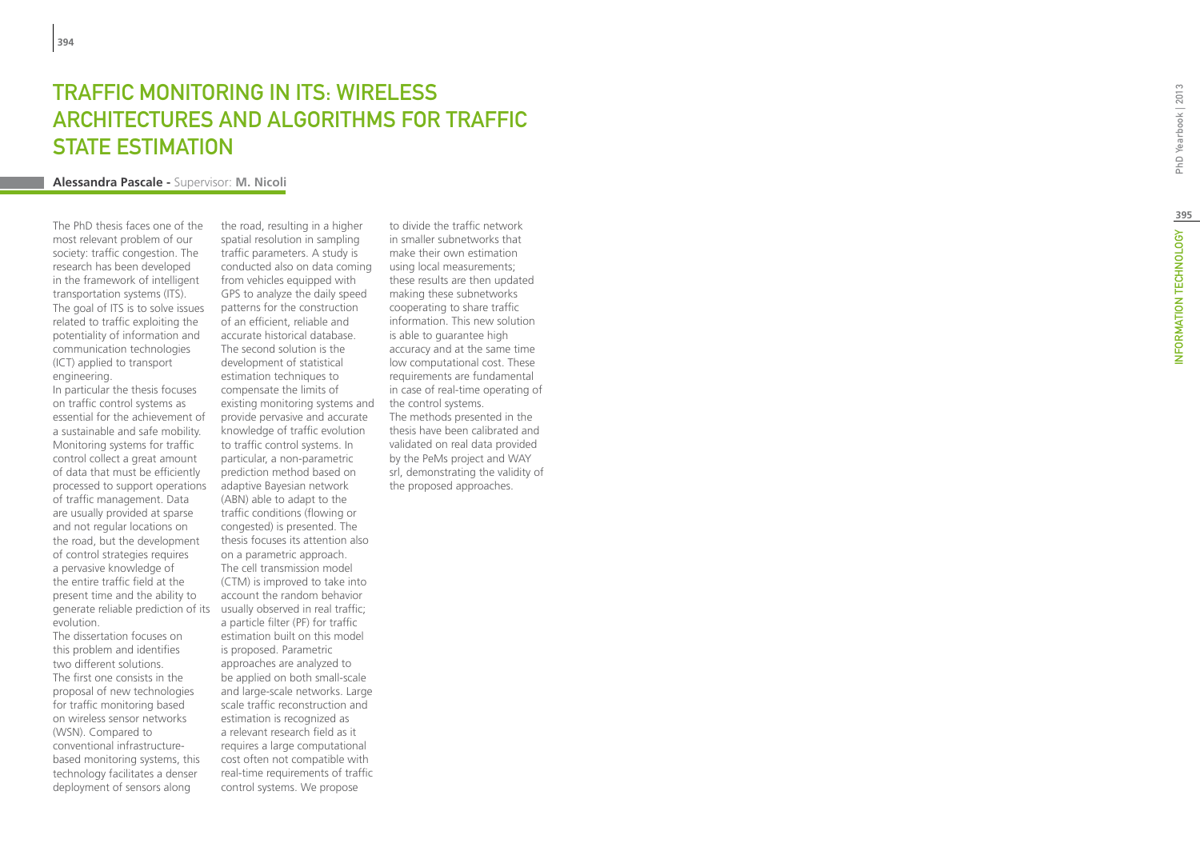# Traffic Monitoring in ITS: Wireless Architectures and Algorithms for Traffic State Estimation

**Alessandra Pascale** - Supervisor: **M. Nicoli**

The PhD thesis faces one of the most relevant problem of our society: traffic congestion. The research has been developed in the framework of intelligent transportation systems (ITS). The goal of ITS is to solve issues related to traffic exploiting the potentiality of information and communication technologies (ICT) applied to transport engineering.

In particular the thesis focuses on traffic control systems as essential for the achievement of a sustainable and safe mobility. Monitoring systems for traffic control collect a great amount of data that must be efficiently processed to support operations of traffic management. Data are usually provided at sparse and not regular locations on the road, but the development of control strategies requires a pervasive knowledge of the entire traffic field at the present time and the ability to generate reliable prediction of its evolution.

The dissertation focuses on this problem and identifies two different solutions.

The first one consists in the proposal of new technologies for traffic monitoring based on wireless sensor networks (WSN). Compared to conventional infrastructure-based monitoring systems, this technology facilitates a denser deployment of sensors along the road, resulting in a higher spatial resolution in sampling traffic parameters. A study is conducted also on data coming from vehicles equipped with GPS to analyze the daily speed patterns for the construction of an efficient, reliable and accurate historical database.

The second solution is the development of statistical estimation techniques to compensate the limits of existing monitoring systems and provide pervasive and accurate knowledge of traffic evolution to traffic control systems. In particular, a non-parametric prediction method based on adaptive Bayesian network (ABN) able to adapt to the traffic conditions (flowing or congested) is presented. The thesis focuses its attention also on a parametric approach. The cell transmission model (CTM) is improved to take into account the random behavior usually observed in real traffic; a particle filter (PF) for traffic estimation built on this model is proposed. Parametric approaches are analyzed to be applied on both small-scale and large-scale networks. Large scale traffic reconstruction and estimation is recognized as a relevant research field as it requires a large computational cost often not compatible with real-time requirements of traffic control systems. We propose to divide the traffic network in smaller subnetworks that make their own estimation using local measurements; these results are then updated making these subnetworks cooperating to share traffic information. This new solution is able to guarantee high accuracy and at the same time low computational cost. These requirements are fundamental in case of real-time operating of the control systems.

The methods presented in the thesis have been calibrated and validated on real data provided by the PeMs project and WAY srl, demonstrating the validity of the proposed approaches.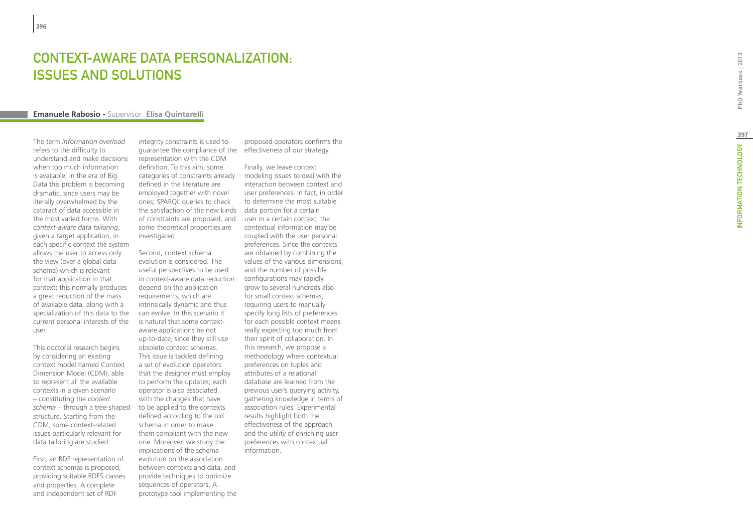# CONTEXT-AWARE DATA PERSONALIZATION: ISSUES AND SOLUTIONS

**Emanuele Rabosio** - Supervisor: **Elisa Quintarelli**

The term *information overload* refers to the difficulty to understand and make decisions when too much information is available; in the era of Big Data this problem is becoming dramatic, since users may be literally overwhelmed by the cataract of data accessible in the most varied forms. With *context-aware data tailoring*, given a target application, in each specific context the system allows the user to access only the view (over a global data schema) which is relevant for that application in that context; this normally produces a great reduction of the mass of available data, along with a specialization of this data to the current personal interests of the user.

This doctoral research begins by considering an existing context model named Context Dimension Model (CDM), able to represent all the available contexts in a given scenario – constituting the *context schema* – through a tree-shaped structure. Starting from the CDM, some context-related issues particularly relevant for data tailoring are studied.

First, an RDF representation of context schemas is proposed, providing suitable RDFS classes and properties. A complete and independent set of RDF integrity constraints is used to guarantee the compliance of the representation with the CDM definition. To this aim, some categories of constraints already defined in the literature are employed together with novel ones; SPARQL queries to check the satisfaction of the new kinds of constraints are proposed, and some theoretical properties are investigated.

Second, context schema evolution is considered. The useful perspectives to be used in context-aware data reduction depend on the application requirements, which are intrinsically dynamic and thus can evolve. In this scenario it is natural that some context-aware applications be not up-to-date, since they still use obsolete context schemas. This issue is tackled defining a set of evolution operators that the designer must employ to perform the updates; each operator is also associated with the changes that have to be applied to the contexts defined according to the old schema in order to make them compliant with the new one. Moreover, we study the implications of the schema evolution on the association between contexts and data, and provide techniques to optimize sequences of operators. A prototype tool implementing the proposed operators confirms the effectiveness of our strategy.

Finally, we leave context modeling issues to deal with the interaction between context and user preferences. In fact, in order to determine the most suitable data portion for a certain user in a certain context, the contextual information may be coupled with the user personal preferences. Since the contexts are obtained by combining the values of the various dimensions, and the number of possible configurations may rapidly grow to several hundreds also for small context schemas, requiring users to manually specify long lists of preferences for each possible context means really expecting too much from their spirit of collaboration. In this research, we propose a methodology where contextual preferences on tuples and attributes of a relational database are learned from the previous user's querying activity, gathering knowledge in terms of association rules. Experimental results highlight both the effectiveness of the approach and the utility of enriching user preferences with contextual information.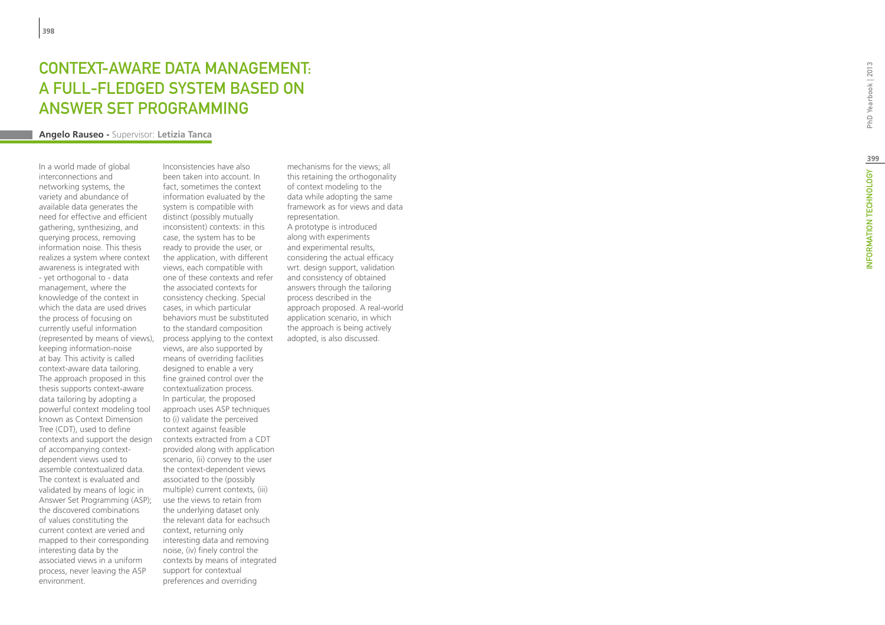# CONTEXT-AWARE DATA MANAGEMENT: A FULL-FLEDGED SYSTEM BASED ON ANSWER SET PROGRAMMING

**Angelo Rauseo -** Supervisor: **Letizia Tanca**

In a world made of global interconnections and networking systems, the variety and abundance of available data generates the need for effective and efficient gathering, synthesizing, and querying process, removing information noise. This thesis realizes a system where context awareness is integrated with - yet orthogonal to - data management, where the knowledge of the context in which the data are used drives the process of focusing on currently useful information (represented by means of views), keeping information-noise at bay. This activity is called context-aware data tailoring. The approach proposed in this thesis supports context-aware data tailoring by adopting a powerful context modeling tool known as Context Dimension Tree (CDT), used to define contexts and support the design of accompanying context-dependent views used to assemble contextualized data. The context is evaluated and validated by means of logic in Answer Set Programming (ASP); the discovered combinations of values constituting the current context are veried and mapped to their corresponding interesting data by the associated views in a uniform process, never leaving the ASP environment.

Inconsistencies have also been taken into account. In fact, sometimes the context information evaluated by the system is compatible with distinct (possibly mutually inconsistent) contexts: in this case, the system has to be ready to provide the user, or the application, with different views, each compatible with one of these contexts and refer the associated contexts for consistency checking. Special cases, in which particular behaviors must be substituted to the standard composition process applying to the context views, are also supported by means of overriding facilities designed to enable a very fine grained control over the contextualization process.

In particular, the proposed approach uses ASP techniques to (i) validate the perceived context against feasible contexts extracted from a CDT provided along with application scenario, (ii) convey to the user the context-dependent views associated to the (possibly multiple) current contexts, (iii) use the views to retain from the underlying dataset only the relevant data for eachsuch context, returning only interesting data and removing noise, (iv) finely control the contexts by means of integrated support for contextual preferences and overriding mechanisms for the views; all this retaining the orthogonality of context modeling to the data while adopting the same framework as for views and data representation.

A prototype is introduced along with experiments and experimental results, considering the actual efficacy wrt. design support, validation and consistency of obtained answers through the tailoring process described in the approach proposed. A real-world application scenario, in which the approach is being actively adopted, is also discussed.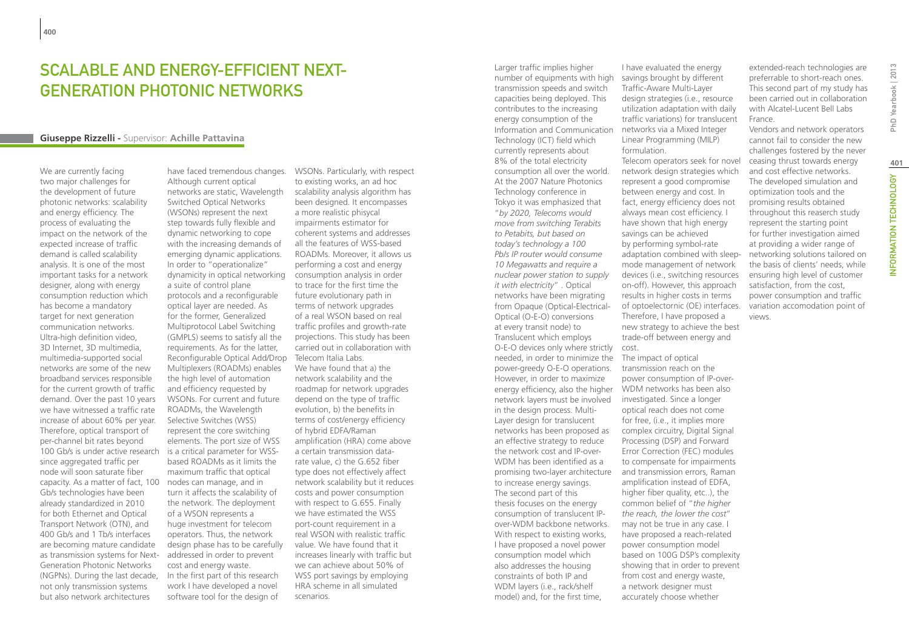# Scalable and Energy-Efficient Next-Generation Photonic Networks

**Giuseppe Rizzelli** - Supervisor: **Achille Pattavina**

We are currently facing two major challenges for the development of future photonic networks: scalability and energy efficiency. The process of evaluating the impact on the network of the expected increase of traffic demand is called scalability analysis. It is one of the most important tasks for a network designer, along with energy consumption reduction which has become a mandatory target for next generation communication networks. Ultra-high definition video, 3D Internet, 3D multimedia, multimedia-supported social networks are some of the new broadband services responsible for the current growth of traffic demand. Over the past 10 years we have witnessed a traffic rate increase of about 60% per year. Therefore, optical transport of per-channel bit rates beyond 100 Gb/s is under active research since aggregated traffic per node will soon saturate fiber capacity. As a matter of fact, 100 Gb/s technologies have been already standardized in 2010 for both Ethernet and Optical Transport Network (OTN), and 400 Gb/s and 1 Tb/s interfaces are becoming mature candidate as transmission systems for Next-Generation Photonic Networks (NGPNs). During the last decade, not only transmission systems but also network architectures have faced tremendous changes. Although current optical networks are static, Wavelength Switched Optical Networks (WSONs) represent the next step towards fully flexible and dynamic networking to cope with the increasing demands of emerging dynamic applications. In order to "operationalize" dynamicity in optical networking a suite of control plane protocols and a reconfigurable optical layer are needed. As for the former, Generalized Multiprotocol Label Switching (GMPLS) seems to satisfy all the requirements. As for the latter, Reconfigurable Optical Add/Drop Multiplexers (ROADMs) enables the high level of automation and efficiency requested by WSONs. For current and future ROADMs, the Wavelength Selective Switches (WSS) represent the core switching elements. The port size of WSS is a critical parameter for WSS-based ROADMs as it limits the maximum traffic that optical nodes can manage, and in turn it affects the scalability of the network. The deployment of a WSON represents a huge investment for telecom operators. Thus, the network design phase has to be carefully addressed in order to prevent cost and energy waste.

In the first part of this research work I have developed a novel software tool for the design of WSONs. Particularly, with respect to existing works, an ad hoc scalability analysis algorithm has been designed. It encompasses a more realistic phisycal impairments estimator for coherent systems and addresses all the features of WSS-based ROADMs. Moreover, it allows us performing a cost and energy consumption analysis in order to trace for the first time the future evolutionary path in terms of network upgrades of a real WSON based on real traffic profiles and growth-rate projections. This study has been carried out in collaboration with Telecom Italia Labs.

We have found that a) the network scalability and the roadmap for network upgrades depend on the type of traffic evolution, b) the benefits in terms of cost/energy efficiency of hybrid EDFA/Raman amplification (HRA) come above a certain transmission data-rate value, c) the G.652 fiber type does not effectively affect network scalability but it reduces costs and power consumption with respect to G.655. Finally we have estimated the WSS port-count requirement in a real WSON with realistic traffic value. We have found that it increases linearly with traffic but we can achieve about 50% of WSS port savings by employing HRA scheme in all simulated scenarios.

Larger traffic implies higher number of equipments with high transmission speeds and switch capacities being deployed. This contributes to the increasing energy consumption of the Information and Communication Technology (ICT) field which currently represents about 8% of the total electricity consumption all over the world. At the 2007 Nature Photonics Technology conference in Tokyo it was emphasized that "*by 2020, Telecoms would move from switching Terabits to Petabits, but based on today's technology a 100 Pb/s IP router would consume 10 Megawatts and require a nuclear power station to supply it with electricity*". Optical networks have been migrating from Opaque (Optical-Electrical-Optical (O-E-O) conversions at every transit node) to Translucent which employs O-E-O devices only where strictly needed, in order to minimize the power-greedy O-E-O operations. However, in order to maximize energy efficiency, also the higher network layers must be involved in the design process. Multi-Layer design for translucent networks has been proposed as an effective strategy to reduce the network cost and IP-over-WDM has been identified as a promising two-layer architecture to increase energy savings.

The second part of this thesis focuses on the energy consumption of translucent IP-over-WDM backbone networks. With respect to existing works, I have proposed a novel power consumption model which also addresses the housing constraints of both IP and WDM layers (i.e., rack/shelf model) and, for the first time, I have evaluated the energy savings brought by different Traffic-Aware Multi-Layer design strategies (i.e., resource utilization adaptation with daily traffic variations) for translucent networks via a Mixed Integer Linear Programming (MILP) formulation.

Telecom operators seek for novel network design strategies which represent a good compromise between energy and cost. In fact, energy efficiency does not always mean cost efficiency. I have shown that high energy savings can be achieved by performing symbol-rate adaptation combined with sleep-mode management of network devices (i.e., switching resources on-off). However, this approach results in higher costs in terms of optoelectornic (OE) interfaces. Therefore, I have proposed a new strategy to achieve the best trade-off between energy and cost.

The impact of optical transmission reach on the power consumption of IP-over-WDM networks has been also investigated. Since a longer optical reach does not come for free, (i.e., it implies more complex circuitry, Digital Signal Processing (DSP) and Forward Error Correction (FEC) modules to compensate for impairments and transmission errors, Raman amplification instead of EDFA, higher fiber quality, etc..), the common belief of "*the higher the reach, the lower the cost*" may not be true in any case. I have proposed a reach-related power consumption model based on 100G DSP's complexity showing that in order to prevent from cost and energy waste, a network designer must accurately choose whether extended-reach technologies are preferrable to short-reach ones. This second part of my study has been carried out in collaboration with Alcatel-Lucent Bell Labs France.

Vendors and network operators cannot fail to consider the new challenges fostered by the never ceasing thrust towards energy and cost effective networks. The developed simulation and optimization tools and the promising results obtained throughout this reaserch study represent the starting point for further investigation aimed at providing a wider range of networking solutions tailored on the basis of clients' needs, while ensuring high level of customer satisfaction, from the cost, power consumption and traffic variation accomodation point of views.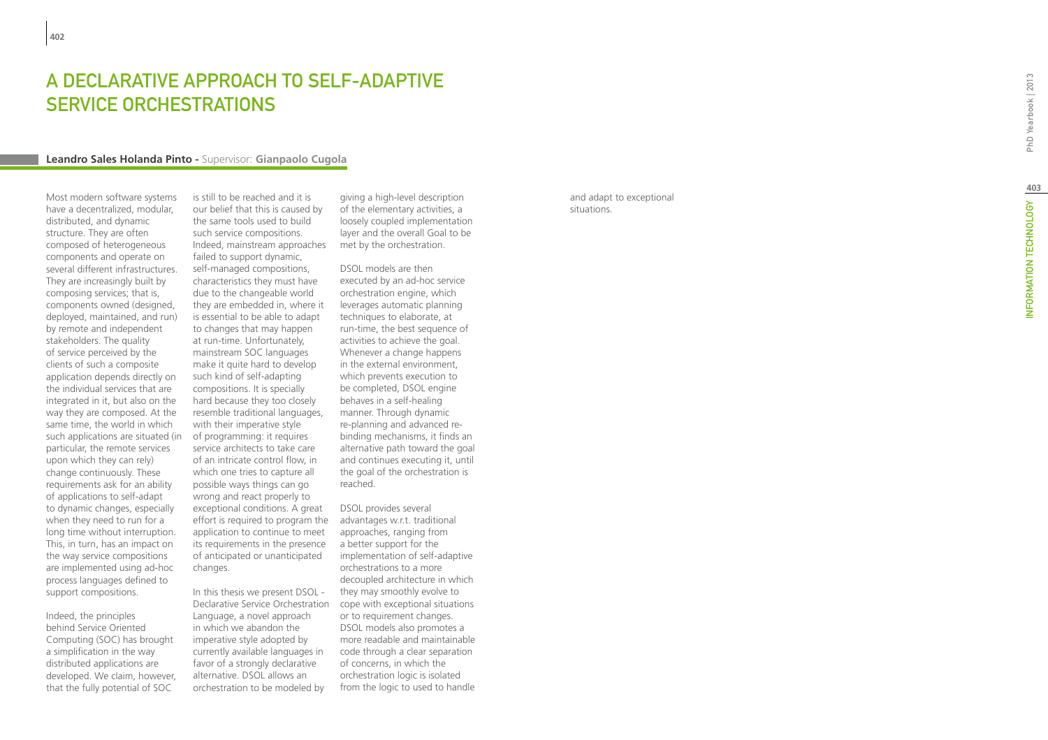# A DECLARATIVE APPROACH TO SELF-ADAPTIVE SERVICE ORCHESTRATIONS

**Leandro Sales Holanda Pinto -** Supervisor: **Gianpaolo Cugola**

Most modern software systems have a decentralized, modular, distributed, and dynamic structure. They are often composed of heterogeneous components and operate on several different infrastructures. They are increasingly built by composing services; that is, components owned (designed, deployed, maintained, and run) by remote and independent stakeholders. The quality of service perceived by the clients of such a composite application depends directly on the individual services that are integrated in it, but also on the way they are composed. At the same time, the world in which such applications are situated (in particular, the remote services upon which they can rely) change continuously. These requirements ask for an ability of applications to self-adapt to dynamic changes, especially when they need to run for a long time without interruption. This, in turn, has an impact on the way service compositions are implemented using ad-hoc process languages defined to support compositions.

Indeed, the principles behind Service Oriented Computing (SOC) has brought a simplification in the way distributed applications are developed. We claim, however, that the fully potential of SOC is still to be reached and it is our belief that this is caused by the same tools used to build such service compositions. Indeed, mainstream approaches failed to support dynamic, self-managed compositions, characteristics they must have due to the changeable world they are embedded in, where it is essential to be able to adapt to changes that may happen at run-time. Unfortunately, mainstream SOC languages make it quite hard to develop such kind of self-adapting compositions. It is specially hard because they too closely resemble traditional languages, with their imperative style of programming: it requires service architects to take care of an intricate control flow, in which one tries to capture all possible ways things can go wrong and react properly to exceptional conditions. A great effort is required to program the application to continue to meet its requirements in the presence of anticipated or unanticipated changes.

In this thesis we present DSOL - Declarative Service Orchestration Language, a novel approach in which we abandon the imperative style adopted by currently available languages in favor of a strongly declarative alternative. DSOL allows an orchestration to be modeled by giving a high-level description of the elementary activities, a loosely coupled implementation layer and the overall Goal to be met by the orchestration.

DSOL models are then executed by an ad-hoc service orchestration engine, which leverages automatic planning techniques to elaborate, at run-time, the best sequence of activities to achieve the goal. Whenever a change happens in the external environment, which prevents execution to be completed, DSOL engine behaves in a self-healing manner. Through dynamic re-planning and advanced re-binding mechanisms, it finds an alternative path toward the goal and continues executing it, until the goal of the orchestration is reached.

DSOL provides several advantages w.r.t. traditional approaches, ranging from a better support for the implementation of self-adaptive orchestrations to a more decoupled architecture in which they may smoothly evolve to cope with exceptional situations or to requirement changes. DSOL models also promotes a more readable and maintainable code through a clear separation of concerns, in which the orchestration logic is isolated from the logic to used to handle and adapt to exceptional situations.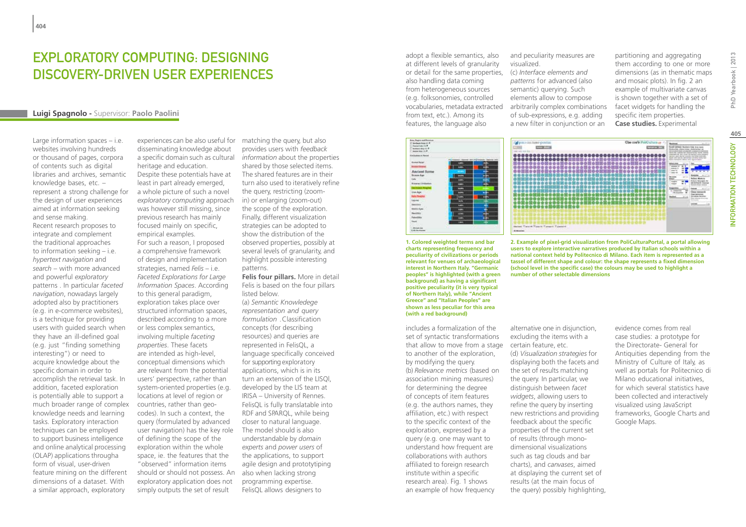# EXPLORATORY COMPUTING: DESIGNING DISCOVERY-DRIVEN USER EXPERIENCES

**Luigi Spagnolo** - Supervisor: **Paolo Paolini**

Large information spaces – i.e. websites involving hundreds or thousand of pages, corpora of contents such as digital libraries and archives, semantic knowledge bases, etc. – represent a strong challenge for the design of user experiences aimed at information seeking and sense making.
Recent research proposes to integrate and complement the traditional approaches to information seeking – i.e. *hypertext navigation* and *search* – with more advanced and powerful *exploratory* patterns . In particular *faceted navigation*, nowadays largely adopted also by practitioners (e.g. in e-commerce websites), is a technique for providing users with guided search when they have an ill-defined goal (e.g. just "finding something interesting") or need to acquire knowledge about the specific domain in order to accomplish the retrieval task. In addition, faceted exploration is potentially able to support a much broader range of complex knowledge needs and learning tasks. Exploratory interaction techniques can be employed to support business intelligence and online analytical processing (OLAP) applications througha form of visual, user-driven feature mining on the different dimensions of a dataset. With a similar approach, exploratory experiences can be also useful for disseminating knowledge about a specific domain such as cultural heritage and education.
Despite these potentials have at least in part already emerged, a whole picture of such a novel *exploratory computing* approach was however still missing, since previous research has mainly focused mainly on specific, empirical examples.
For such a reason, I proposed a comprehensive framework of design and implementation strategies, named *Felis* – i.e. *Faceted Explorations for Large Information Spaces*. According to this general paradigm, exploration takes place over structured information spaces, described according to a more or less complex semantics, involving multiple *faceting properties*. These facets are intended as high-level, conceptual dimensions which are relevant from the potential users' perspective, rather than system-oriented properties (e.g. locations at level of region or countries, rather than geo-codes). In such a context, the query (formulated by advanced user navigation) has the key role of defining the scope of the exploration within the whole space, ie. the features that the "observed" information items should or should not possess. An exploratory application does not simply outputs the set of result matching the query, but also provides users with *feedback information* about the properties shared by those selected items. The shared features are in their turn also used to iteratively refine the query, restricting (zoom-in) or enlarging (zoom-out) the scope of the exploration. Finally, different visualization strategies can be adopted to show the distribution of the observed properties, possibly at several levels of granularity, and highlight possible interesting patterns.

**Felis four pillars.** More in detail Felis is based on the four pillars listed below.
(a) *Semantic Knowledege representation and query formulation* .Classification concepts (for describing resources) and queries are represented in FelisQL, a language specifically conceived for supporting exploratory applications, which is in its turn an extension of the LISQl, developed by the LIS team at IRISA – University of Rennes. FelisQL is fully translatable into RDF and SPARQL, while being closer to natural language. The model should is also understandable by *domain experts* and *power users* of the applications, to support agile design and prototyping also when lacking strong programming expertise. FelisQL allows designers to adopt a flexible semantics, also at different levels of granularity or detail for the same properties, also handling data coming from heterogeneous sources (e.g. folksonomies, controlled vocabularies, metadata extracted from text, etc.). Among its features, the language also includes a formalization of the set of syntactic transformations that allow to move from a stage to another of the exploration, by modifying the query.
(b) *Relevance metrics* (based on association mining measures) for determining the degree of concepts of item features (e.g. the authors names, they affiliation, etc.) with respect to the specific context of the exploration, expressed by a query (e.g. one may want to understand how frequent are collaborations with authors affiliated to foreign research institute within a specific research area). Fig. 1 shows an example of how frequency and peculiarity measures are visualized.
(c) *Interface elements and patterns* for advanced (also semantic) querying. Such elements allow to compose arbitrarily complex combinations of sub-expressions, e.g. adding a new filter in conjunction or an alternative one in disjunction, excluding the items with a certain feature, etc.
(d) *Visualization strategies* for displaying both the facets and the set of results matching the query. In particular, we distinguish between *facet widgets*, allowing users to refine the query by inserting new restrictions and providing feedback about the specific properties of the current set of results (through mono-dimensional visualizations such as tag clouds and bar charts), and *canvases*, aimed at displaying the current set of results (at the main focus of the query) possibly highlighting, partitioning and aggregating them according to one or more dimensions (as in thematic maps and mosaic plots). In fig. 2 an example of multivariate canvas is shown together with a set of facet widgets for handling the specific item properties.
**Case studies.** Experimental evidence comes from real case studies: a prototype for the Directorate- General for Antiquities depending from the Ministry of Culture of Italy, as well as portals for Politecnico di Milano educational initiatives, for which several statistics have been collected and interactively visualized using JavaScript frameworks, Google Charts and Google Maps.

**1. Colored weighted terms and bar charts representing frequency and peculiarity of civilizations or periods relevant for venues of archaeological interest in Northern Italy. "Germanic peoples" is highlighted (with a green background) as having a significant positive peculiarity (it is very typical of Northern Italy), while "Ancient Greece" and "Italian Peoples" are shown as less peculiar for this area (with a red background)**

**2. Example of pixel-grid visualization from PoliCulturaPortal, a portal allowing users to explore interactive narratives produced by Italian schools within a national context held by Politecnico di Milano. Each item is represented as a tassel of different shape and colour: the shape represents a fixed dimension (school level in the specific case) the colours may be used to highlight a number of other selectable dimensions**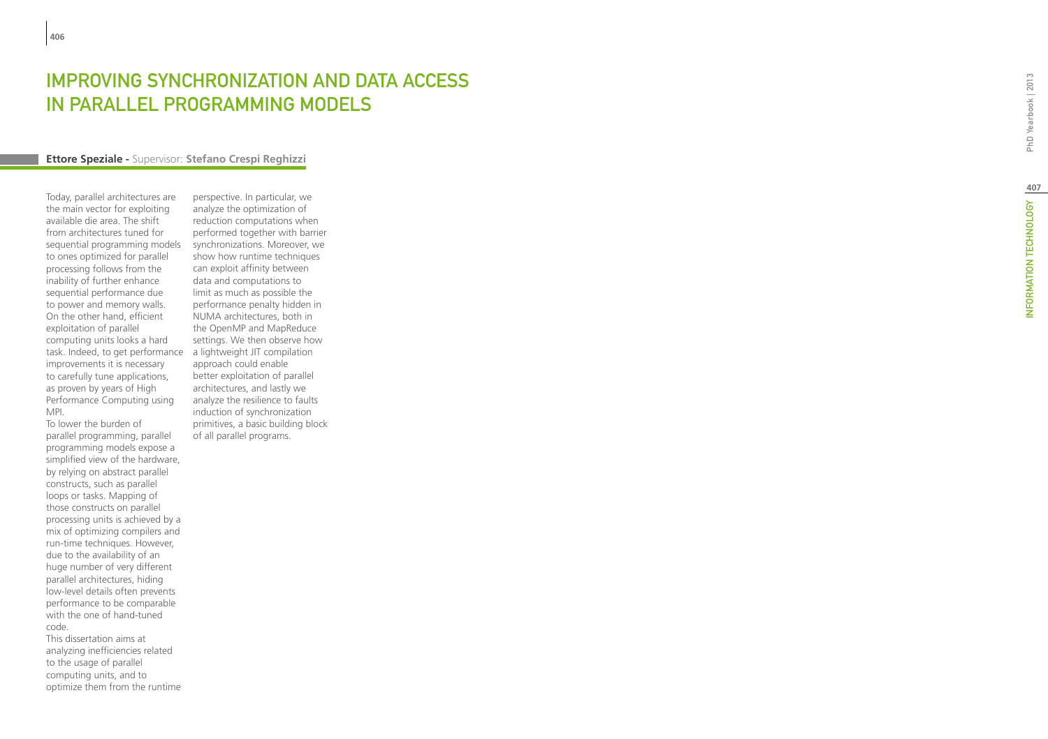# Improving Synchronization and Data Access in Parallel Programming Models

**Ettore Speziale** - Supervisor: **Stefano Crespi Reghizzi**

Today, parallel architectures are the main vector for exploiting available die area. The shift from architectures tuned for sequential programming models to ones optimized for parallel processing follows from the inability of further enhance sequential performance due to power and memory walls. On the other hand, efficient exploitation of parallel computing units looks a hard task. Indeed, to get performance improvements it is necessary to carefully tune applications, as proven by years of High Performance Computing using MPI.

To lower the burden of parallel programming, parallel programming models expose a simplified view of the hardware, by relying on abstract parallel constructs, such as parallel loops or tasks. Mapping of those constructs on parallel processing units is achieved by a mix of optimizing compilers and run-time techniques. However, due to the availability of an huge number of very different parallel architectures, hiding low-level details often prevents performance to be comparable with the one of hand-tuned code.

This dissertation aims at analyzing inefficiencies related to the usage of parallel computing units, and to optimize them from the runtime perspective. In particular, we analyze the optimization of reduction computations when performed together with barrier synchronizations. Moreover, we show how runtime techniques can exploit affinity between data and computations to limit as much as possible the performance penalty hidden in NUMA architectures, both in the OpenMP and MapReduce settings. We then observe how a lightweight JIT compilation approach could enable better exploitation of parallel architectures, and lastly we analyze the resilience to faults induction of synchronization primitives, a basic building block of all parallel programs.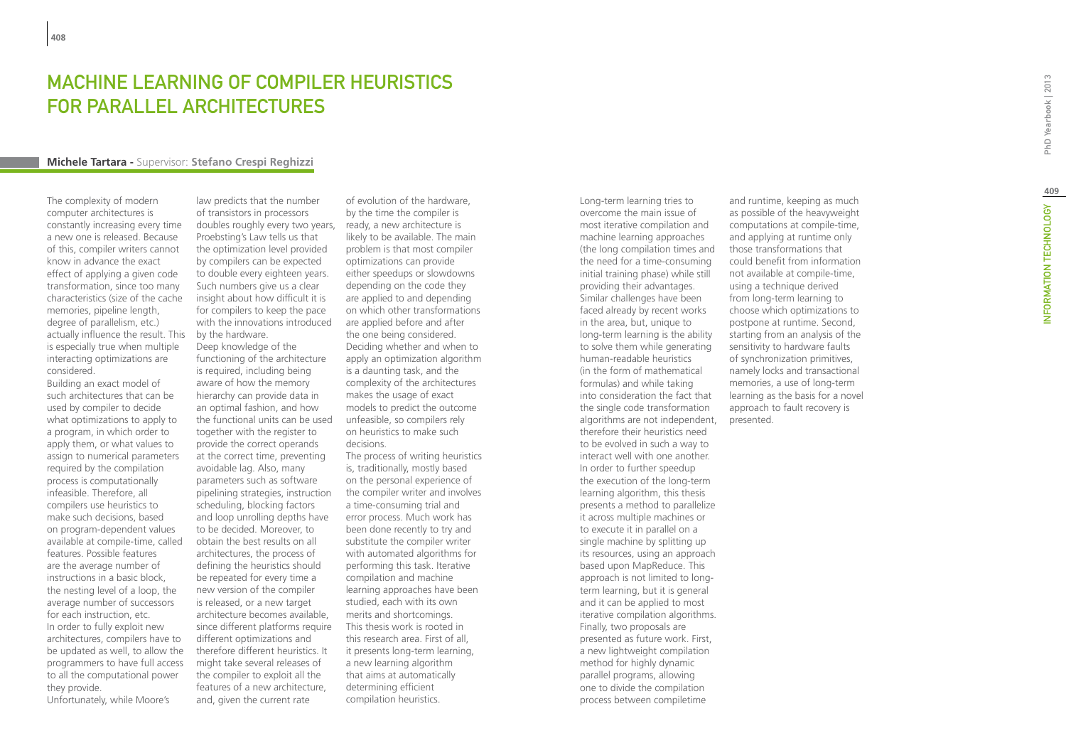# MACHINE LEARNING OF COMPILER HEURISTICS FOR PARALLEL ARCHITECTURES

**Michele Tartara - Supervisor: Stefano Crespi Reghizzi**

The complexity of modern computer architectures is constantly increasing every time a new one is released. Because of this, compiler writers cannot know in advance the exact effect of applying a given code transformation, since too many characteristics (size of the cache memories, pipeline length, degree of parallelism, etc.) actually influence the result. This is especially true when multiple interacting optimizations are considered.

Building an exact model of such architectures that can be used by compiler to decide what optimizations to apply to a program, in which order to apply them, or what values to assign to numerical parameters required by the compilation process is computationally infeasible. Therefore, all compilers use heuristics to make such decisions, based on program-dependent values available at compile-time, called features. Possible features are the average number of instructions in a basic block, the nesting level of a loop, the average number of successors for each instruction, etc.

In order to fully exploit new architectures, compilers have to be updated as well, to allow the programmers to have full access to all the computational power they provide.

Unfortunately, while Moore's law predicts that the number of transistors in processors doubles roughly every two years, Proebsting's Law tells us that the optimization level provided by compilers can be expected to double every eighteen years. Such numbers give us a clear insight about how difficult it is for compilers to keep the pace with the innovations introduced by the hardware.

Deep knowledge of the functioning of the architecture is required, including being aware of how the memory hierarchy can provide data in an optimal fashion, and how the functional units can be used together with the register to provide the correct operands at the correct time, preventing avoidable lag. Also, many parameters such as software pipelining strategies, instruction scheduling, blocking factors and loop unrolling depths have to be decided. Moreover, to obtain the best results on all architectures, the process of defining the heuristics should be repeated for every time a new version of the compiler is released, or a new target architecture becomes available, since different platforms require different optimizations and therefore different heuristics. It might take several releases of the compiler to exploit all the features of a new architecture, and, given the current rate of evolution of the hardware, by the time the compiler is ready, a new architecture is likely to be available. The main problem is that most compiler optimizations can provide either speedups or slowdowns depending on the code they are applied to and depending on which other transformations are applied before and after the one being considered. Deciding whether and when to apply an optimization algorithm is a daunting task, and the complexity of the architectures makes the usage of exact models to predict the outcome unfeasible, so compilers rely on heuristics to make such decisions.

The process of writing heuristics is, traditionally, mostly based on the personal experience of the compiler writer and involves a time-consuming trial and error process. Much work has been done recently to try and substitute the compiler writer with automated algorithms for performing this task. Iterative compilation and machine learning approaches have been studied, each with its own merits and shortcomings.

This thesis work is rooted in this research area. First of all, it presents long-term learning, a new learning algorithm that aims at automatically determining efficient compilation heuristics.

Long-term learning tries to overcome the main issue of most iterative compilation and machine learning approaches (the long compilation times and the need for a time-consuming initial training phase) while still providing their advantages. Similar challenges have been faced already by recent works in the area, but, unique to long-term learning is the ability to solve them while generating human-readable heuristics (in the form of mathematical formulas) and while taking into consideration the fact that the single code transformation algorithms are not independent, therefore their heuristics need to be evolved in such a way to interact well with one another.

In order to further speedup the execution of the long-term learning algorithm, this thesis presents a method to parallelize it across multiple machines or to execute it in parallel on a single machine by splitting up its resources, using an approach based upon MapReduce. This approach is not limited to long-term learning, but it is general and it can be applied to most iterative compilation algorithms.

Finally, two proposals are presented as future work. First, a new lightweight compilation method for highly dynamic parallel programs, allowing one to divide the compilation process between compiletime and runtime, keeping as much as possible of the heavyweight computations at compile-time, and applying at runtime only those transformations that could benefit from information not available at compile-time, using a technique derived from long-term learning to choose which optimizations to postpone at runtime. Second, starting from an analysis of the sensitivity to hardware faults of synchronization primitives, namely locks and transactional memories, a use of long-term learning as the basis for a novel approach to fault recovery is presented.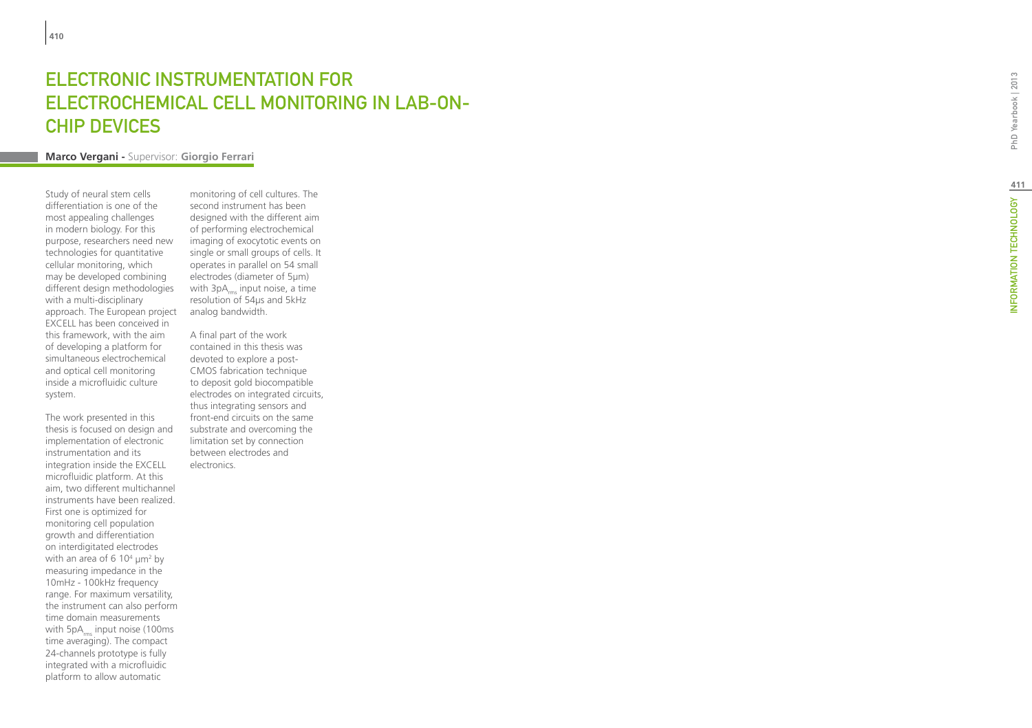# ELECTRONIC INSTRUMENTATION FOR ELECTROCHEMICAL CELL MONITORING IN LAB-ON-CHIP DEVICES

**Marco Vergani -** Supervisor: **Giorgio Ferrari**

Study of neural stem cells differentiation is one of the most appealing challenges in modern biology. For this purpose, researchers need new technologies for quantitative cellular monitoring, which may be developed combining different design methodologies with a multi-disciplinary approach. The European project EXCELL has been conceived in this framework, with the aim of developing a platform for simultaneous electrochemical and optical cell monitoring inside a microfluidic culture system.

The work presented in this thesis is focused on design and implementation of electronic instrumentation and its integration inside the EXCELL microfluidic platform. At this aim, two different multichannel instruments have been realized. First one is optimized for monitoring cell population growth and differentiation on interdigitated electrodes with an area of 6 $10^4$ μm$^2$ by measuring impedance in the 10mHz - 100kHz frequency range. For maximum versatility, the instrument can also perform time domain measurements with 5pA$_{rms}$ input noise (100ms time averaging). The compact 24-channels prototype is fully integrated with a microfluidic platform to allow automatic monitoring of cell cultures. The second instrument has been designed with the different aim of performing electrochemical imaging of exocytotic events on single or small groups of cells. It operates in parallel on 54 small electrodes (diameter of 5μm) with 3pA$_{rms}$ input noise, a time resolution of 54μs and 5kHz analog bandwidth.

A final part of the work contained in this thesis was devoted to explore a post-CMOS fabrication technique to deposit gold biocompatible electrodes on integrated circuits, thus integrating sensors and front-end circuits on the same substrate and overcoming the limitation set by connection between electrodes and electronics.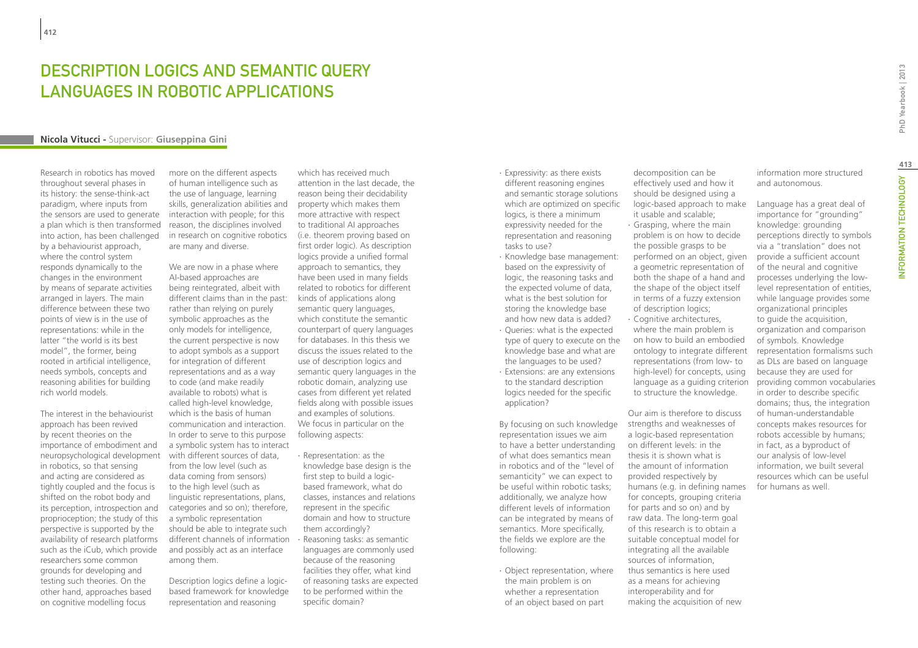# Description Logics and Semantic Query Languages in Robotic Applications

**Nicola Vitucci** - Supervisor: **Giuseppina Gini**

Research in robotics has moved throughout several phases in its history: the sense-think-act paradigm, where inputs from the sensors are used to generate a plan which is then transformed into action, has been challenged by a behaviourist approach, where the control system responds dynamically to the changes in the environment by means of separate activities arranged in layers. The main difference between these two points of view is in the use of representations: while in the latter "the world is its best model", the former, being rooted in artificial intelligence, needs symbols, concepts and reasoning abilities for building rich world models.

The interest in the behaviourist approach has been revived by recent theories on the importance of embodiment and neuropsychological development in robotics, so that sensing and acting are considered as tightly coupled and the focus is shifted on the robot body and its perception, introspection and proprioception; the study of this perspective is supported by the availability of research platforms such as the iCub, which provide researchers some common grounds for developing and testing such theories. On the other hand, approaches based on cognitive modelling focus more on the different aspects of human intelligence such as the use of language, learning skills, generalization abilities and interaction with people; for this reason, the disciplines involved in research on cognitive robotics are many and diverse.

We are now in a phase where AI-based approaches are being reintegrated, albeit with different claims than in the past: rather than relying on purely symbolic approaches as the only models for intelligence, the current perspective is now to adopt symbols as a support for integration of different representations and as a way to code (and make readily available to robots) what is called high-level knowledge, which is the basis of human communication and interaction. In order to serve to this purpose a symbolic system has to interact with different sources of data, from the low level (such as data coming from sensors) to the high level (such as linguistic representations, plans, categories and so on); therefore, a symbolic representation should be able to integrate such different channels of information and possibly act as an interface among them.

Description logics define a logic-based framework for knowledge representation and reasoning which has received much attention in the last decade, the reason being their decidability property which makes them more attractive with respect to traditional AI approaches (i.e. theorem proving based on first order logic). As description logics provide a unified formal approach to semantics, they have been used in many fields related to robotics for different kinds of applications along semantic query languages, which constitute the semantic counterpart of query languages for databases. In this thesis we discuss the issues related to the use of description logics and semantic query languages in the robotic domain, analyzing use cases from different yet related fields along with possible issues and examples of solutions. We focus in particular on the following aspects:

- Representation: as the knowledge base design is the first step to build a logic-based framework, what do classes, instances and relations represent in the specific domain and how to structure them accordingly?
- Reasoning tasks: as semantic languages are commonly used because of the reasoning facilities they offer, what kind of reasoning tasks are expected to be performed within the specific domain?
- Expressivity: as there exists different reasoning engines and semantic storage solutions which are optimized on specific logics, is there a minimum expressivity needed for the representation and reasoning tasks to use?
- Knowledge base management: based on the expressivity of logic, the reasoning tasks and the expected volume of data, what is the best solution for storing the knowledge base and how new data is added?
- Queries: what is the expected type of query to execute on the knowledge base and what are the languages to be used?
- Extensions: are any extensions to the standard description logics needed for the specific application?

By focusing on such knowledge representation issues we aim to have a better understanding of what does semantics mean in robotics and of the "level of semanticity" we can expect to be useful within robotic tasks; additionally, we analyze how different levels of information can be integrated by means of semantics. More specifically, the fields we explore are the following:

- Object representation, where the main problem is on whether a representation of an object based on part decomposition can be effectively used and how it should be designed using a logic-based approach to make it usable and scalable;
- Grasping, where the main problem is on how to decide the possible grasps to be performed on an object, given a geometric representation of both the shape of a hand and the shape of the object itself in terms of a fuzzy extension of description logics;
- Cognitive architectures, where the main problem is on how to build an embodied ontology to integrate different representations (from low- to high-level) for concepts, using language as a guiding criterion to structure the knowledge.

Our aim is therefore to discuss strengths and weaknesses of a logic-based representation on different levels: in the thesis it is shown what is the amount of information provided respectively by humans (e.g. in defining names for concepts, grouping criteria for parts and so on) and by raw data. The long-term goal of this research is to obtain a suitable conceptual model for integrating all the available sources of information, thus semantics is here used as a means for achieving interoperability and for making the acquisition of new information more structured and autonomous.

Language has a great deal of importance for "grounding" knowledge: grounding perceptions directly to symbols via a "translation" does not provide a sufficient account of the neural and cognitive processes underlying the low-level representation of entities, while language provides some organizational principles to guide the acquisition, organization and comparison of symbols. Knowledge representation formalisms such as DLs are based on language because they are used for providing common vocabularies in order to describe specific domains; thus, the integration of human-understandable concepts makes resources for robots accessible by humans; in fact, as a byproduct of our analysis of low-level information, we built several resources which can be useful for humans as well.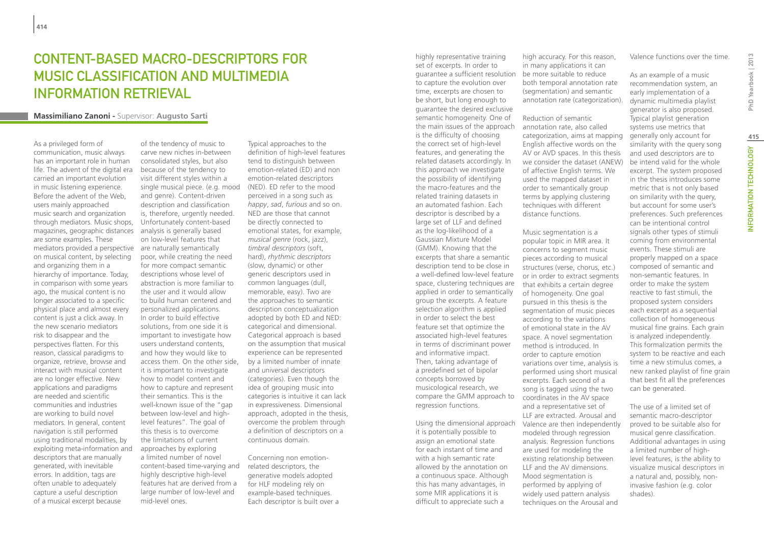# Content-based Macro-descriptors for Music Classification and Multimedia Information Retrieval

**Massimiliano Zanoni** - Supervisor: **Augusto Sarti**

As a privileged form of communication, music always has an important role in human life. The advent of the digital era carried an important evolution in music listening experience. Before the advent of the Web, users mainly approached music search and organization through mediators. Music shops, magazines, geographic distances are some examples. These mediators provided a perspective on musical content, by selecting and organizing them in a hierarchy of importance. Today, in comparison with some years ago, the musical content is no longer associated to a specific physical place and almost every content is just a click away. In the new scenario mediators risk to disappear and the perspectives flatten. For this reason, classical paradigms to organize, retrieve, browse and interact with musical content are no longer effective. New applications and paradigms are needed and scientific communities and industries are working to build novel mediators. In general, content navigation is still performed using traditional modalities, by exploiting meta-information and descriptors that are manually generated, with inevitable errors. In addition, tags are often unable to adequately capture a useful description of a musical excerpt because of the tendency of music to carve new niches in-between consolidated styles, but also because of the tendency to visit different styles within a single musical piece. (e.g. mood and genre). Content-driven description and classification is, therefore, urgently needed. Unfortunately content-based analysis is generally based on low-level features that are naturally semantically poor, while creating the need for more compact semantic descriptions whose level of abstraction is more familiar to the user and it would allow to build human centered and personalized applications. In order to build effective solutions, from one side it is important to investigate how users understand contents, and how they would like to access them. On the other side, it is important to investigate how to model content and how to capture and represent their semantics. This is the well-known issue of the "gap between low-level and high-level features". The goal of this thesis is to overcome the limitations of current approaches by exploring a limited number of novel content-based time-varying and highly descriptive high-level features hat are derived from a large number of low-level and mid-level ones.

Typical approaches to the definition of high-level features tend to distinguish between emotion-related (ED) and non emotion-related descriptors (NED). ED refer to the mood perceived in a song such as *happy*, *sad*, *furious* and so on. NED are those that cannot be directly connected to emotional states, for example, *musical genre* (rock, jazz), *timbral descriptors* (soft, hard), *rhythmic descriptors* (slow, dynamic) or other generic descriptors used in common languages (dull, memorable, easy). Two are the approaches to semantic description conceptualization adopted by both ED and NED: categorical and dimensional. Categorical approach is based on the assumption that musical experience can be represented by a limited number of innate and universal descriptors (categories). Even though the idea of grouping music into categories is intuitive it can lack in expressiveness. Dimensional approach, adopted in the thesis, overcome the problem through a definition of descriptors on a continuous domain.

Concerning non emotion-related descriptors, the generative models adopted for HLF modeling rely on example-based techniques. Each descriptor is built over a highly representative training set of excerpts. In order to guarantee a sufficient resolution to capture the evolution over time, excerpts are chosen to be short, but long enough to guarantee the desired exclusive semantic homogeneity. One of the main issues of the approach is the difficulty of choosing the correct set of high-level features, and generating the related datasets accordingly. In this approach we investigate the possibility of identifying the macro-features and the related training datasets in an automated fashion. Each descriptor is described by a large set of LLF and defined as the log-likelihood of a Gaussian Mixture Model (GMM). Knowing that the excerpts that share a semantic description tend to be close in a well-defined low-level feature space, clustering techniques are applied in order to semantically group the excerpts. A feature selection algorithm is applied in order to select the best feature set that optimize the associated high-level features in terms of discriminant power and informative impact. Then, taking advantage of a predefined set of bipolar concepts borrowed by musicological research, we compare the GMM approach to regression functions.

Using the dimensional approach it is potentially possible to assign an emotional state for each instant of time and with a high semantic rate allowed by the annotation on a continuous space. Although this has many advantages, in some MIR applications it is difficult to appreciate such a high accuracy. For this reason, in many applications it can be more suitable to reduce both temporal annotation rate (segmentation) and semantic annotation rate (categorization).

Reduction of semantic annotation rate, also called categorization, aims at mapping English affective words on the AV or AVD spaces. In this thesis we consider the dataset (ANEW) of affective English terms. We used the mapped dataset in order to semantically group terms by applying clustering techniques with different distance functions.

Music segmentation is a popular topic in MIR area. It concerns to segment music pieces according to musical structures (verse, chorus, etc.) or in order to extract segments that exhibits a certain degree of homogeneity. One goal pursued in this thesis is the segmentation of music pieces according to the variations of emotional state in the AV space. A novel segmentation method is introduced. In order to capture emotion variations over time, analysis is performed using short musical excerpts. Each second of a song is tagged using the two coordinates in the AV space and a representative set of LLF are extracted. Arousal and Valence are then independently modeled through regression analysis. Regression functions are used for modeling the existing relationship between LLF and the AV dimensions. Mood segmentation is performed by applying of widely used pattern analysis techniques on the Arousal and Valence functions over the time.

As an example of a music recommendation system, an early implementation of a dynamic multimedia playlist generator is also proposed. Typical playlist generation systems use metrics that generally only account for similarity with the query song and used descriptors are to be intend valid for the whole excerpt. The system proposed in the thesis introduces some metric that is not only based on similarity with the query, but account for some user's preferences. Such preferences can be intentional control signals other types of stimuli coming from environmental events. These stimuli are properly mapped on a space composed of semantic and non-semantic features. In order to make the system reactive to fast stimuli, the proposed system considers each excerpt as a sequential collection of homogeneous musical fine grains. Each grain is analyzed independently. This formalization permits the system to be reactive and each time a new stimulus comes, a new ranked playlist of fine grain that best fit all the preferences can be generated.

The use of a limited set of semantic macro-descriptor proved to be suitable also for musical genre classification. Additional advantages in using a limited number of high-level features, is the ability to visualize musical descriptors in a natural and, possibly, non-invasive fashion (e.g. color shades).